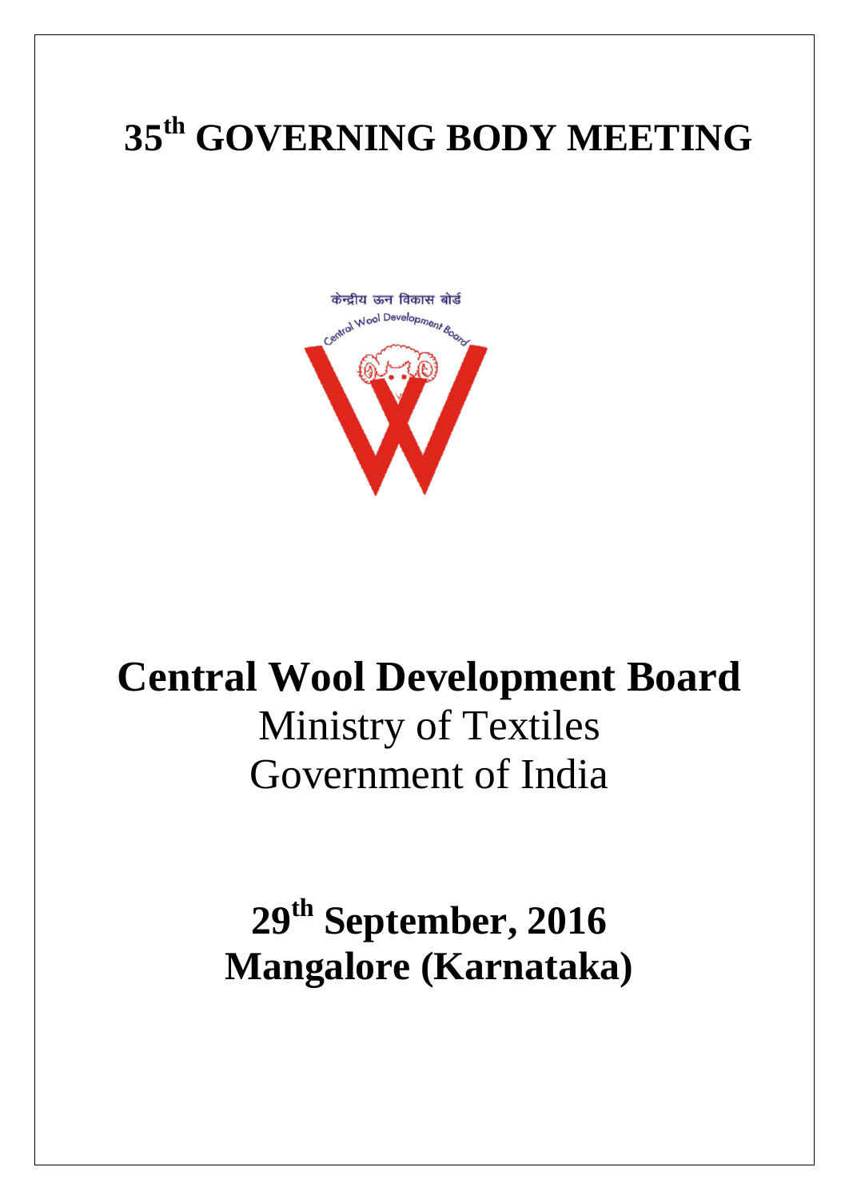# 35th GOVERNING BODY MEETING

केन्द्रीय ऊन विकास बोर्ड
Central Wool Development Board

# Central Wool Development Board

Ministry of Textiles
Government of India

## 29th September, 2016
## Mangalore (Karnataka)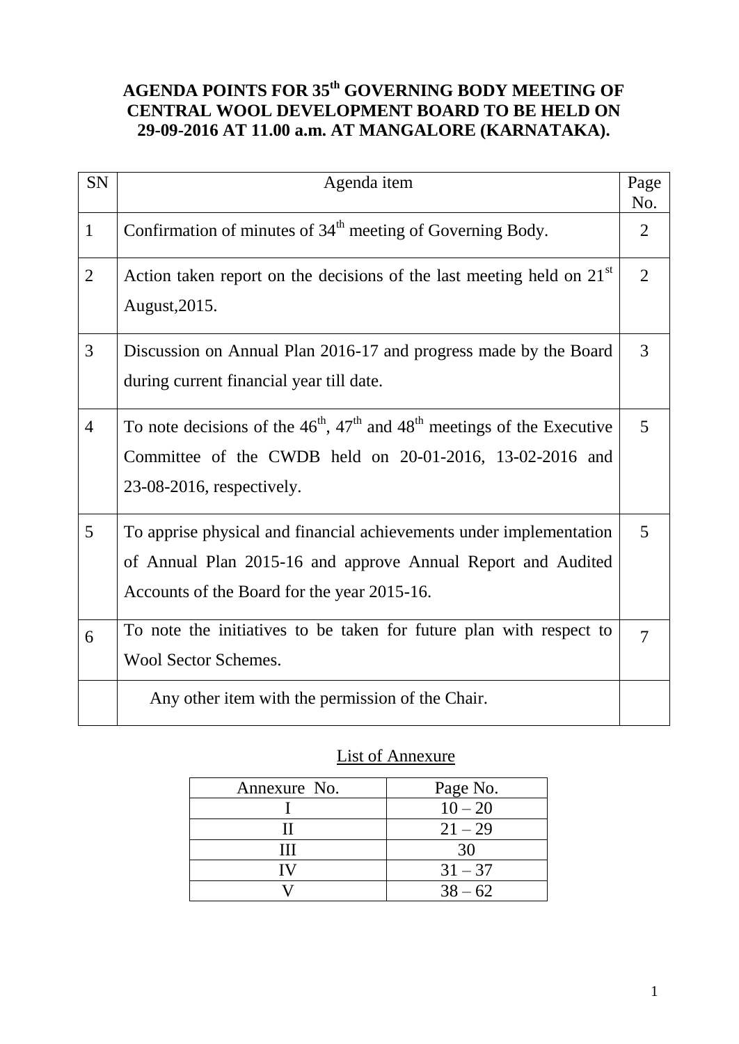# AGENDA POINTS FOR 35th GOVERNING BODY MEETING OF CENTRAL WOOL DEVELOPMENT BOARD TO BE HELD ON 29-09-2016 AT 11.00 a.m. AT MANGALORE (KARNATAKA).

| SN | Agenda item | Page No. |
|---|---|---|
| 1 | Confirmation of minutes of 34th meeting of Governing Body. | 2 |
| 2 | Action taken report on the decisions of the last meeting held on 21st August,2015. | 2 |
| 3 | Discussion on Annual Plan 2016-17 and progress made by the Board during current financial year till date. | 3 |
| 4 | To note decisions of the 46th, 47th and 48th meetings of the Executive Committee of the CWDB held on 20-01-2016, 13-02-2016 and 23-08-2016, respectively. | 5 |
| 5 | To apprise physical and financial achievements under implementation of Annual Plan 2015-16 and approve Annual Report and Audited Accounts of the Board for the year 2015-16. | 5 |
| 6 | To note the initiatives to be taken for future plan with respect to Wool Sector Schemes. | 7 |
| | Any other item with the permission of the Chair. | |

List of Annexure

| Annexure No. | Page No. |
|---|---|
| I | 10 – 20 |
| II | 21 – 29 |
| III | 30 |
| IV | 31 – 37 |
| V | 38 – 62 |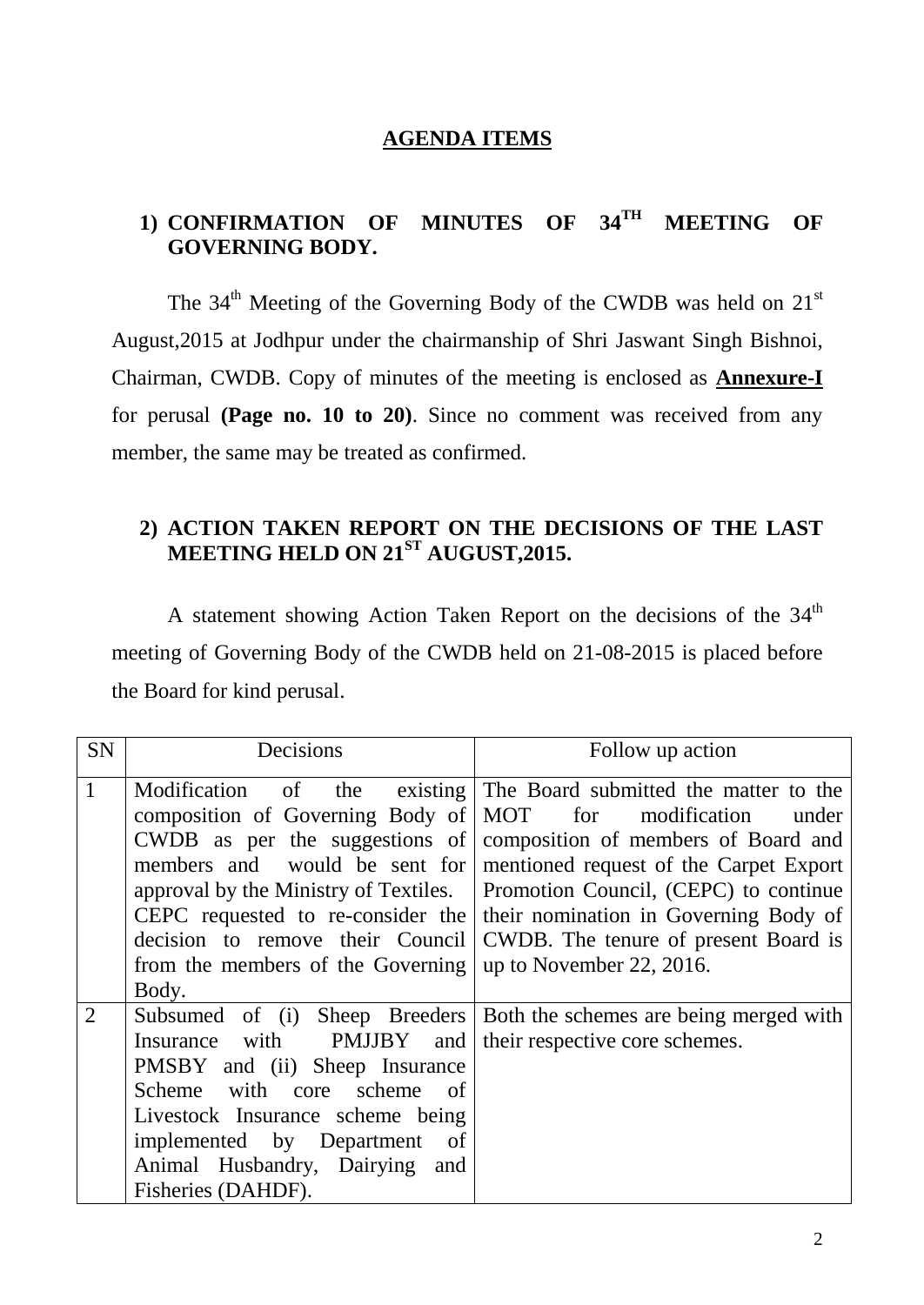# AGENDA ITEMS

## 1) CONFIRMATION OF MINUTES OF 34TH MEETING OF GOVERNING BODY.

The 34th Meeting of the Governing Body of the CWDB was held on 21st August,2015 at Jodhpur under the chairmanship of Shri Jaswant Singh Bishnoi, Chairman, CWDB. Copy of minutes of the meeting is enclosed as **Annexure-I** for perusal **(Page no. 10 to 20)**. Since no comment was received from any member, the same may be treated as confirmed.

## 2) ACTION TAKEN REPORT ON THE DECISIONS OF THE LAST MEETING HELD ON 21ST AUGUST,2015.

A statement showing Action Taken Report on the decisions of the 34th meeting of Governing Body of the CWDB held on 21-08-2015 is placed before the Board for kind perusal.

| SN | Decisions | Follow up action |
|---|---|---|
| 1 | Modification of the existing composition of Governing Body of CWDB as per the suggestions of members and would be sent for approval by the Ministry of Textiles. CEPC requested to re-consider the decision to remove their Council from the members of the Governing Body. | The Board submitted the matter to the MOT for modification under composition of members of Board and mentioned request of the Carpet Export Promotion Council, (CEPC) to continue their nomination in Governing Body of CWDB. The tenure of present Board is up to November 22, 2016. |
| 2 | Subsumed of (i) Sheep Breeders Insurance with PMJJBY and PMSBY and (ii) Sheep Insurance Scheme with core scheme of Livestock Insurance scheme being implemented by Department of Animal Husbandry, Dairying and Fisheries (DAHDF). | Both the schemes are being merged with their respective core schemes. |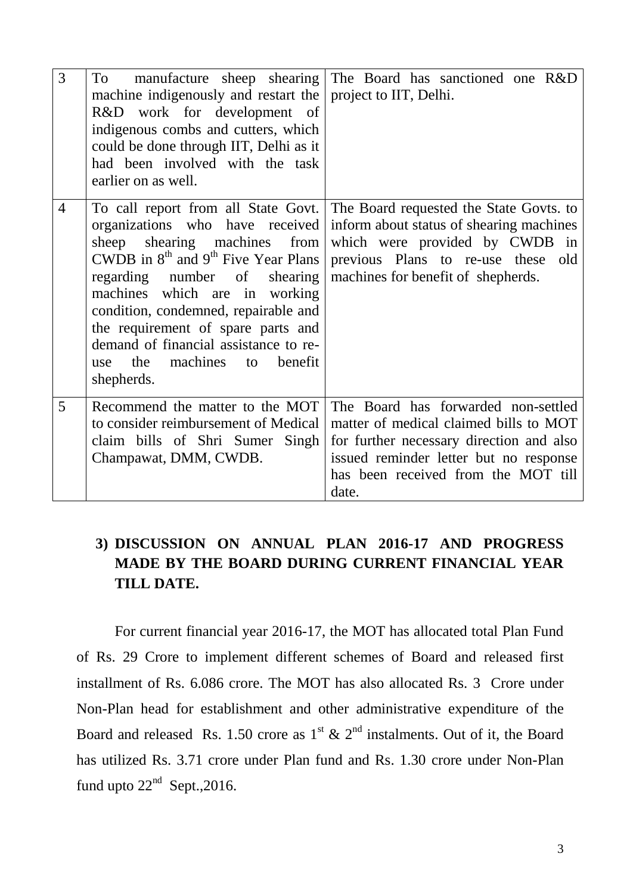| 3 | To manufacture sheep shearing machine indigenously and restart the R&D work for development of indigenous combs and cutters, which could be done through IIT, Delhi as it had been involved with the task earlier on as well. | The Board has sanctioned one R&D project to IIT, Delhi. |
|---|---|---|
| 4 | To call report from all State Govt. organizations who have received sheep shearing machines from CWDB in 8th and 9th Five Year Plans regarding number of shearing machines which are in working condition, condemned, repairable and the requirement of spare parts and demand of financial assistance to re-use the machines to benefit shepherds. | The Board requested the State Govts. to inform about status of shearing machines which were provided by CWDB in previous Plans to re-use these old machines for benefit of shepherds. |
| 5 | Recommend the matter to the MOT to consider reimbursement of Medical claim bills of Shri Sumer Singh Champawat, DMM, CWDB. | The Board has forwarded non-settled matter of medical claimed bills to MOT for further necessary direction and also issued reminder letter but no response has been received from the MOT till date. |

## 3) DISCUSSION ON ANNUAL PLAN 2016-17 AND PROGRESS MADE BY THE BOARD DURING CURRENT FINANCIAL YEAR TILL DATE.

For current financial year 2016-17, the MOT has allocated total Plan Fund of Rs. 29 Crore to implement different schemes of Board and released first installment of Rs. 6.086 crore. The MOT has also allocated Rs. 3 Crore under Non-Plan head for establishment and other administrative expenditure of the Board and released Rs. 1.50 crore as 1st & 2nd instalments. Out of it, the Board has utilized Rs. 3.71 crore under Plan fund and Rs. 1.30 crore under Non-Plan fund upto 22nd Sept.,2016.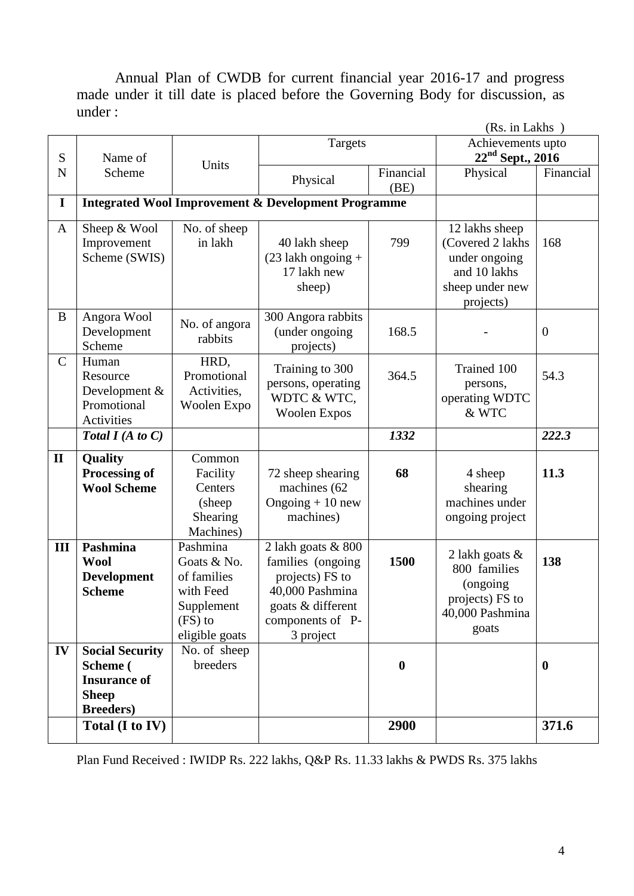Annual Plan of CWDB for current financial year 2016-17 and progress made under it till date is placed before the Governing Body for discussion, as under :

(Rs. in Lakhs )

| SN | Name of Scheme | Units | Targets | | Achievements upto 22nd Sept., 2016 | |
|---|---|---|---|---|---|---|
| | | | Physical | Financial (BE) | Physical | Financial |
| **I** | **Integrated Wool Improvement & Development Programme** | | | | | |
| A | Sheep & Wool Improvement Scheme (SWIS) | No. of sheep in lakh | 40 lakh sheep (23 lakh ongoing + 17 lakh new sheep) | 799 | 12 lakhs sheep (Covered 2 lakhs under ongoing and 10 lakhs sheep under new projects) | 168 |
| B | Angora Wool Development Scheme | No. of angora rabbits | 300 Angora rabbits (under ongoing projects) | 168.5 | - | 0 |
| C | Human Resource Development & Promotional Activities | HRD, Promotional Activities, Woolen Expo | Training to 300 persons, operating WDTC & WTC, Woolen Expos | 364.5 | Trained 100 persons, operating WDTC & WTC | 54.3 |
| | ***Total I (A to C)*** | | | ***1332*** | | ***222.3*** |
| **II** | **Quality Processing of Wool Scheme** | Common Facility Centers (sheep Shearing Machines) | 72 sheep shearing machines (62 Ongoing + 10 new machines) | **68** | 4 sheep shearing machines under ongoing project | **11.3** |
| **III** | **Pashmina Wool Development Scheme** | Pashmina Goats & No. of families with Feed Supplement (FS) to eligible goats | 2 lakh goats & 800 families (ongoing projects) FS to 40,000 Pashmina goats & different components of P-3 project | **1500** | 2 lakh goats & 800 families (ongoing projects) FS to 40,000 Pashmina goats | **138** |
| **IV** | **Social Security Scheme ( Insurance of Sheep Breeders)** | No. of sheep breeders | | **0** | | **0** |
| | **Total (I to IV)** | | | **2900** | | **371.6** |

Plan Fund Received : IWIDP Rs. 222 lakhs, Q&P Rs. 11.33 lakhs & PWDS Rs. 375 lakhs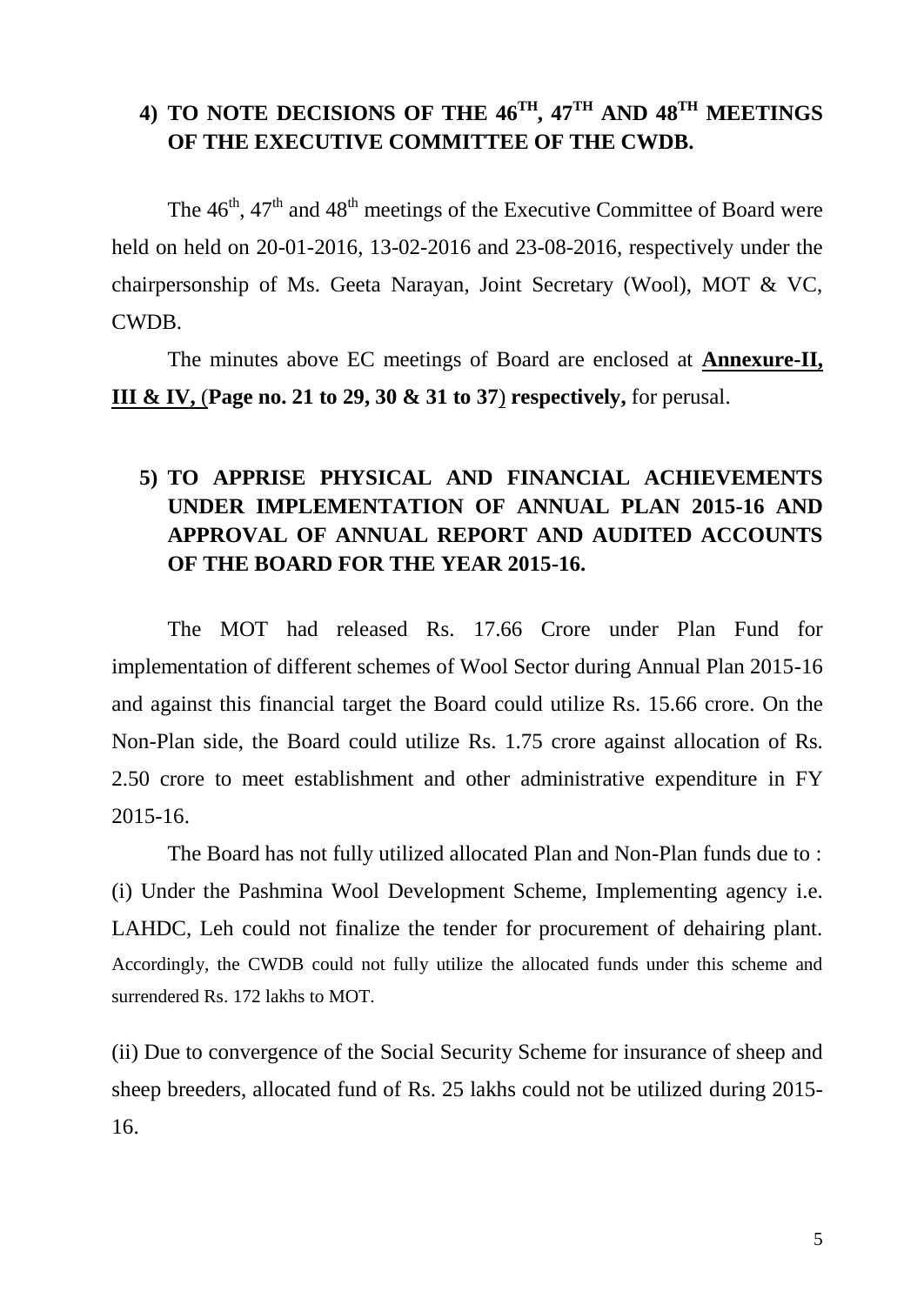## 4) TO NOTE DECISIONS OF THE 46TH, 47TH AND 48TH MEETINGS OF THE EXECUTIVE COMMITTEE OF THE CWDB.

The 46th, 47th and 48th meetings of the Executive Committee of Board were held on held on 20-01-2016, 13-02-2016 and 23-08-2016, respectively under the chairpersonship of Ms. Geeta Narayan, Joint Secretary (Wool), MOT & VC, CWDB.

The minutes above EC meetings of Board are enclosed at **Annexure-II, III & IV,** (**Page no. 21 to 29, 30 & 31 to 37**) **respectively,** for perusal.

## 5) TO APPRISE PHYSICAL AND FINANCIAL ACHIEVEMENTS UNDER IMPLEMENTATION OF ANNUAL PLAN 2015-16 AND APPROVAL OF ANNUAL REPORT AND AUDITED ACCOUNTS OF THE BOARD FOR THE YEAR 2015-16.

The MOT had released Rs. 17.66 Crore under Plan Fund for implementation of different schemes of Wool Sector during Annual Plan 2015-16 and against this financial target the Board could utilize Rs. 15.66 crore. On the Non-Plan side, the Board could utilize Rs. 1.75 crore against allocation of Rs. 2.50 crore to meet establishment and other administrative expenditure in FY 2015-16.

The Board has not fully utilized allocated Plan and Non-Plan funds due to :
(i) Under the Pashmina Wool Development Scheme, Implementing agency i.e. LAHDC, Leh could not finalize the tender for procurement of dehairing plant. Accordingly, the CWDB could not fully utilize the allocated funds under this scheme and surrendered Rs. 172 lakhs to MOT.

(ii) Due to convergence of the Social Security Scheme for insurance of sheep and sheep breeders, allocated fund of Rs. 25 lakhs could not be utilized during 2015-16.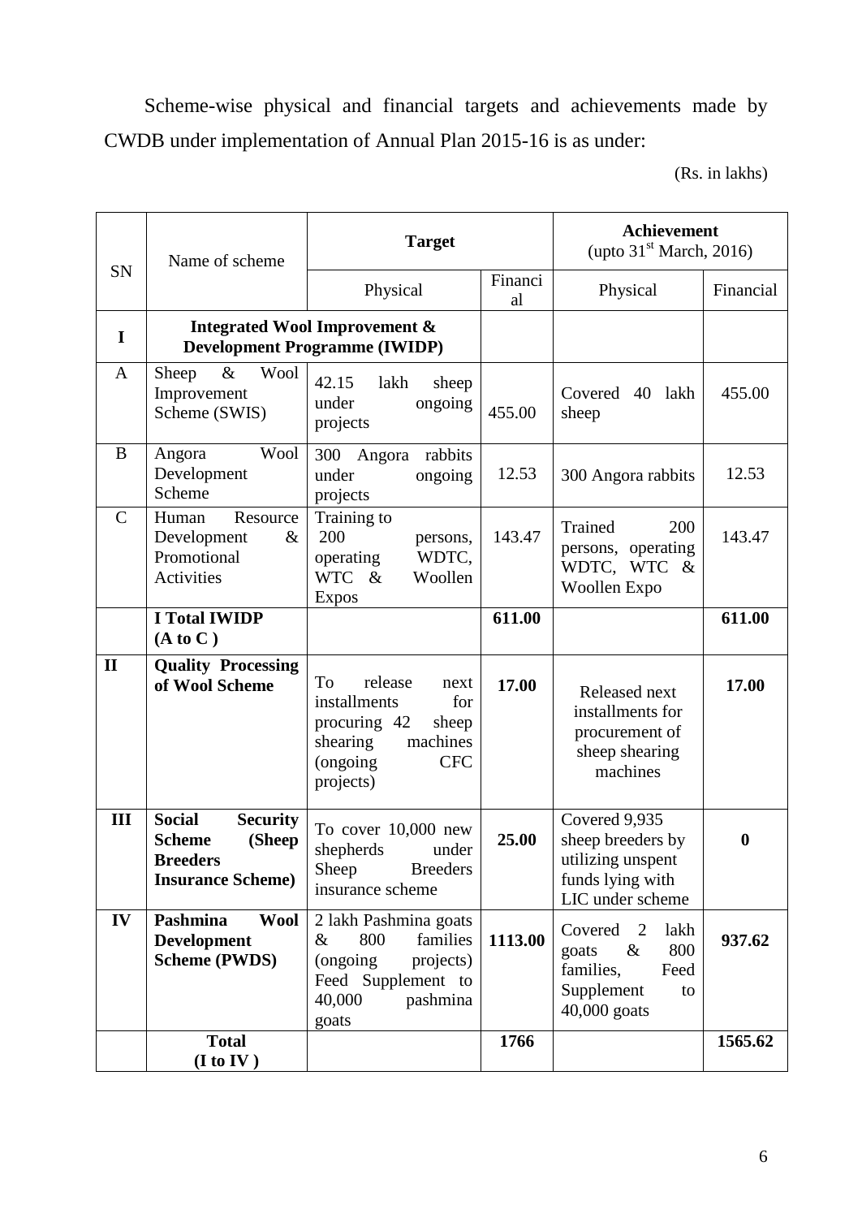Scheme-wise physical and financial targets and achievements made by CWDB under implementation of Annual Plan 2015-16 is as under:

(Rs. in lakhs)

| SN | Name of scheme | Target | | Achievement (upto 31[st] March, 2016) | |
|---|---|---|---|---|---|
| | | Physical | Financial | Physical | Financial |
| **I** | **Integrated Wool Improvement & Development Programme (IWIDP)** | | | | |
| A | Sheep & Wool Improvement Scheme (SWIS) | 42.15 lakh sheep under ongoing projects | 455.00 | Covered 40 lakh sheep | 455.00 |
| B | Angora Wool Development Scheme | 300 Angora rabbits under ongoing projects | 12.53 | 300 Angora rabbits | 12.53 |
| C | Human Resource Development & Promotional Activities | Training to 200 persons, operating WDTC, WTC & Woollen Expos | 143.47 | Trained 200 persons, operating WDTC, WTC & Woollen Expo | 143.47 |
| | **I Total IWIDP (A to C )** | | **611.00** | | **611.00** |
| **II** | **Quality Processing of Wool Scheme** | To release next installments for procuring 42 sheep shearing machines (ongoing CFC projects) | **17.00** | Released next installments for procurement of sheep shearing machines | **17.00** |
| **III** | **Social Security Scheme (Sheep Breeders Insurance Scheme)** | To cover 10,000 new shepherds under Sheep Breeders insurance scheme | **25.00** | Covered 9,935 sheep breeders by utilizing unspent funds lying with LIC under scheme | **0** |
| **IV** | **Pashmina Wool Development Scheme (PWDS)** | 2 lakh Pashmina goats & 800 families (ongoing projects) Feed Supplement to 40,000 pashmina goats | **1113.00** | Covered 2 lakh goats & 800 families, Feed Supplement to 40,000 goats | **937.62** |
| | **Total (I to IV )** | | **1766** | | **1565.62** |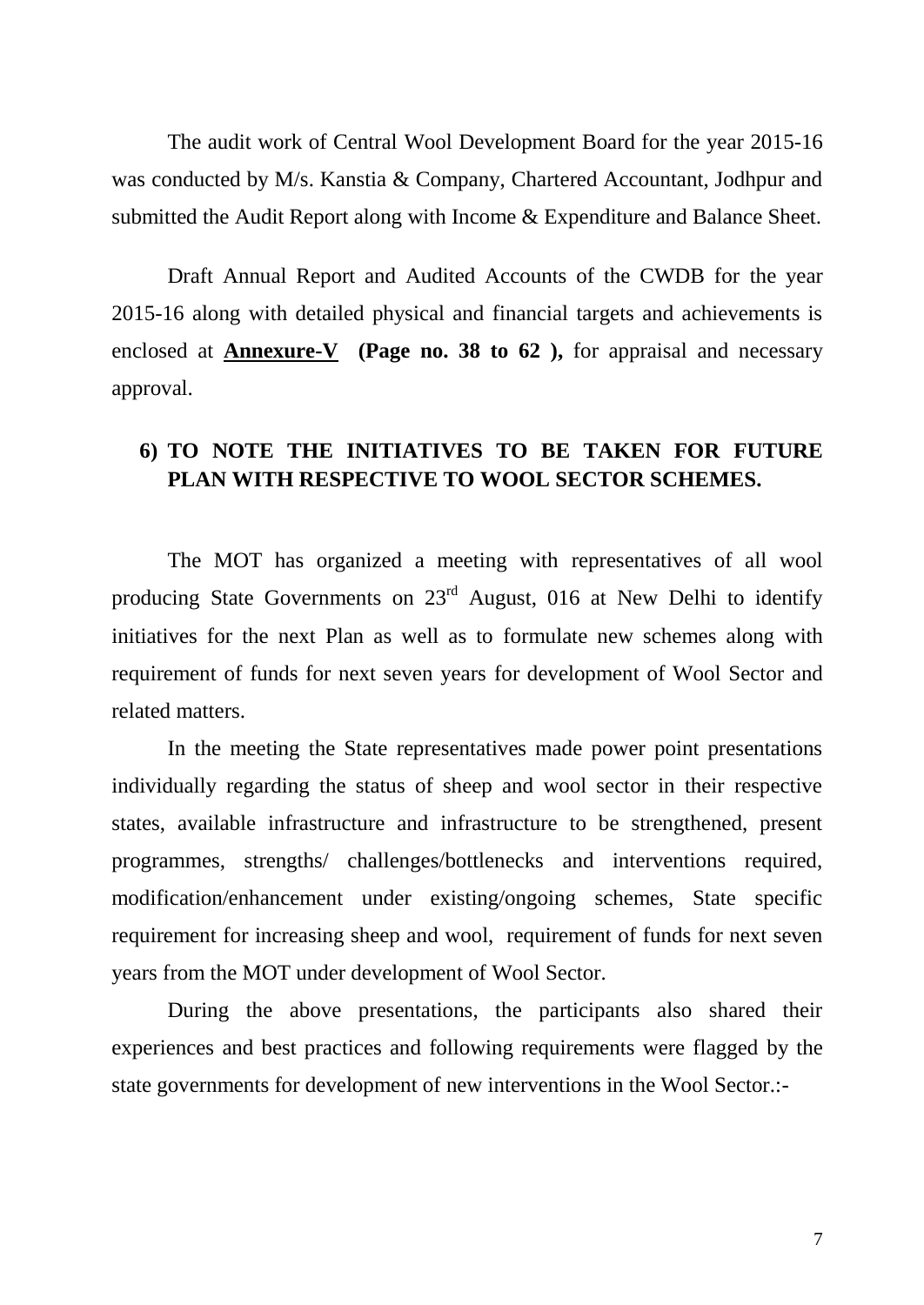The audit work of Central Wool Development Board for the year 2015-16 was conducted by M/s. Kanstia & Company, Chartered Accountant, Jodhpur and submitted the Audit Report along with Income & Expenditure and Balance Sheet.

Draft Annual Report and Audited Accounts of the CWDB for the year 2015-16 along with detailed physical and financial targets and achievements is enclosed at **Annexure-V** **(Page no. 38 to 62 ),** for appraisal and necessary approval.

**6) TO NOTE THE INITIATIVES TO BE TAKEN FOR FUTURE PLAN WITH RESPECTIVE TO WOOL SECTOR SCHEMES.**

The MOT has organized a meeting with representatives of all wool producing State Governments on 23rd August, 016 at New Delhi to identify initiatives for the next Plan as well as to formulate new schemes along with requirement of funds for next seven years for development of Wool Sector and related matters.

In the meeting the State representatives made power point presentations individually regarding the status of sheep and wool sector in their respective states, available infrastructure and infrastructure to be strengthened, present programmes, strengths/ challenges/bottlenecks and interventions required, modification/enhancement under existing/ongoing schemes, State specific requirement for increasing sheep and wool, requirement of funds for next seven years from the MOT under development of Wool Sector.

During the above presentations, the participants also shared their experiences and best practices and following requirements were flagged by the state governments for development of new interventions in the Wool Sector.:-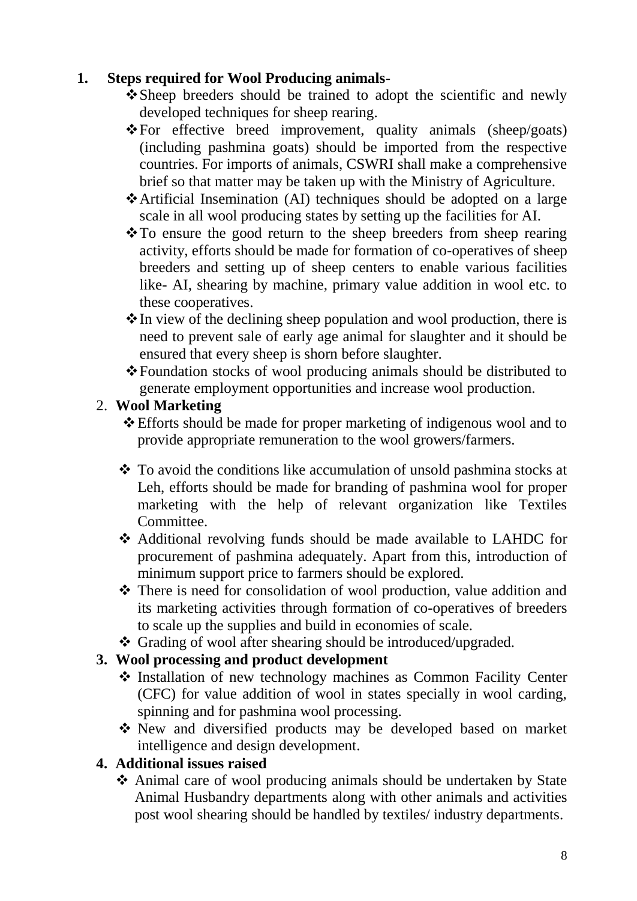1. **Steps required for Wool Producing animals-**
   - Sheep breeders should be trained to adopt the scientific and newly developed techniques for sheep rearing.
   - For effective breed improvement, quality animals (sheep/goats) (including pashmina goats) should be imported from the respective countries. For imports of animals, CSWRI shall make a comprehensive brief so that matter may be taken up with the Ministry of Agriculture.
   - Artificial Insemination (AI) techniques should be adopted on a large scale in all wool producing states by setting up the facilities for AI.
   - To ensure the good return to the sheep breeders from sheep rearing activity, efforts should be made for formation of co-operatives of sheep breeders and setting up of sheep centers to enable various facilities like- AI, shearing by machine, primary value addition in wool etc. to these cooperatives.
   - In view of the declining sheep population and wool production, there is need to prevent sale of early age animal for slaughter and it should be ensured that every sheep is shorn before slaughter.
   - Foundation stocks of wool producing animals should be distributed to generate employment opportunities and increase wool production.

2. **Wool Marketing**
   - Efforts should be made for proper marketing of indigenous wool and to provide appropriate remuneration to the wool growers/farmers.
   - To avoid the conditions like accumulation of unsold pashmina stocks at Leh, efforts should be made for branding of pashmina wool for proper marketing with the help of relevant organization like Textiles Committee.
   - Additional revolving funds should be made available to LAHDC for procurement of pashmina adequately. Apart from this, introduction of minimum support price to farmers should be explored.
   - There is need for consolidation of wool production, value addition and its marketing activities through formation of co-operatives of breeders to scale up the supplies and build in economies of scale.
   - Grading of wool after shearing should be introduced/upgraded.

3. **Wool processing and product development**
   - Installation of new technology machines as Common Facility Center (CFC) for value addition of wool in states specially in wool carding, spinning and for pashmina wool processing.
   - New and diversified products may be developed based on market intelligence and design development.

4. **Additional issues raised**
   - Animal care of wool producing animals should be undertaken by State Animal Husbandry departments along with other animals and activities post wool shearing should be handled by textiles/ industry departments.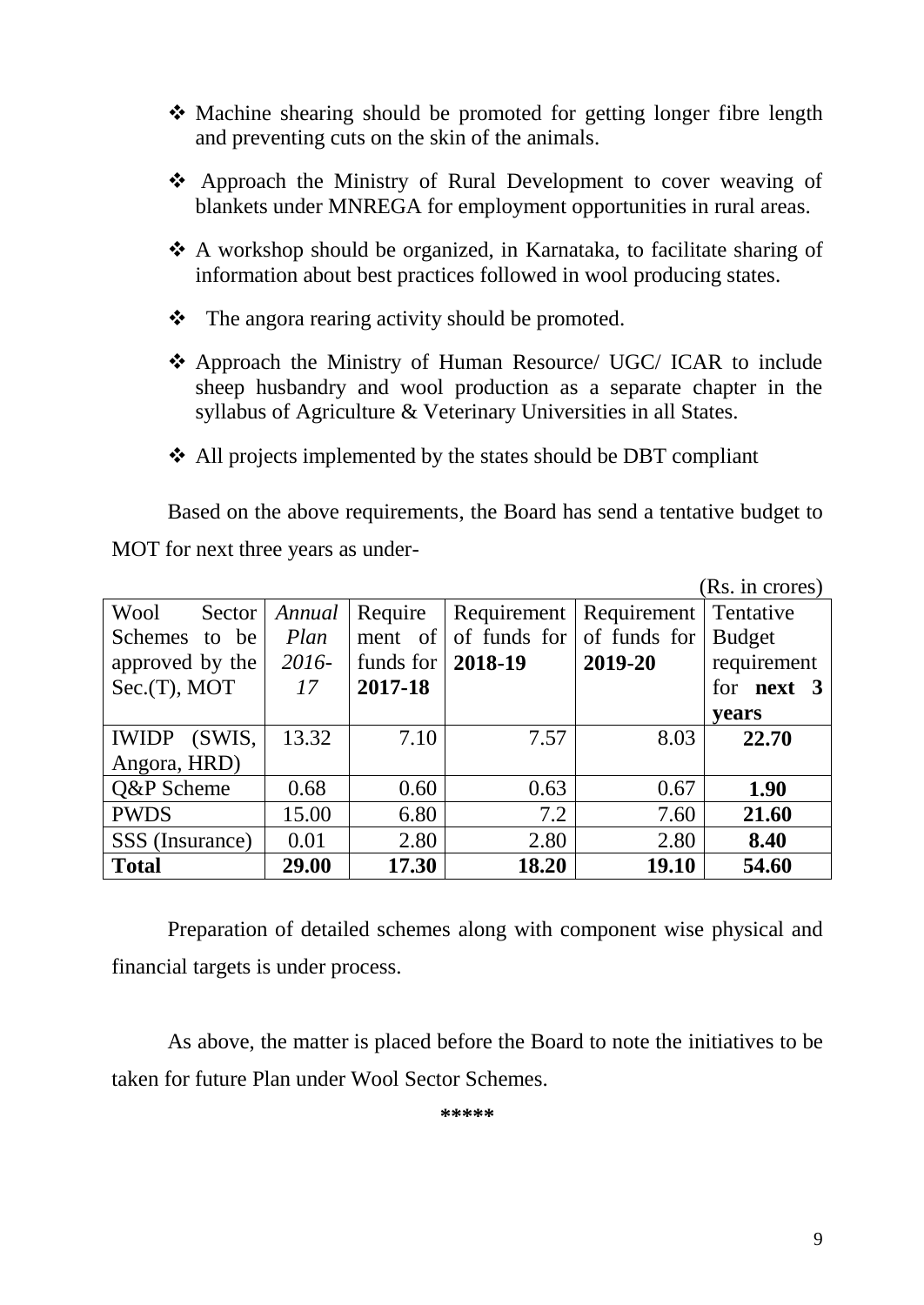- ❖ Machine shearing should be promoted for getting longer fibre length and preventing cuts on the skin of the animals.
- ❖ Approach the Ministry of Rural Development to cover weaving of blankets under MNREGA for employment opportunities in rural areas.
- ❖ A workshop should be organized, in Karnataka, to facilitate sharing of information about best practices followed in wool producing states.
- ❖ The angora rearing activity should be promoted.
- ❖ Approach the Ministry of Human Resource/ UGC/ ICAR to include sheep husbandry and wool production as a separate chapter in the syllabus of Agriculture & Veterinary Universities in all States.
- ❖ All projects implemented by the states should be DBT compliant

Based on the above requirements, the Board has send a tentative budget to MOT for next three years as under-

(Rs. in crores)

| Wool Sector Schemes to be approved by the Sec.(T), MOT | *Annual Plan 2016-17* | Requirement of funds for **2017-18** | Requirement of funds for **2018-19** | Requirement of funds for **2019-20** | Tentative Budget requirement for **next 3 years** |
|---|---|---|---|---|---|
| IWIDP (SWIS, Angora, HRD) | 13.32 | 7.10 | 7.57 | 8.03 | **22.70** |
| Q&P Scheme | 0.68 | 0.60 | 0.63 | 0.67 | **1.90** |
| PWDS | 15.00 | 6.80 | 7.2 | 7.60 | **21.60** |
| SSS (Insurance) | 0.01 | 2.80 | 2.80 | 2.80 | **8.40** |
| **Total** | **29.00** | **17.30** | **18.20** | **19.10** | **54.60** |

Preparation of detailed schemes along with component wise physical and financial targets is under process.

As above, the matter is placed before the Board to note the initiatives to be taken for future Plan under Wool Sector Schemes.

*****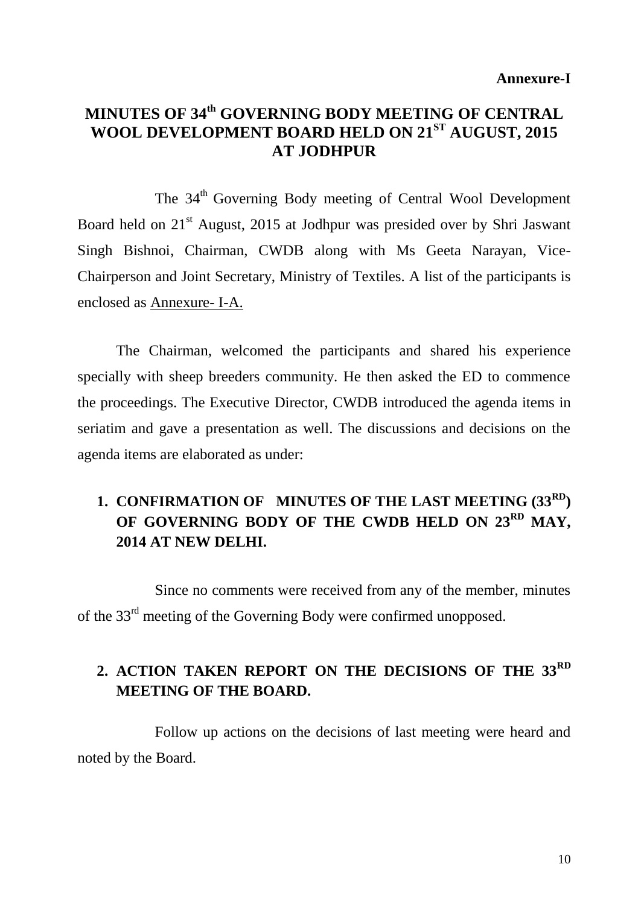**Annexure-I**

# MINUTES OF 34th GOVERNING BODY MEETING OF CENTRAL WOOL DEVELOPMENT BOARD HELD ON 21ST AUGUST, 2015 AT JODHPUR

The 34th Governing Body meeting of Central Wool Development Board held on 21st August, 2015 at Jodhpur was presided over by Shri Jaswant Singh Bishnoi, Chairman, CWDB along with Ms Geeta Narayan, Vice-Chairperson and Joint Secretary, Ministry of Textiles. A list of the participants is enclosed as Annexure- I-A.

The Chairman, welcomed the participants and shared his experience specially with sheep breeders community. He then asked the ED to commence the proceedings. The Executive Director, CWDB introduced the agenda items in seriatim and gave a presentation as well. The discussions and decisions on the agenda items are elaborated as under:

## 1. CONFIRMATION OF MINUTES OF THE LAST MEETING (33RD) OF GOVERNING BODY OF THE CWDB HELD ON 23RD MAY, 2014 AT NEW DELHI.

Since no comments were received from any of the member, minutes of the 33rd meeting of the Governing Body were confirmed unopposed.

## 2. ACTION TAKEN REPORT ON THE DECISIONS OF THE 33RD MEETING OF THE BOARD.

Follow up actions on the decisions of last meeting were heard and noted by the Board.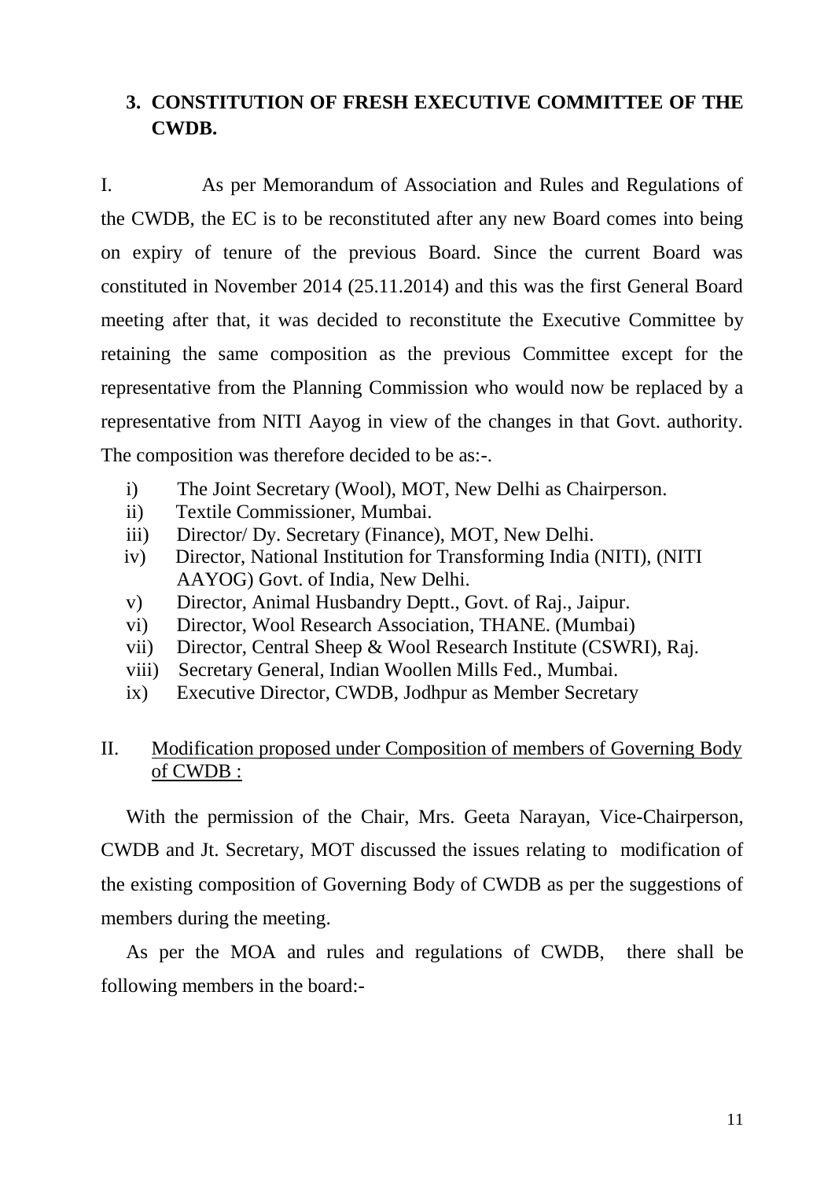## 3. CONSTITUTION OF FRESH EXECUTIVE COMMITTEE OF THE CWDB.

I. As per Memorandum of Association and Rules and Regulations of the CWDB, the EC is to be reconstituted after any new Board comes into being on expiry of tenure of the previous Board. Since the current Board was constituted in November 2014 (25.11.2014) and this was the first General Board meeting after that, it was decided to reconstitute the Executive Committee by retaining the same composition as the previous Committee except for the representative from the Planning Commission who would now be replaced by a representative from NITI Aayog in view of the changes in that Govt. authority. The composition was therefore decided to be as:-.

- i) The Joint Secretary (Wool), MOT, New Delhi as Chairperson.
- ii) Textile Commissioner, Mumbai.
- iii) Director/ Dy. Secretary (Finance), MOT, New Delhi.
- iv) Director, National Institution for Transforming India (NITI), (NITI AAYOG) Govt. of India, New Delhi.
- v) Director, Animal Husbandry Deptt., Govt. of Raj., Jaipur.
- vi) Director, Wool Research Association, THANE. (Mumbai)
- vii) Director, Central Sheep & Wool Research Institute (CSWRI), Raj.
- viii) Secretary General, Indian Woollen Mills Fed., Mumbai.
- ix) Executive Director, CWDB, Jodhpur as Member Secretary

II. <u>Modification proposed under Composition of members of Governing Body of CWDB :</u>

With the permission of the Chair, Mrs. Geeta Narayan, Vice-Chairperson, CWDB and Jt. Secretary, MOT discussed the issues relating to modification of the existing composition of Governing Body of CWDB as per the suggestions of members during the meeting.

As per the MOA and rules and regulations of CWDB, there shall be following members in the board:-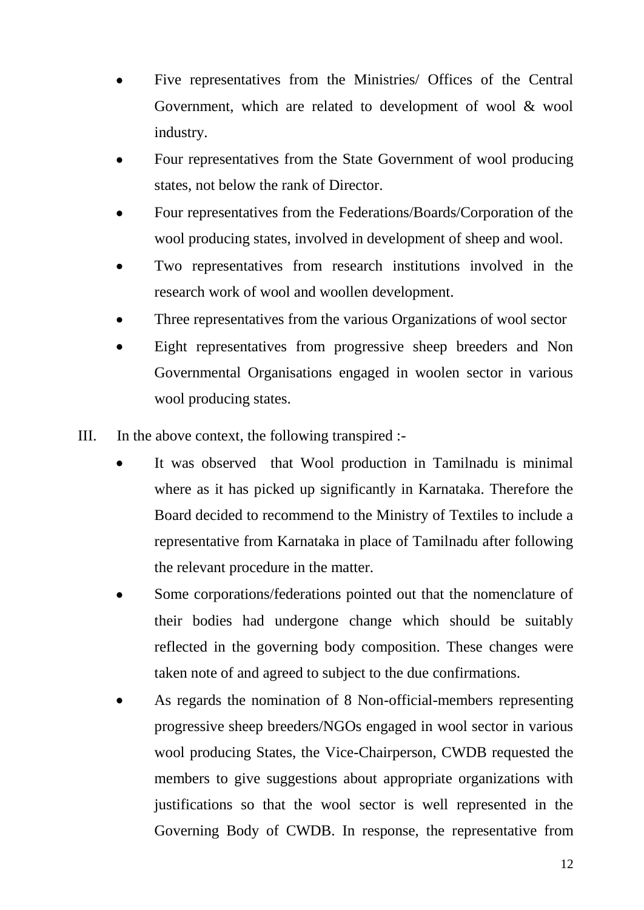- Five representatives from the Ministries/ Offices of the Central Government, which are related to development of wool & wool industry.
- Four representatives from the State Government of wool producing states, not below the rank of Director.
- Four representatives from the Federations/Boards/Corporation of the wool producing states, involved in development of sheep and wool.
- Two representatives from research institutions involved in the research work of wool and woollen development.
- Three representatives from the various Organizations of wool sector
- Eight representatives from progressive sheep breeders and Non Governmental Organisations engaged in woolen sector in various wool producing states.

III. In the above context, the following transpired :-

- It was observed that Wool production in Tamilnadu is minimal where as it has picked up significantly in Karnataka. Therefore the Board decided to recommend to the Ministry of Textiles to include a representative from Karnataka in place of Tamilnadu after following the relevant procedure in the matter.
- Some corporations/federations pointed out that the nomenclature of their bodies had undergone change which should be suitably reflected in the governing body composition. These changes were taken note of and agreed to subject to the due confirmations.
- As regards the nomination of 8 Non-official-members representing progressive sheep breeders/NGOs engaged in wool sector in various wool producing States, the Vice-Chairperson, CWDB requested the members to give suggestions about appropriate organizations with justifications so that the wool sector is well represented in the Governing Body of CWDB. In response, the representative from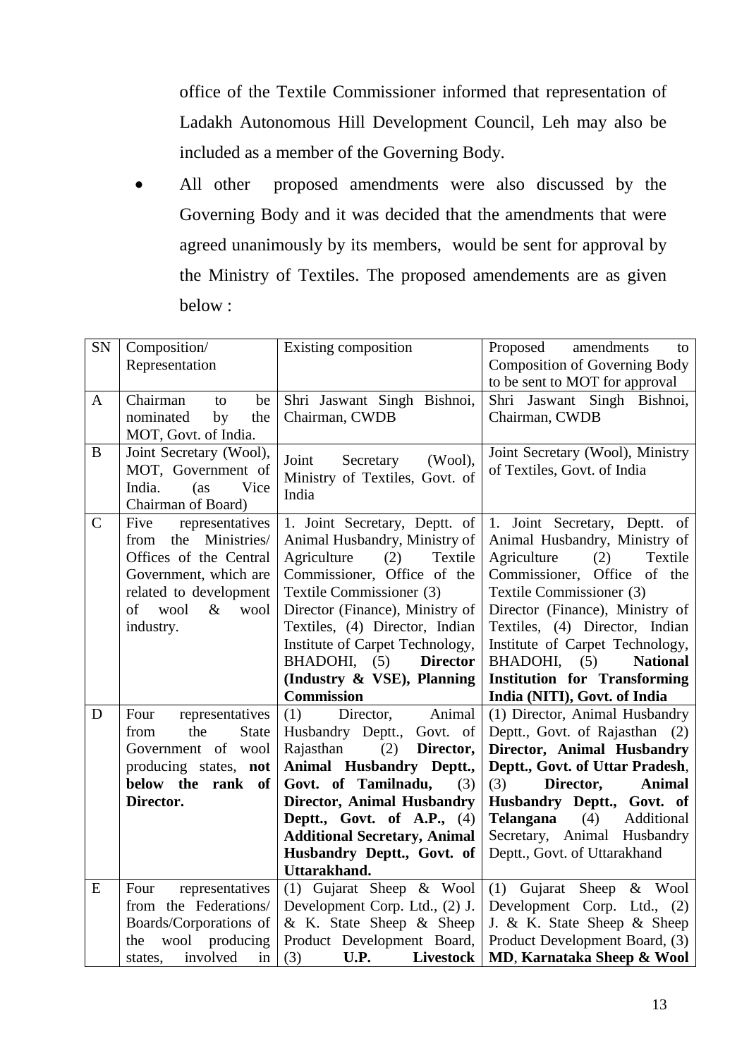office of the Textile Commissioner informed that representation of Ladakh Autonomous Hill Development Council, Leh may also be included as a member of the Governing Body.

- All other proposed amendments were also discussed by the Governing Body and it was decided that the amendments that were agreed unanimously by its members, would be sent for approval by the Ministry of Textiles. The proposed amendements are as given below :

| SN | Composition/ Representation | Existing composition | Proposed amendments to Composition of Governing Body to be sent to MOT for approval |
|---|---|---|---|
| A | Chairman to be nominated by the MOT, Govt. of India. | Shri Jaswant Singh Bishnoi, Chairman, CWDB | Shri Jaswant Singh Bishnoi, Chairman, CWDB |
| B | Joint Secretary (Wool), MOT, Government of India. (as Vice Chairman of Board) | Joint Secretary (Wool), Ministry of Textiles, Govt. of India | Joint Secretary (Wool), Ministry of Textiles, Govt. of India |
| C | Five representatives from the Ministries/ Offices of the Central Government, which are related to development of wool & wool industry. | 1. Joint Secretary, Deptt. of Animal Husbandry, Ministry of Agriculture (2) Textile Commissioner, Office of the Textile Commissioner (3) Director (Finance), Ministry of Textiles, (4) Director, Indian Institute of Carpet Technology, BHADOHI, (5) **Director (Industry & VSE), Planning Commission** | 1. Joint Secretary, Deptt. of Animal Husbandry, Ministry of Agriculture (2) Textile Commissioner, Office of the Textile Commissioner (3) Director (Finance), Ministry of Textiles, (4) Director, Indian Institute of Carpet Technology, BHADOHI, (5) **National Institution for Transforming India (NITI), Govt. of India** |
| D | Four representatives from the State Government of wool producing states, **not below the rank of Director.** | (1) Director, Animal Husbandry Deptt., Govt. of Rajasthan (2) **Director, Animal Husbandry Deptt., Govt. of Tamilnadu,** (3) **Director, Animal Husbandry Deptt., Govt. of A.P.,** (4) **Additional Secretary, Animal Husbandry Deptt., Govt. of Uttarakhand.** | (1) Director, Animal Husbandry Deptt., Govt. of Rajasthan (2) **Director, Animal Husbandry Deptt., Govt. of Uttar Pradesh**, (3) **Director, Animal Husbandry Deptt., Govt. of Telangana** (4) Additional Secretary, Animal Husbandry Deptt., Govt. of Uttarakhand |
| E | Four representatives from the Federations/ Boards/Corporations of the wool producing states, involved in | (1) Gujarat Sheep & Wool Development Corp. Ltd., (2) J. & K. State Sheep & Sheep Product Development Board, (3) **U.P. Livestock** | (1) Gujarat Sheep & Wool Development Corp. Ltd., (2) J. & K. State Sheep & Sheep Product Development Board, (3) **MD**, **Karnataka Sheep & Wool** |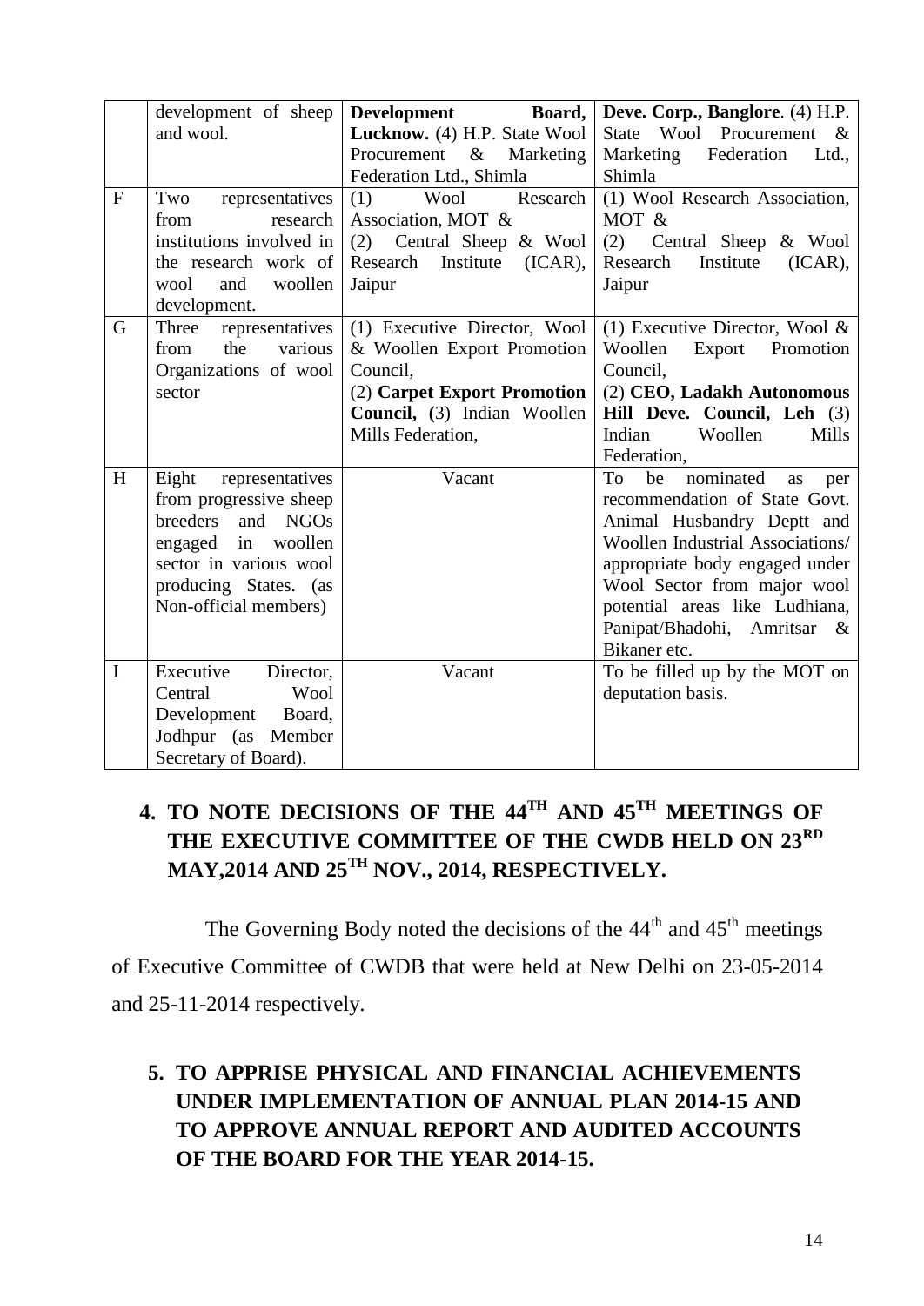| | | | |
|---|---|---|---|
| | development of sheep and wool. | **Development Board, Lucknow.** (4) H.P. State Wool Procurement & Marketing Federation Ltd., Shimla | **Deve. Corp., Banglore**. (4) H.P. State Wool Procurement & Marketing Federation Ltd., Shimla |
| F | Two representatives from research institutions involved in the research work of wool and woollen development. | (1) Wool Research Association, MOT & (2) Central Sheep & Wool Research Institute (ICAR), Jaipur | (1) Wool Research Association, MOT & (2) Central Sheep & Wool Research Institute (ICAR), Jaipur |
| G | Three representatives from the various Organizations of wool sector | (1) Executive Director, Wool & Woollen Export Promotion Council, (2) **Carpet Export Promotion Council, (**3) Indian Woollen Mills Federation, | (1) Executive Director, Wool & Woollen Export Promotion Council, (2) **CEO, Ladakh Autonomous Hill Deve. Council, Leh** (3) Indian Woollen Mills Federation, |
| H | Eight representatives from progressive sheep breeders and NGOs engaged in woollen sector in various wool producing States. (as Non-official members) | Vacant | To be nominated as per recommendation of State Govt. Animal Husbandry Deptt and Woollen Industrial Associations/ appropriate body engaged under Wool Sector from major wool potential areas like Ludhiana, Panipat/Bhadohi, Amritsar & Bikaner etc. |
| I | Executive Director, Central Wool Development Board, Jodhpur (as Member Secretary of Board). | Vacant | To be filled up by the MOT on deputation basis. |

## 4. TO NOTE DECISIONS OF THE 44TH AND 45TH MEETINGS OF THE EXECUTIVE COMMITTEE OF THE CWDB HELD ON 23RD MAY,2014 AND 25TH NOV., 2014, RESPECTIVELY.

The Governing Body noted the decisions of the 44th and 45th meetings of Executive Committee of CWDB that were held at New Delhi on 23-05-2014 and 25-11-2014 respectively.

## 5. TO APPRISE PHYSICAL AND FINANCIAL ACHIEVEMENTS UNDER IMPLEMENTATION OF ANNUAL PLAN 2014-15 AND TO APPROVE ANNUAL REPORT AND AUDITED ACCOUNTS OF THE BOARD FOR THE YEAR 2014-15.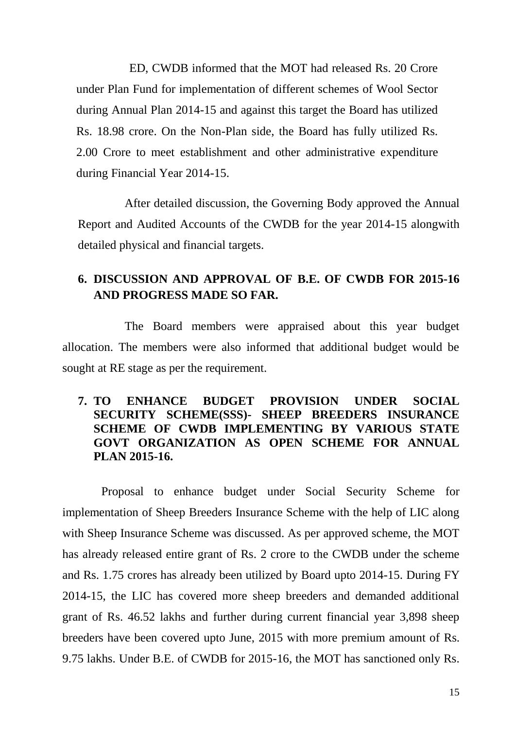ED, CWDB informed that the MOT had released Rs. 20 Crore under Plan Fund for implementation of different schemes of Wool Sector during Annual Plan 2014-15 and against this target the Board has utilized Rs. 18.98 crore. On the Non-Plan side, the Board has fully utilized Rs. 2.00 Crore to meet establishment and other administrative expenditure during Financial Year 2014-15.

After detailed discussion, the Governing Body approved the Annual Report and Audited Accounts of the CWDB for the year 2014-15 alongwith detailed physical and financial targets.

**6. DISCUSSION AND APPROVAL OF B.E. OF CWDB FOR 2015-16 AND PROGRESS MADE SO FAR.**

The Board members were appraised about this year budget allocation. The members were also informed that additional budget would be sought at RE stage as per the requirement.

**7. TO ENHANCE BUDGET PROVISION UNDER SOCIAL SECURITY SCHEME(SSS)- SHEEP BREEDERS INSURANCE SCHEME OF CWDB IMPLEMENTING BY VARIOUS STATE GOVT ORGANIZATION AS OPEN SCHEME FOR ANNUAL PLAN 2015-16.**

Proposal to enhance budget under Social Security Scheme for implementation of Sheep Breeders Insurance Scheme with the help of LIC along with Sheep Insurance Scheme was discussed. As per approved scheme, the MOT has already released entire grant of Rs. 2 crore to the CWDB under the scheme and Rs. 1.75 crores has already been utilized by Board upto 2014-15. During FY 2014-15, the LIC has covered more sheep breeders and demanded additional grant of Rs. 46.52 lakhs and further during current financial year 3,898 sheep breeders have been covered upto June, 2015 with more premium amount of Rs. 9.75 lakhs. Under B.E. of CWDB for 2015-16, the MOT has sanctioned only Rs.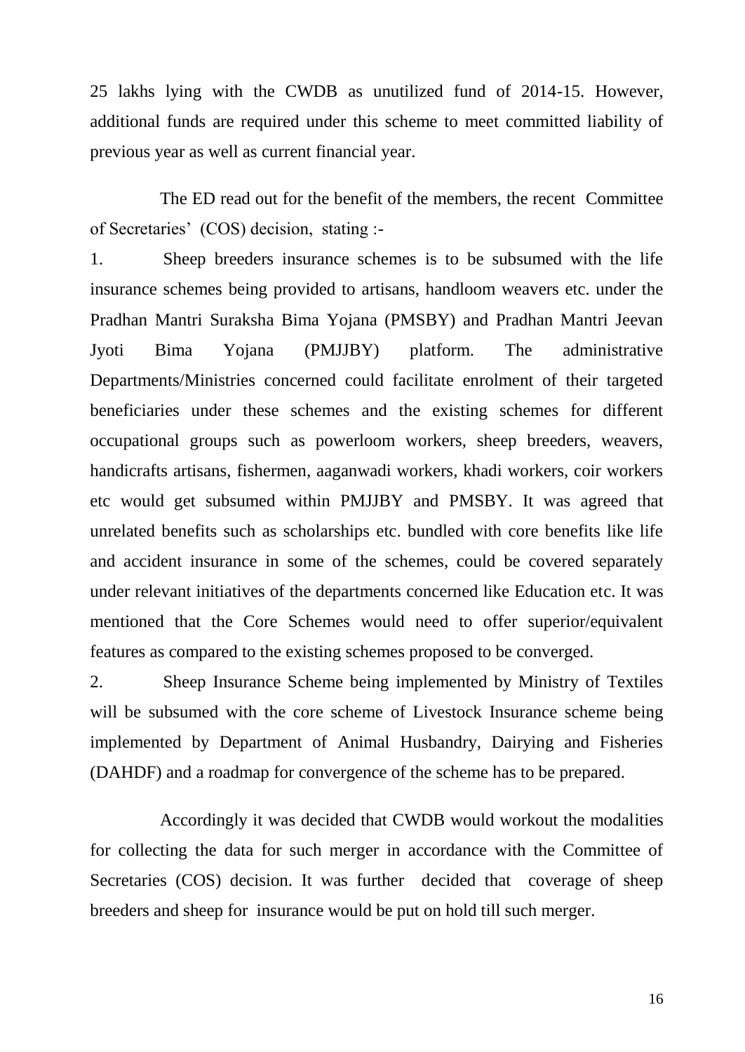25 lakhs lying with the CWDB as unutilized fund of 2014-15. However, additional funds are required under this scheme to meet committed liability of previous year as well as current financial year.

The ED read out for the benefit of the members, the recent Committee of Secretaries' (COS) decision, stating :-

1. Sheep breeders insurance schemes is to be subsumed with the life insurance schemes being provided to artisans, handloom weavers etc. under the Pradhan Mantri Suraksha Bima Yojana (PMSBY) and Pradhan Mantri Jeevan Jyoti Bima Yojana (PMJJBY) platform. The administrative Departments/Ministries concerned could facilitate enrolment of their targeted beneficiaries under these schemes and the existing schemes for different occupational groups such as powerloom workers, sheep breeders, weavers, handicrafts artisans, fishermen, aaganwadi workers, khadi workers, coir workers etc would get subsumed within PMJJBY and PMSBY. It was agreed that unrelated benefits such as scholarships etc. bundled with core benefits like life and accident insurance in some of the schemes, could be covered separately under relevant initiatives of the departments concerned like Education etc. It was mentioned that the Core Schemes would need to offer superior/equivalent features as compared to the existing schemes proposed to be converged.

2. Sheep Insurance Scheme being implemented by Ministry of Textiles will be subsumed with the core scheme of Livestock Insurance scheme being implemented by Department of Animal Husbandry, Dairying and Fisheries (DAHDF) and a roadmap for convergence of the scheme has to be prepared.

Accordingly it was decided that CWDB would workout the modalities for collecting the data for such merger in accordance with the Committee of Secretaries (COS) decision. It was further decided that coverage of sheep breeders and sheep for insurance would be put on hold till such merger.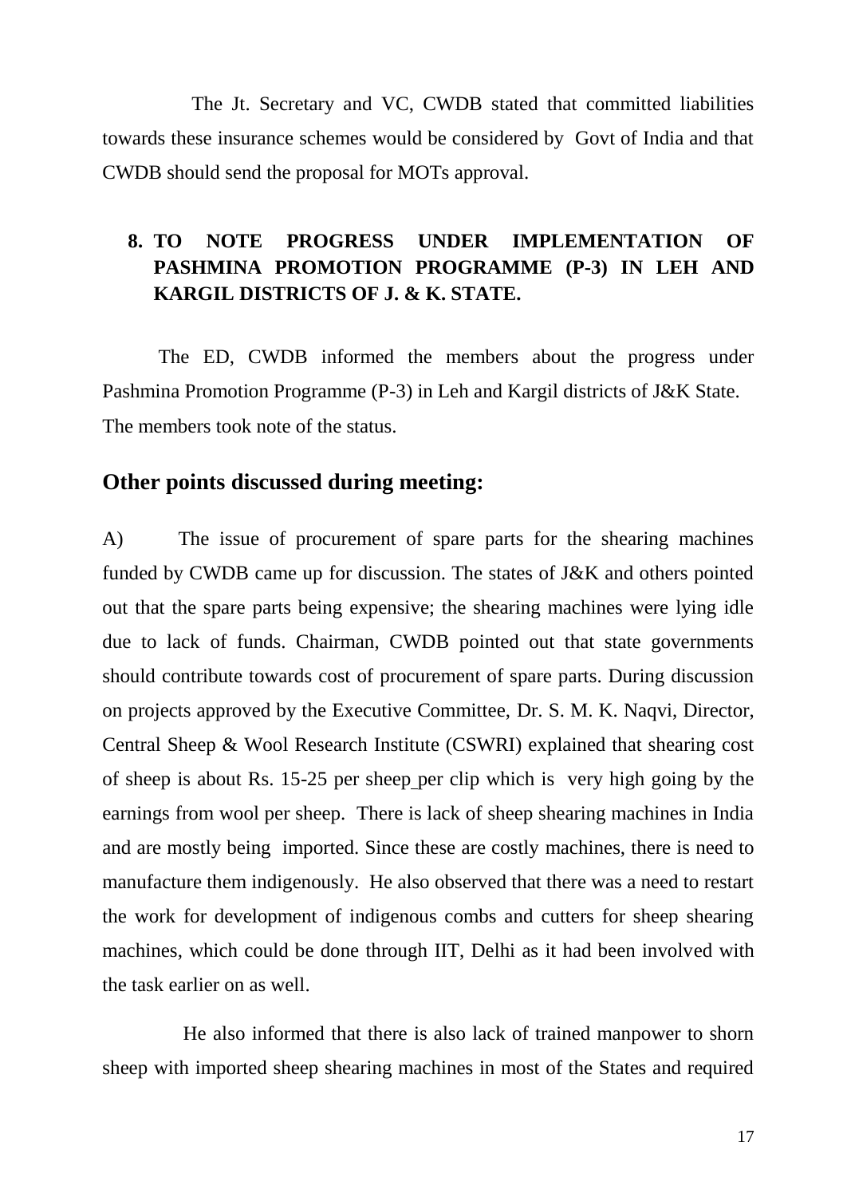The Jt. Secretary and VC, CWDB stated that committed liabilities towards these insurance schemes would be considered by Govt of India and that CWDB should send the proposal for MOTs approval.

**8. TO NOTE PROGRESS UNDER IMPLEMENTATION OF PASHMINA PROMOTION PROGRAMME (P-3) IN LEH AND KARGIL DISTRICTS OF J. & K. STATE.**

The ED, CWDB informed the members about the progress under Pashmina Promotion Programme (P-3) in Leh and Kargil districts of J&K State. The members took note of the status.

## Other points discussed during meeting:

A) The issue of procurement of spare parts for the shearing machines funded by CWDB came up for discussion. The states of J&K and others pointed out that the spare parts being expensive; the shearing machines were lying idle due to lack of funds. Chairman, CWDB pointed out that state governments should contribute towards cost of procurement of spare parts. During discussion on projects approved by the Executive Committee, Dr. S. M. K. Naqvi, Director, Central Sheep & Wool Research Institute (CSWRI) explained that shearing cost of sheep is about Rs. 15-25 per sheep per clip which is very high going by the earnings from wool per sheep. There is lack of sheep shearing machines in India and are mostly being imported. Since these are costly machines, there is need to manufacture them indigenously. He also observed that there was a need to restart the work for development of indigenous combs and cutters for sheep shearing machines, which could be done through IIT, Delhi as it had been involved with the task earlier on as well.

He also informed that there is also lack of trained manpower to shorn sheep with imported sheep shearing machines in most of the States and required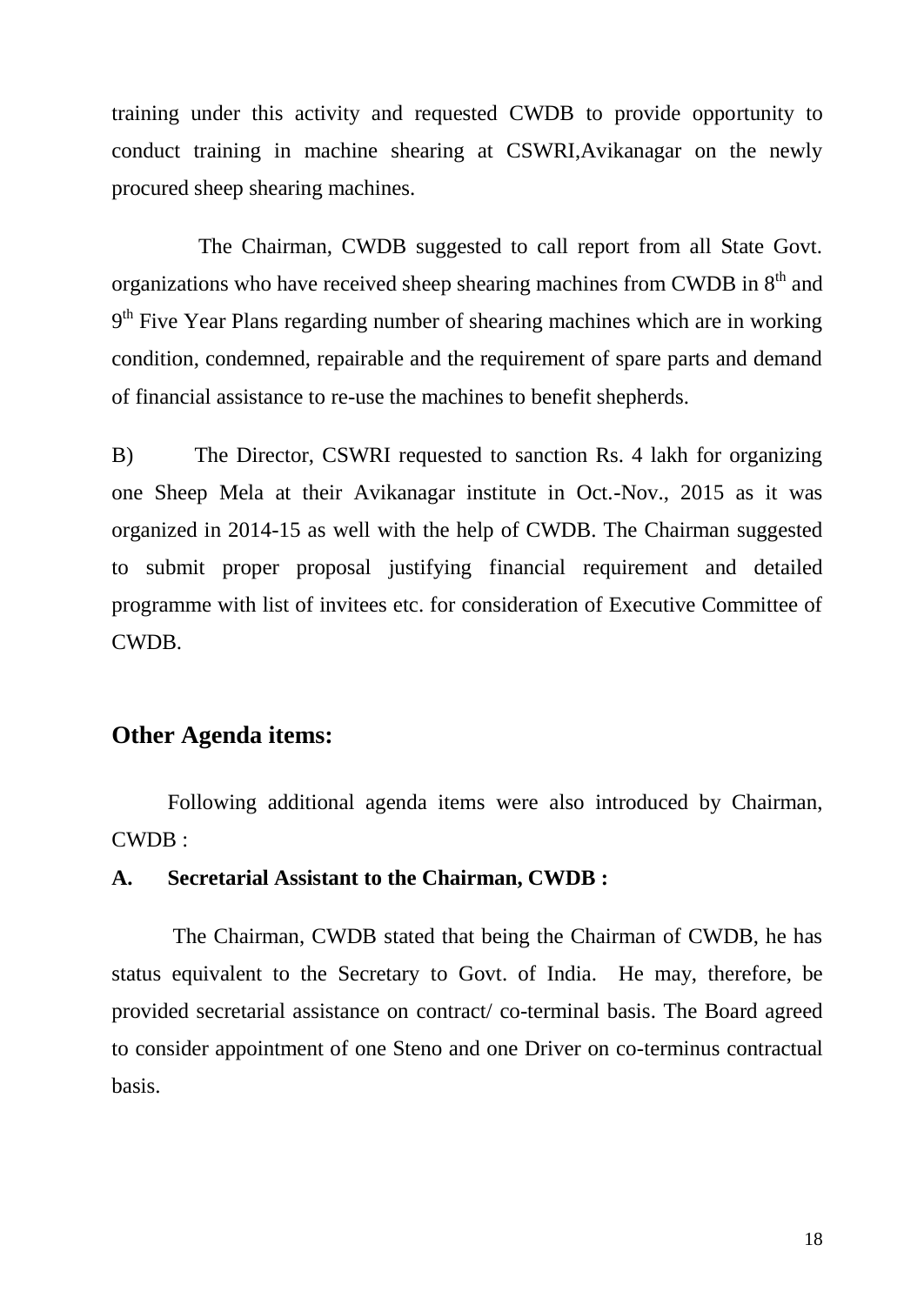training under this activity and requested CWDB to provide opportunity to conduct training in machine shearing at CSWRI,Avikanagar on the newly procured sheep shearing machines.

The Chairman, CWDB suggested to call report from all State Govt. organizations who have received sheep shearing machines from CWDB in 8th and 9th Five Year Plans regarding number of shearing machines which are in working condition, condemned, repairable and the requirement of spare parts and demand of financial assistance to re-use the machines to benefit shepherds.

B) The Director, CSWRI requested to sanction Rs. 4 lakh for organizing one Sheep Mela at their Avikanagar institute in Oct.-Nov., 2015 as it was organized in 2014-15 as well with the help of CWDB. The Chairman suggested to submit proper proposal justifying financial requirement and detailed programme with list of invitees etc. for consideration of Executive Committee of CWDB.

## Other Agenda items:

Following additional agenda items were also introduced by Chairman, CWDB :

**A. Secretarial Assistant to the Chairman, CWDB :**

The Chairman, CWDB stated that being the Chairman of CWDB, he has status equivalent to the Secretary to Govt. of India. He may, therefore, be provided secretarial assistance on contract/ co-terminal basis. The Board agreed to consider appointment of one Steno and one Driver on co-terminus contractual basis.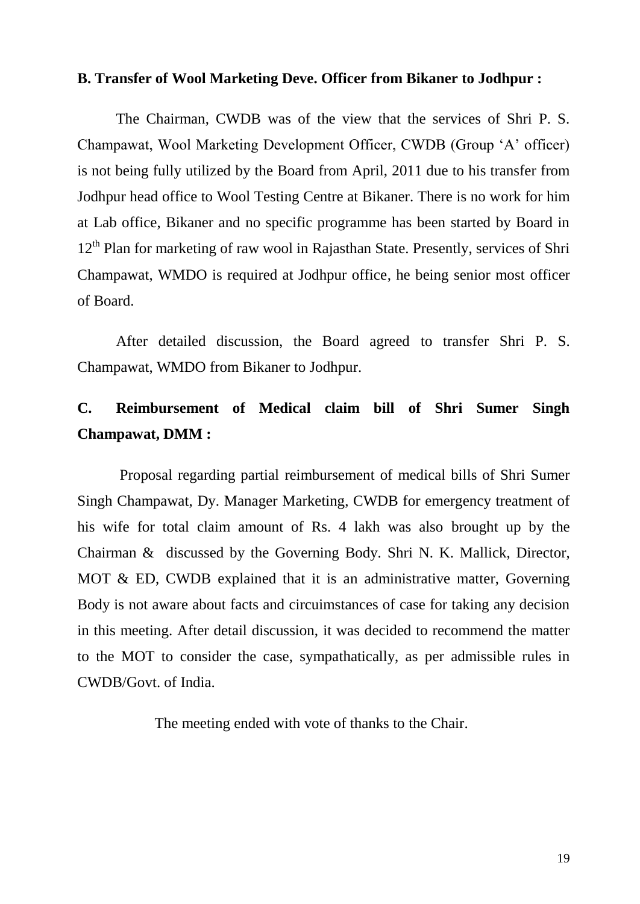**B. Transfer of Wool Marketing Deve. Officer from Bikaner to Jodhpur :**

The Chairman, CWDB was of the view that the services of Shri P. S. Champawat, Wool Marketing Development Officer, CWDB (Group 'A' officer) is not being fully utilized by the Board from April, 2011 due to his transfer from Jodhpur head office to Wool Testing Centre at Bikaner. There is no work for him at Lab office, Bikaner and no specific programme has been started by Board in 12th Plan for marketing of raw wool in Rajasthan State. Presently, services of Shri Champawat, WMDO is required at Jodhpur office, he being senior most officer of Board.

After detailed discussion, the Board agreed to transfer Shri P. S. Champawat, WMDO from Bikaner to Jodhpur.

**C. Reimbursement of Medical claim bill of Shri Sumer Singh Champawat, DMM :**

Proposal regarding partial reimbursement of medical bills of Shri Sumer Singh Champawat, Dy. Manager Marketing, CWDB for emergency treatment of his wife for total claim amount of Rs. 4 lakh was also brought up by the Chairman & discussed by the Governing Body. Shri N. K. Mallick, Director, MOT & ED, CWDB explained that it is an administrative matter, Governing Body is not aware about facts and circuimstances of case for taking any decision in this meeting. After detail discussion, it was decided to recommend the matter to the MOT to consider the case, sympathatically, as per admissible rules in CWDB/Govt. of India.

The meeting ended with vote of thanks to the Chair.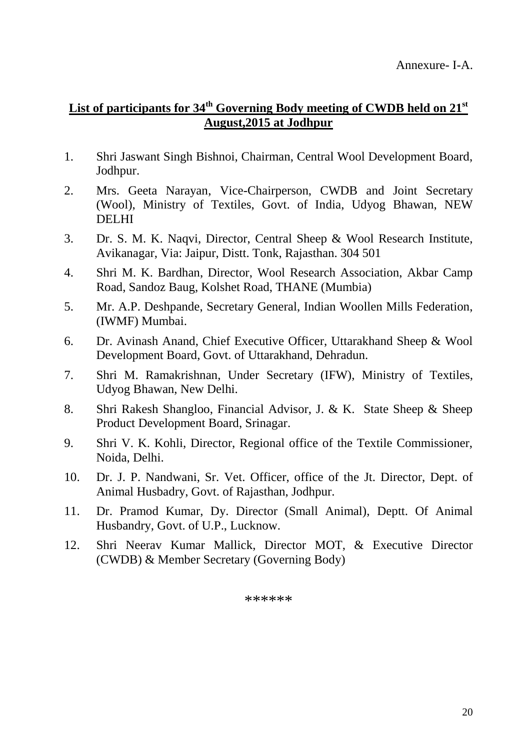Annexure- I-A.

## List of participants for 34th Governing Body meeting of CWDB held on 21st August,2015 at Jodhpur

1. Shri Jaswant Singh Bishnoi, Chairman, Central Wool Development Board, Jodhpur.
2. Mrs. Geeta Narayan, Vice-Chairperson, CWDB and Joint Secretary (Wool), Ministry of Textiles, Govt. of India, Udyog Bhawan, NEW DELHI
3. Dr. S. M. K. Naqvi, Director, Central Sheep & Wool Research Institute, Avikanagar, Via: Jaipur, Distt. Tonk, Rajasthan. 304 501
4. Shri M. K. Bardhan, Director, Wool Research Association, Akbar Camp Road, Sandoz Baug, Kolshet Road, THANE (Mumbia)
5. Mr. A.P. Deshpande, Secretary General, Indian Woollen Mills Federation, (IWMF) Mumbai.
6. Dr. Avinash Anand, Chief Executive Officer, Uttarakhand Sheep & Wool Development Board, Govt. of Uttarakhand, Dehradun.
7. Shri M. Ramakrishnan, Under Secretary (IFW), Ministry of Textiles, Udyog Bhawan, New Delhi.
8. Shri Rakesh Shangloo, Financial Advisor, J. & K. State Sheep & Sheep Product Development Board, Srinagar.
9. Shri V. K. Kohli, Director, Regional office of the Textile Commissioner, Noida, Delhi.
10. Dr. J. P. Nandwani, Sr. Vet. Officer, office of the Jt. Director, Dept. of Animal Husbadry, Govt. of Rajasthan, Jodhpur.
11. Dr. Pramod Kumar, Dy. Director (Small Animal), Deptt. Of Animal Husbandry, Govt. of U.P., Lucknow.
12. Shri Neerav Kumar Mallick, Director MOT, & Executive Director (CWDB) & Member Secretary (Governing Body)

******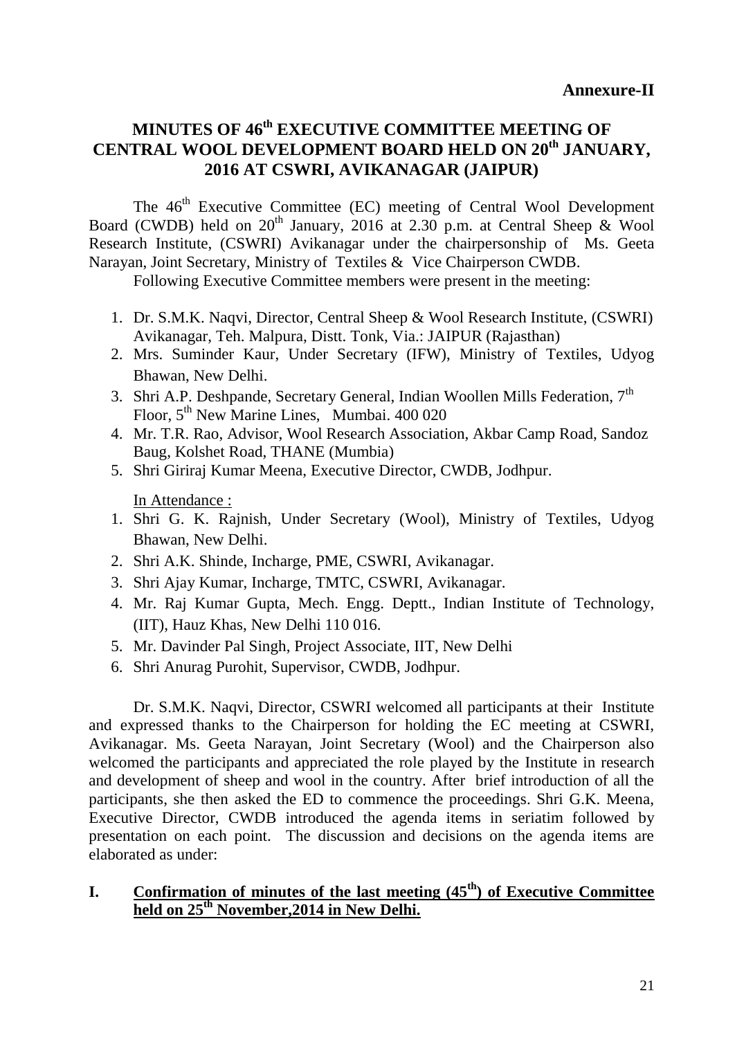**Annexure-II**

# MINUTES OF 46th EXECUTIVE COMMITTEE MEETING OF CENTRAL WOOL DEVELOPMENT BOARD HELD ON 20th JANUARY, 2016 AT CSWRI, AVIKANAGAR (JAIPUR)

The 46th Executive Committee (EC) meeting of Central Wool Development Board (CWDB) held on 20th January, 2016 at 2.30 p.m. at Central Sheep & Wool Research Institute, (CSWRI) Avikanagar under the chairpersonship of Ms. Geeta Narayan, Joint Secretary, Ministry of Textiles & Vice Chairperson CWDB.

Following Executive Committee members were present in the meeting:

1. Dr. S.M.K. Naqvi, Director, Central Sheep & Wool Research Institute, (CSWRI) Avikanagar, Teh. Malpura, Distt. Tonk, Via.: JAIPUR (Rajasthan)
2. Mrs. Suminder Kaur, Under Secretary (IFW), Ministry of Textiles, Udyog Bhawan, New Delhi.
3. Shri A.P. Deshpande, Secretary General, Indian Woollen Mills Federation, 7th Floor, 5th New Marine Lines, Mumbai. 400 020
4. Mr. T.R. Rao, Advisor, Wool Research Association, Akbar Camp Road, Sandoz Baug, Kolshet Road, THANE (Mumbia)
5. Shri Giriraj Kumar Meena, Executive Director, CWDB, Jodhpur.

In Attendance :

1. Shri G. K. Rajnish, Under Secretary (Wool), Ministry of Textiles, Udyog Bhawan, New Delhi.
2. Shri A.K. Shinde, Incharge, PME, CSWRI, Avikanagar.
3. Shri Ajay Kumar, Incharge, TMTC, CSWRI, Avikanagar.
4. Mr. Raj Kumar Gupta, Mech. Engg. Deptt., Indian Institute of Technology, (IIT), Hauz Khas, New Delhi 110 016.
5. Mr. Davinder Pal Singh, Project Associate, IIT, New Delhi
6. Shri Anurag Purohit, Supervisor, CWDB, Jodhpur.

Dr. S.M.K. Naqvi, Director, CSWRI welcomed all participants at their Institute and expressed thanks to the Chairperson for holding the EC meeting at CSWRI, Avikanagar. Ms. Geeta Narayan, Joint Secretary (Wool) and the Chairperson also welcomed the participants and appreciated the role played by the Institute in research and development of sheep and wool in the country. After brief introduction of all the participants, she then asked the ED to commence the proceedings. Shri G.K. Meena, Executive Director, CWDB introduced the agenda items in seriatim followed by presentation on each point. The discussion and decisions on the agenda items are elaborated as under:

## I. Confirmation of minutes of the last meeting (45th) of Executive Committee held on 25th November,2014 in New Delhi.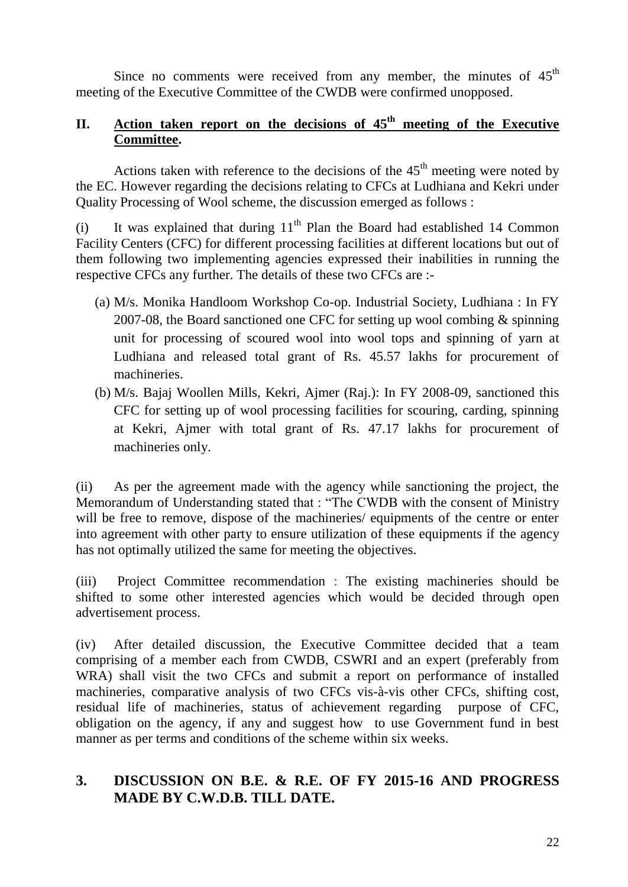Since no comments were received from any member, the minutes of 45th meeting of the Executive Committee of the CWDB were confirmed unopposed.

## II. Action taken report on the decisions of 45th meeting of the Executive Committee.

Actions taken with reference to the decisions of the 45th meeting were noted by the EC. However regarding the decisions relating to CFCs at Ludhiana and Kekri under Quality Processing of Wool scheme, the discussion emerged as follows :

(i) It was explained that during 11th Plan the Board had established 14 Common Facility Centers (CFC) for different processing facilities at different locations but out of them following two implementing agencies expressed their inabilities in running the respective CFCs any further. The details of these two CFCs are :-

(a) M/s. Monika Handloom Workshop Co-op. Industrial Society, Ludhiana : In FY 2007-08, the Board sanctioned one CFC for setting up wool combing & spinning unit for processing of scoured wool into wool tops and spinning of yarn at Ludhiana and released total grant of Rs. 45.57 lakhs for procurement of machineries.

(b) M/s. Bajaj Woollen Mills, Kekri, Ajmer (Raj.): In FY 2008-09, sanctioned this CFC for setting up of wool processing facilities for scouring, carding, spinning at Kekri, Ajmer with total grant of Rs. 47.17 lakhs for procurement of machineries only.

(ii) As per the agreement made with the agency while sanctioning the project, the Memorandum of Understanding stated that : "The CWDB with the consent of Ministry will be free to remove, dispose of the machineries/ equipments of the centre or enter into agreement with other party to ensure utilization of these equipments if the agency has not optimally utilized the same for meeting the objectives.

(iii) Project Committee recommendation : The existing machineries should be shifted to some other interested agencies which would be decided through open advertisement process.

(iv) After detailed discussion, the Executive Committee decided that a team comprising of a member each from CWDB, CSWRI and an expert (preferably from WRA) shall visit the two CFCs and submit a report on performance of installed machineries, comparative analysis of two CFCs vis-à-vis other CFCs, shifting cost, residual life of machineries, status of achievement regarding purpose of CFC, obligation on the agency, if any and suggest how to use Government fund in best manner as per terms and conditions of the scheme within six weeks.

## 3. DISCUSSION ON B.E. & R.E. OF FY 2015-16 AND PROGRESS MADE BY C.W.D.B. TILL DATE.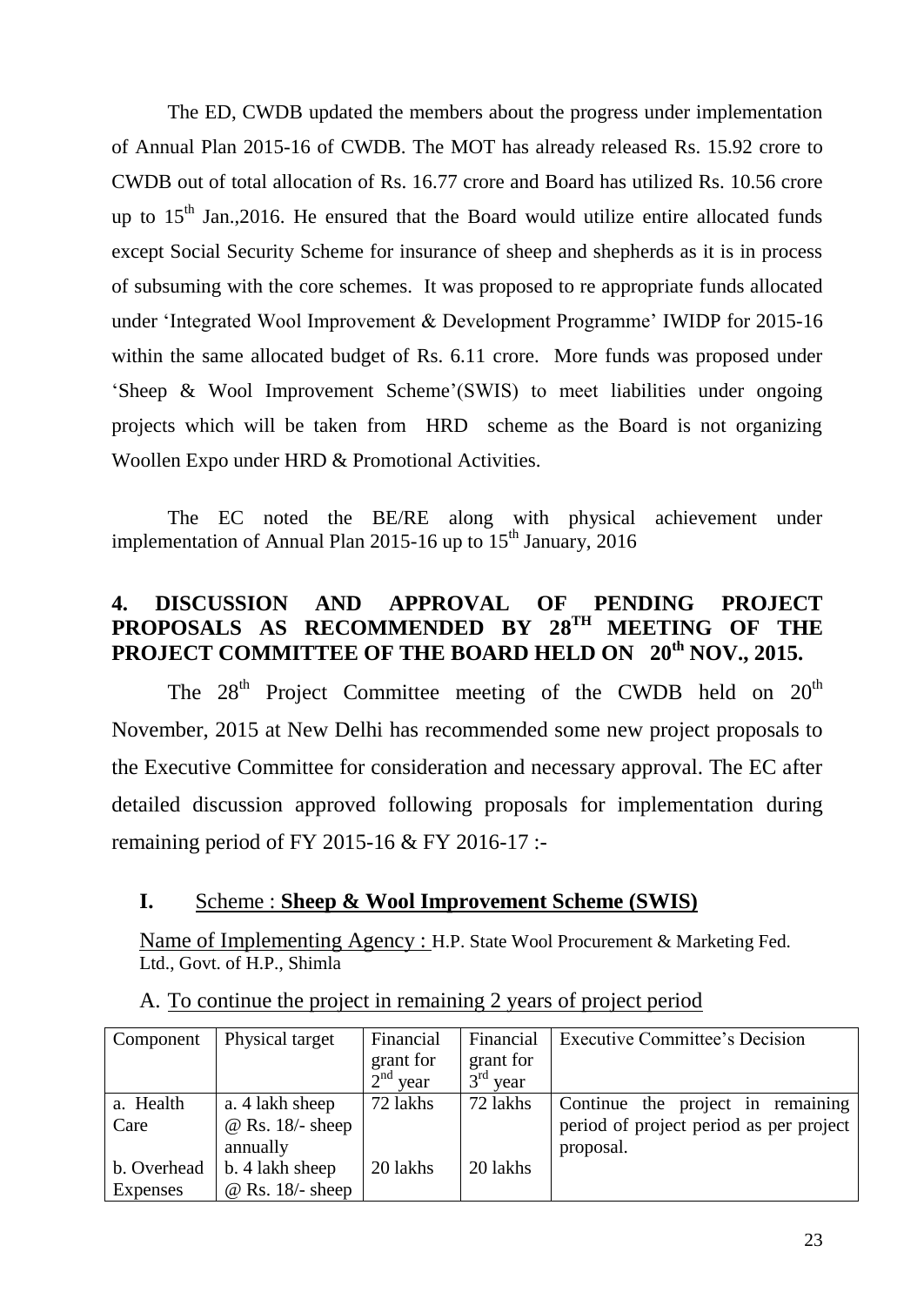The ED, CWDB updated the members about the progress under implementation of Annual Plan 2015-16 of CWDB. The MOT has already released Rs. 15.92 crore to CWDB out of total allocation of Rs. 16.77 crore and Board has utilized Rs. 10.56 crore up to 15th Jan.,2016. He ensured that the Board would utilize entire allocated funds except Social Security Scheme for insurance of sheep and shepherds as it is in process of subsuming with the core schemes. It was proposed to re appropriate funds allocated under 'Integrated Wool Improvement & Development Programme' IWIDP for 2015-16 within the same allocated budget of Rs. 6.11 crore. More funds was proposed under 'Sheep & Wool Improvement Scheme'(SWIS) to meet liabilities under ongoing projects which will be taken from HRD scheme as the Board is not organizing Woollen Expo under HRD & Promotional Activities.

The EC noted the BE/RE along with physical achievement under implementation of Annual Plan 2015-16 up to 15th January, 2016

## 4. DISCUSSION AND APPROVAL OF PENDING PROJECT PROPOSALS AS RECOMMENDED BY 28TH MEETING OF THE PROJECT COMMITTEE OF THE BOARD HELD ON 20th NOV., 2015.

The 28th Project Committee meeting of the CWDB held on 20th November, 2015 at New Delhi has recommended some new project proposals to the Executive Committee for consideration and necessary approval. The EC after detailed discussion approved following proposals for implementation during remaining period of FY 2015-16 & FY 2016-17 :-

### I. Scheme : **Sheep & Wool Improvement Scheme (SWIS)**

Name of Implementing Agency : H.P. State Wool Procurement & Marketing Fed. Ltd., Govt. of H.P., Shimla

A. To continue the project in remaining 2 years of project period

| Component | Physical target | Financial grant for 2nd year | Financial grant for 3rd year | Executive Committee's Decision |
|---|---|---|---|---|
| a. Health Care | a. 4 lakh sheep @ Rs. 18/- sheep annually | 72 lakhs | 72 lakhs | Continue the project in remaining period of project period as per project proposal. |
| b. Overhead Expenses | b. 4 lakh sheep @ Rs. 18/- sheep | 20 lakhs | 20 lakhs | |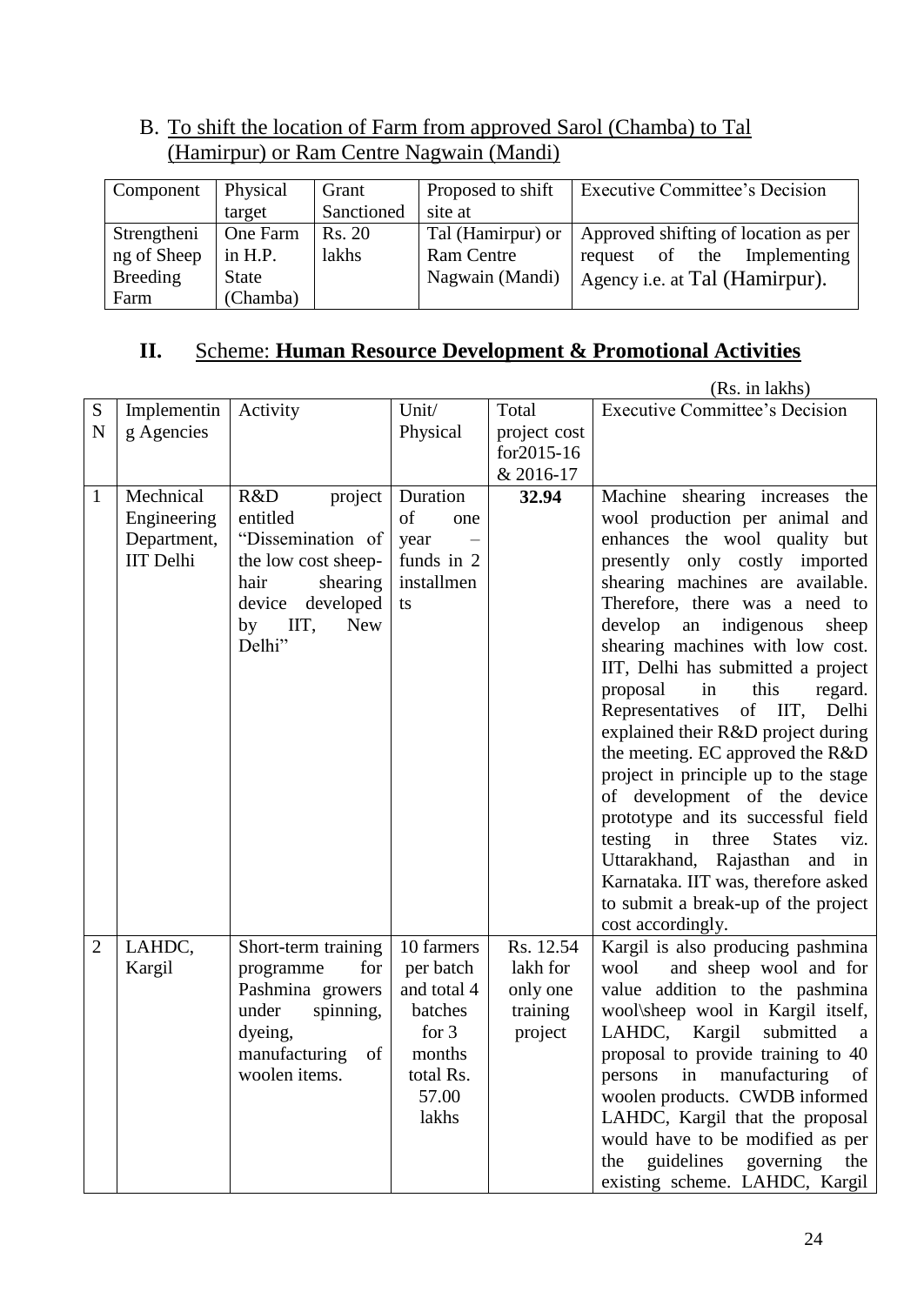## B. To shift the location of Farm from approved Sarol (Chamba) to Tal (Hamirpur) or Ram Centre Nagwain (Mandi)

| Component | Physical target | Grant Sanctioned | Proposed to shift site at | Executive Committee's Decision |
|---|---|---|---|---|
| Strengthening of Sheep Breeding Farm | One Farm in H.P. State (Chamba) | Rs. 20 lakhs | Tal (Hamirpur) or Ram Centre Nagwain (Mandi) | Approved shifting of location as per request of the Implementing Agency i.e. at Tal (Hamirpur). |

## II. Scheme: **Human Resource Development & Promotional Activities**

(Rs. in lakhs)

| SN | Implementing Agencies | Activity | Unit/ Physical | Total project cost for2015-16 & 2016-17 | Executive Committee's Decision |
|---|---|---|---|---|---|
| 1 | Mechnical Engineering Department, IIT Delhi | R&D project entitled "Dissemination of the low cost sheep-hair shearing device developed by IIT, New Delhi" | Duration of one year – funds in 2 installments | **32.94** | Machine shearing increases the wool production per animal and enhances the wool quality but presently only costly imported shearing machines are available. Therefore, there was a need to develop an indigenous sheep shearing machines with low cost. IIT, Delhi has submitted a project proposal in this regard. Representatives of IIT, Delhi explained their R&D project during the meeting. EC approved the R&D project in principle up to the stage of development of the device prototype and its successful field testing in three States viz. Uttarakhand, Rajasthan and in Karnataka. IIT was, therefore asked to submit a break-up of the project cost accordingly. |
| 2 | LAHDC, Kargil | Short-term training programme for Pashmina growers under spinning, dyeing, manufacturing of woolen items. | 10 farmers per batch and total 4 batches for 3 months total Rs. 57.00 lakhs | Rs. 12.54 lakh for only one training project | Kargil is also producing pashmina wool and sheep wool and for value addition to the pashmina wool\sheep wool in Kargil itself, LAHDC, Kargil submitted a proposal to provide training to 40 persons in manufacturing of woolen products. CWDB informed LAHDC, Kargil that the proposal would have to be modified as per the guidelines governing the existing scheme. LAHDC, Kargil |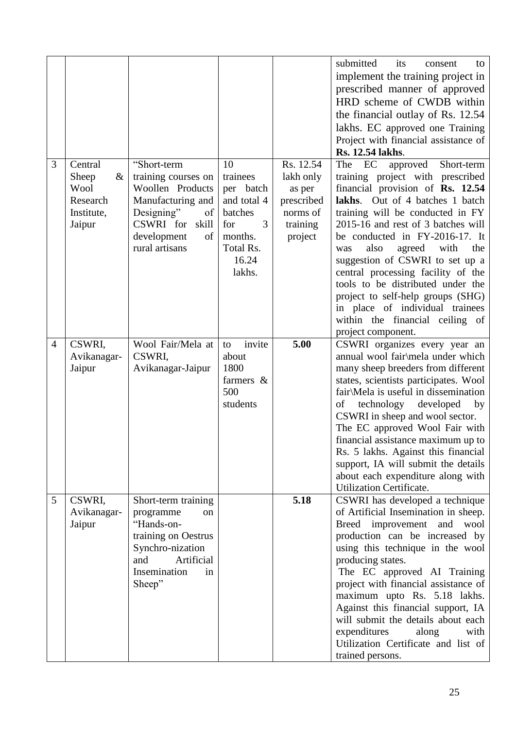|   |   |   |   |   | submitted its consent to implement the training project in prescribed manner of approved HRD scheme of CWDB within the financial outlay of Rs. 12.54 lakhs. EC approved one Training Project with financial assistance of **Rs. 12.54 lakhs**. |
|---|---|---|---|---|---|
| 3 | Central Sheep & Wool Research Institute, Jaipur | "Short-term training courses on Woollen Products Manufacturing and Designing" of CSWRI for skill development of rural artisans | 10 trainees per batch and total 4 batches for 3 months. Total Rs. 16.24 lakhs. | Rs. 12.54 lakh only as per prescribed norms of training project | The EC approved Short-term training project with prescribed financial provision of **Rs. 12.54 lakhs**. Out of 4 batches 1 batch training will be conducted in FY 2015-16 and rest of 3 batches will be conducted in FY-2016-17. It was also agreed with the suggestion of CSWRI to set up a central processing facility of the tools to be distributed under the project to self-help groups (SHG) in place of individual trainees within the financial ceiling of project component. |
| 4 | CSWRI, Avikanagar-Jaipur | Wool Fair/Mela at CSWRI, Avikanagar-Jaipur | to invite about 1800 farmers & 500 students | **5.00** | CSWRI organizes every year an annual wool fair\mela under which many sheep breeders from different states, scientists participates. Wool fair\Mela is useful in dissemination of technology developed by CSWRI in sheep and wool sector.<br>The EC approved Wool Fair with financial assistance maximum up to Rs. 5 lakhs. Against this financial support, IA will submit the details about each expenditure along with Utilization Certificate. |
| 5 | CSWRI, Avikanagar-Jaipur | Short-term training programme on "Hands-on-training on Oestrus Synchro-nization and Artificial Insemination in Sheep" |   | **5.18** | CSWRI has developed a technique of Artificial Insemination in sheep. Breed improvement and wool production can be increased by using this technique in the wool producing states.<br>The EC approved AI Training project with financial assistance of maximum upto Rs. 5.18 lakhs. Against this financial support, IA will submit the details about each expenditures along with Utilization Certificate and list of trained persons. |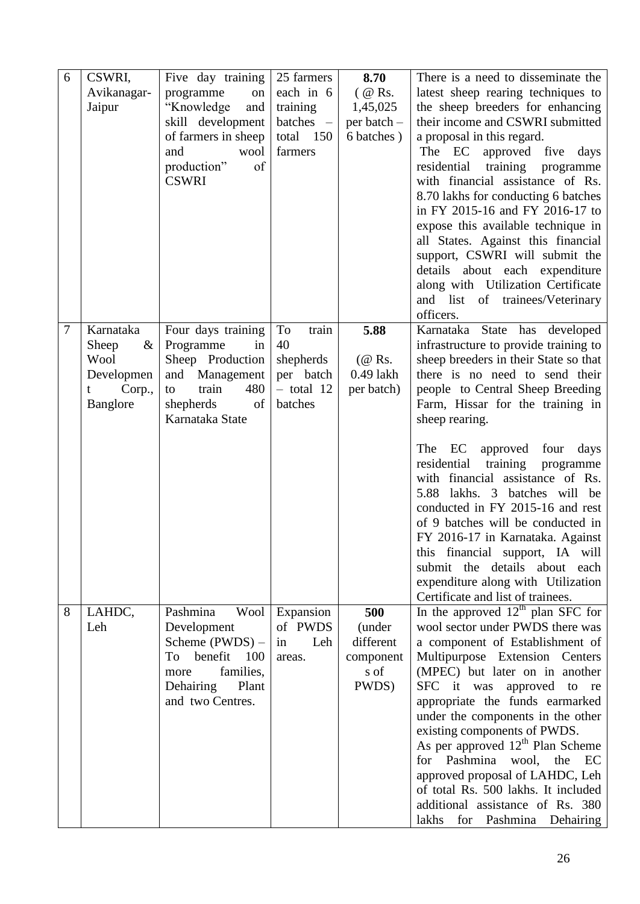| 6 | CSWRI, Avikanagar-Jaipur | Five day training programme on "Knowledge and skill development of farmers in sheep and wool production" of CSWRI | 25 farmers each in 6 training batches – total 150 farmers | **8.70** (@ Rs. 1,45,025 per batch – 6 batches ) | There is a need to disseminate the latest sheep rearing techniques to the sheep breeders for enhancing their income and CSWRI submitted a proposal in this regard. The EC approved five days residential training programme with financial assistance of Rs. 8.70 lakhs for conducting 6 batches in FY 2015-16 and FY 2016-17 to expose this available technique in all States. Against this financial support, CSWRI will submit the details about each expenditure along with Utilization Certificate and list of trainees/Veterinary officers. |
|---|---|---|---|---|---|
| 7 | Karnataka Sheep & Wool Development Corp., Banglore | Four days training Programme in Sheep Production and Management to train 480 shepherds of Karnataka State | To train 40 shepherds per batch – total 12 batches | **5.88** (@ Rs. 0.49 lakh per batch) | Karnataka State has developed infrastructure to provide training to sheep breeders in their State so that there is no need to send their people to Central Sheep Breeding Farm, Hissar for the training in sheep rearing. The EC approved four days residential training programme with financial assistance of Rs. 5.88 lakhs. 3 batches will be conducted in FY 2015-16 and rest of 9 batches will be conducted in FY 2016-17 in Karnataka. Against this financial support, IA will submit the details about each expenditure along with Utilization Certificate and list of trainees. |
| 8 | LAHDC, Leh | Pashmina Wool Development Scheme (PWDS) – To benefit 100 more families, Dehairing Plant and two Centres. | Expansion of PWDS in Leh areas. | **500** (under different components of PWDS) | In the approved 12th plan SFC for wool sector under PWDS there was a component of Establishment of Multipurpose Extension Centers (MPEC) but later on in another SFC it was approved to re appropriate the funds earmarked under the components in the other existing components of PWDS. As per approved 12th Plan Scheme for Pashmina wool, the EC approved proposal of LAHDC, Leh of total Rs. 500 lakhs. It included additional assistance of Rs. 380 lakhs for Pashmina Dehairing |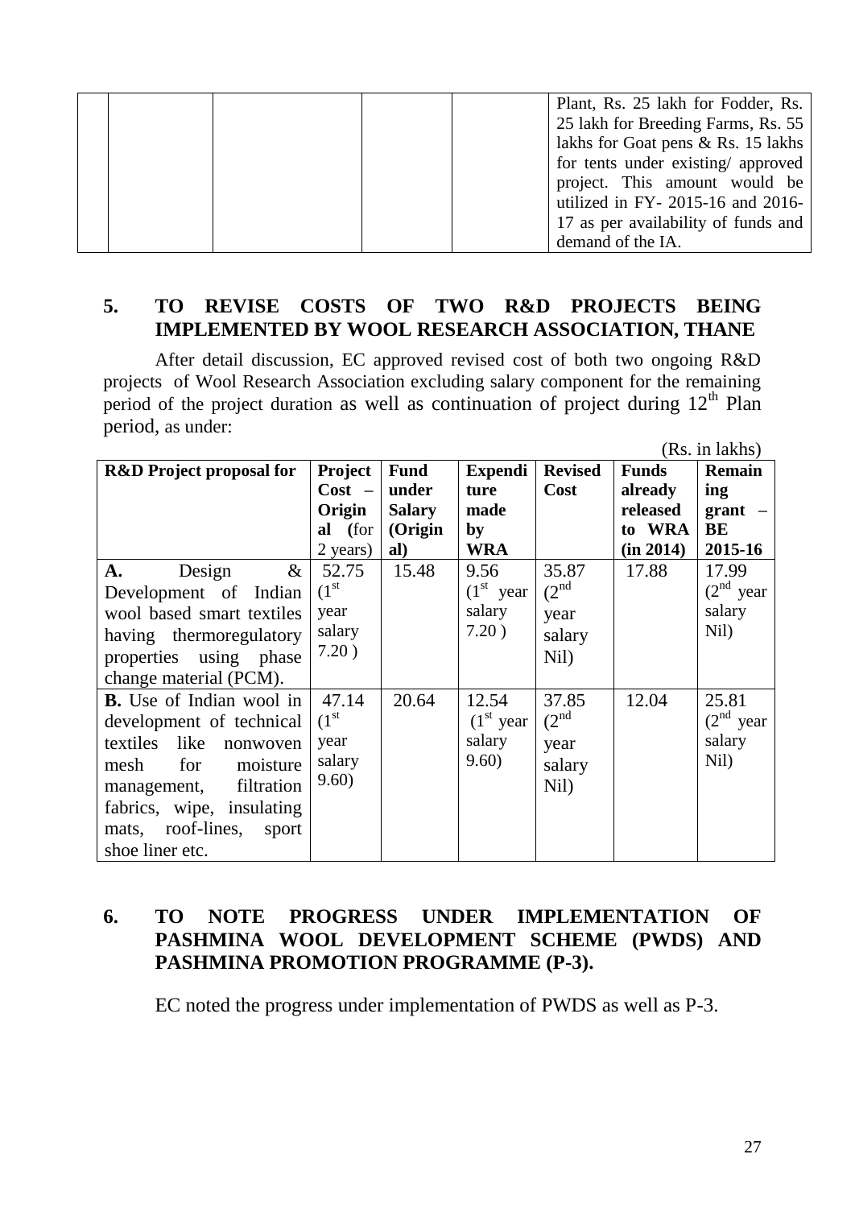| | | | | Plant, Rs. 25 lakh for Fodder, Rs. 25 lakh for Breeding Farms, Rs. 55 lakhs for Goat pens & Rs. 15 lakhs for tents under existing/ approved project. This amount would be utilized in FY- 2015-16 and 2016-17 as per availability of funds and demand of the IA. |
|---|---|---|---|---|
| | | | | |

## 5. TO REVISE COSTS OF TWO R&D PROJECTS BEING IMPLEMENTED BY WOOL RESEARCH ASSOCIATION, THANE

After detail discussion, EC approved revised cost of both two ongoing R&D projects of Wool Research Association excluding salary component for the remaining period of the project duration as well as continuation of project during 12th Plan period, as under:

(Rs. in lakhs)

| R&D Project proposal for | Project Cost – Original (for 2 years) | Fund under Salary (Original) | Expenditure made by WRA | Revised Cost | Funds already released to WRA (in 2014) | Remaining grant – BE 2015-16 |
|---|---|---|---|---|---|---|
| **A.** Design & Development of Indian wool based smart textiles having thermoregulatory properties using phase change material (PCM). | 52.75 (1st year salary 7.20 ) | 15.48 | 9.56 (1st year salary 7.20 ) | 35.87 (2nd year salary Nil) | 17.88 | 17.99 (2nd year salary Nil) |
| **B.** Use of Indian wool in development of technical textiles like nonwoven mesh for moisture management, filtration fabrics, wipe, insulating mats, roof-lines, sport shoe liner etc. | 47.14 (1st year salary 9.60) | 20.64 | 12.54 (1st year salary 9.60) | 37.85 (2nd year salary Nil) | 12.04 | 25.81 (2nd year salary Nil) |

## 6. TO NOTE PROGRESS UNDER IMPLEMENTATION OF PASHMINA WOOL DEVELOPMENT SCHEME (PWDS) AND PASHMINA PROMOTION PROGRAMME (P-3).

EC noted the progress under implementation of PWDS as well as P-3.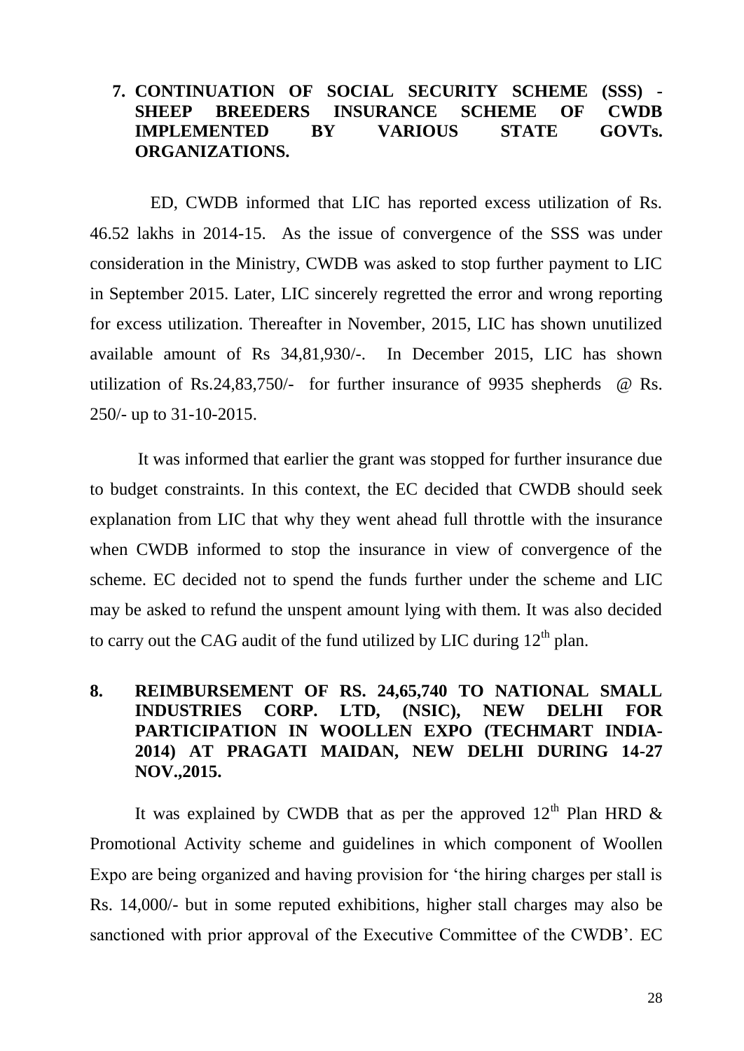**7. CONTINUATION OF SOCIAL SECURITY SCHEME (SSS) - SHEEP BREEDERS INSURANCE SCHEME OF CWDB IMPLEMENTED BY VARIOUS STATE GOVTs. ORGANIZATIONS.**

ED, CWDB informed that LIC has reported excess utilization of Rs. 46.52 lakhs in 2014-15. As the issue of convergence of the SSS was under consideration in the Ministry, CWDB was asked to stop further payment to LIC in September 2015. Later, LIC sincerely regretted the error and wrong reporting for excess utilization. Thereafter in November, 2015, LIC has shown unutilized available amount of Rs 34,81,930/-. In December 2015, LIC has shown utilization of Rs.24,83,750/- for further insurance of 9935 shepherds @ Rs. 250/- up to 31-10-2015.

It was informed that earlier the grant was stopped for further insurance due to budget constraints. In this context, the EC decided that CWDB should seek explanation from LIC that why they went ahead full throttle with the insurance when CWDB informed to stop the insurance in view of convergence of the scheme. EC decided not to spend the funds further under the scheme and LIC may be asked to refund the unspent amount lying with them. It was also decided to carry out the CAG audit of the fund utilized by LIC during 12th plan.

**8. REIMBURSEMENT OF RS. 24,65,740 TO NATIONAL SMALL INDUSTRIES CORP. LTD, (NSIC), NEW DELHI FOR PARTICIPATION IN WOOLLEN EXPO (TECHMART INDIA-2014) AT PRAGATI MAIDAN, NEW DELHI DURING 14-27 NOV.,2015.**

It was explained by CWDB that as per the approved 12th Plan HRD & Promotional Activity scheme and guidelines in which component of Woollen Expo are being organized and having provision for 'the hiring charges per stall is Rs. 14,000/- but in some reputed exhibitions, higher stall charges may also be sanctioned with prior approval of the Executive Committee of the CWDB'. EC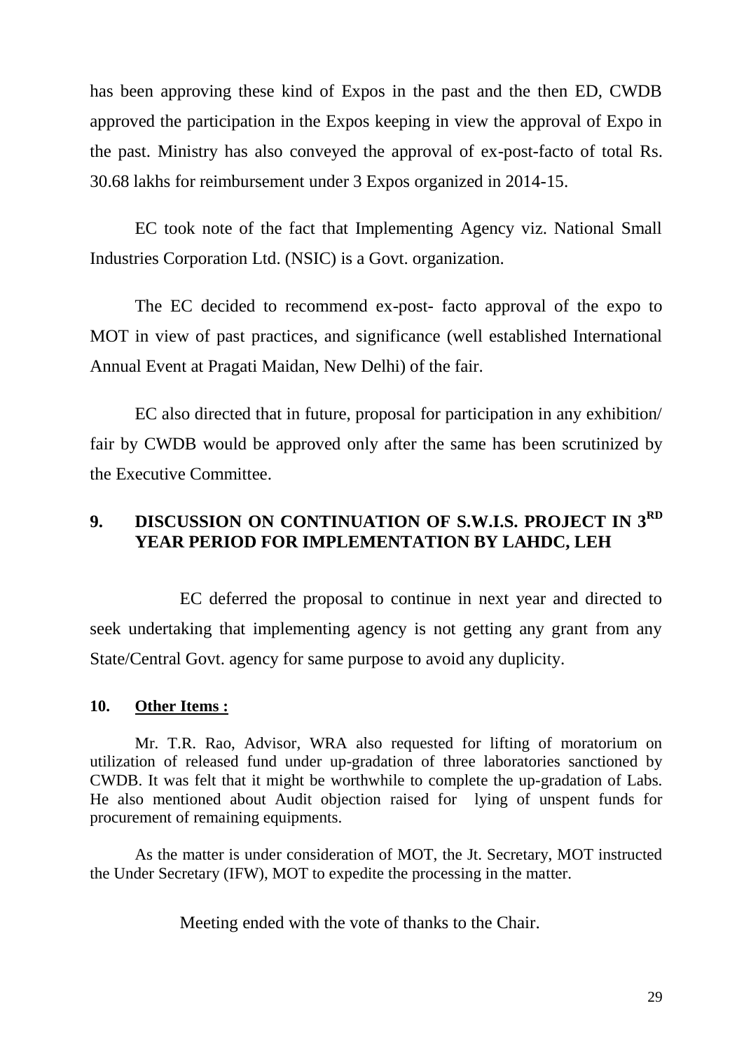has been approving these kind of Expos in the past and the then ED, CWDB approved the participation in the Expos keeping in view the approval of Expo in the past. Ministry has also conveyed the approval of ex-post-facto of total Rs. 30.68 lakhs for reimbursement under 3 Expos organized in 2014-15.

EC took note of the fact that Implementing Agency viz. National Small Industries Corporation Ltd. (NSIC) is a Govt. organization.

The EC decided to recommend ex-post- facto approval of the expo to MOT in view of past practices, and significance (well established International Annual Event at Pragati Maidan, New Delhi) of the fair.

EC also directed that in future, proposal for participation in any exhibition/ fair by CWDB would be approved only after the same has been scrutinized by the Executive Committee.

## 9. DISCUSSION ON CONTINUATION OF S.W.I.S. PROJECT IN 3RD YEAR PERIOD FOR IMPLEMENTATION BY LAHDC, LEH

EC deferred the proposal to continue in next year and directed to seek undertaking that implementing agency is not getting any grant from any State/Central Govt. agency for same purpose to avoid any duplicity.

## 10. Other Items :

Mr. T.R. Rao, Advisor, WRA also requested for lifting of moratorium on utilization of released fund under up-gradation of three laboratories sanctioned by CWDB. It was felt that it might be worthwhile to complete the up-gradation of Labs. He also mentioned about Audit objection raised for lying of unspent funds for procurement of remaining equipments.

As the matter is under consideration of MOT, the Jt. Secretary, MOT instructed the Under Secretary (IFW), MOT to expedite the processing in the matter.

Meeting ended with the vote of thanks to the Chair.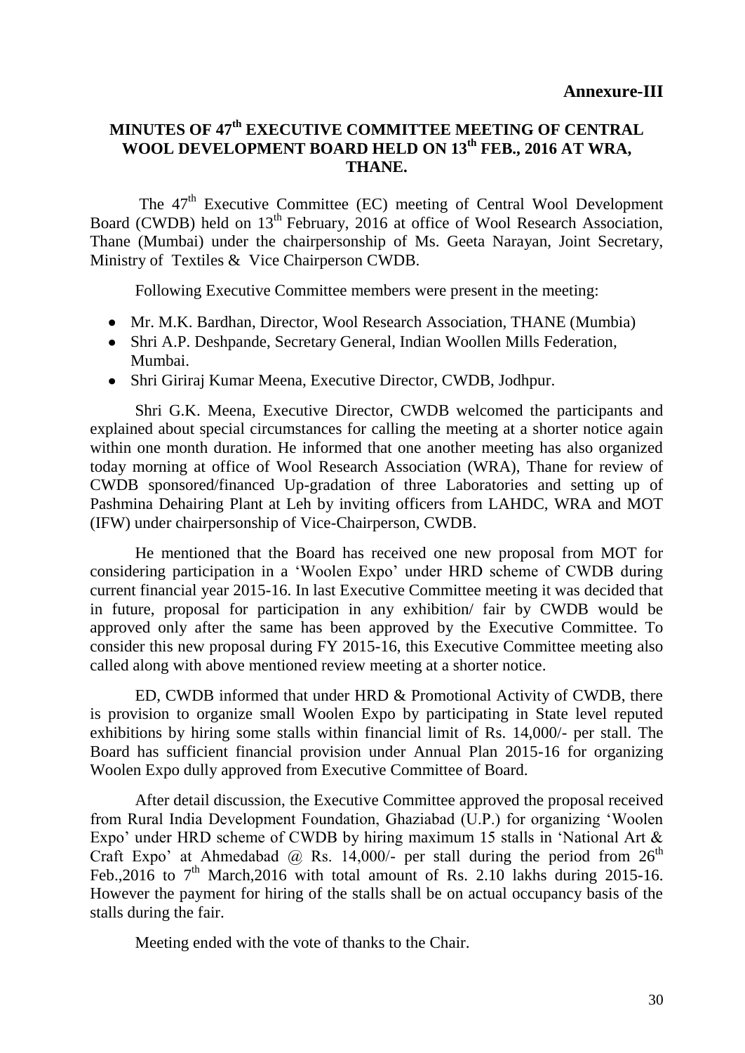**Annexure-III**

## MINUTES OF 47th EXECUTIVE COMMITTEE MEETING OF CENTRAL WOOL DEVELOPMENT BOARD HELD ON 13th FEB., 2016 AT WRA, THANE.

The 47th Executive Committee (EC) meeting of Central Wool Development Board (CWDB) held on 13th February, 2016 at office of Wool Research Association, Thane (Mumbai) under the chairpersonship of Ms. Geeta Narayan, Joint Secretary, Ministry of Textiles & Vice Chairperson CWDB.

Following Executive Committee members were present in the meeting:

- Mr. M.K. Bardhan, Director, Wool Research Association, THANE (Mumbia)
- Shri A.P. Deshpande, Secretary General, Indian Woollen Mills Federation, Mumbai.
- Shri Giriraj Kumar Meena, Executive Director, CWDB, Jodhpur.

Shri G.K. Meena, Executive Director, CWDB welcomed the participants and explained about special circumstances for calling the meeting at a shorter notice again within one month duration. He informed that one another meeting has also organized today morning at office of Wool Research Association (WRA), Thane for review of CWDB sponsored/financed Up-gradation of three Laboratories and setting up of Pashmina Dehairing Plant at Leh by inviting officers from LAHDC, WRA and MOT (IFW) under chairpersonship of Vice-Chairperson, CWDB.

He mentioned that the Board has received one new proposal from MOT for considering participation in a 'Woolen Expo' under HRD scheme of CWDB during current financial year 2015-16. In last Executive Committee meeting it was decided that in future, proposal for participation in any exhibition/ fair by CWDB would be approved only after the same has been approved by the Executive Committee. To consider this new proposal during FY 2015-16, this Executive Committee meeting also called along with above mentioned review meeting at a shorter notice.

ED, CWDB informed that under HRD & Promotional Activity of CWDB, there is provision to organize small Woolen Expo by participating in State level reputed exhibitions by hiring some stalls within financial limit of Rs. 14,000/- per stall. The Board has sufficient financial provision under Annual Plan 2015-16 for organizing Woolen Expo dully approved from Executive Committee of Board.

After detail discussion, the Executive Committee approved the proposal received from Rural India Development Foundation, Ghaziabad (U.P.) for organizing 'Woolen Expo' under HRD scheme of CWDB by hiring maximum 15 stalls in 'National Art & Craft Expo' at Ahmedabad @ Rs. 14,000/- per stall during the period from 26th Feb.,2016 to 7th March,2016 with total amount of Rs. 2.10 lakhs during 2015-16. However the payment for hiring of the stalls shall be on actual occupancy basis of the stalls during the fair.

Meeting ended with the vote of thanks to the Chair.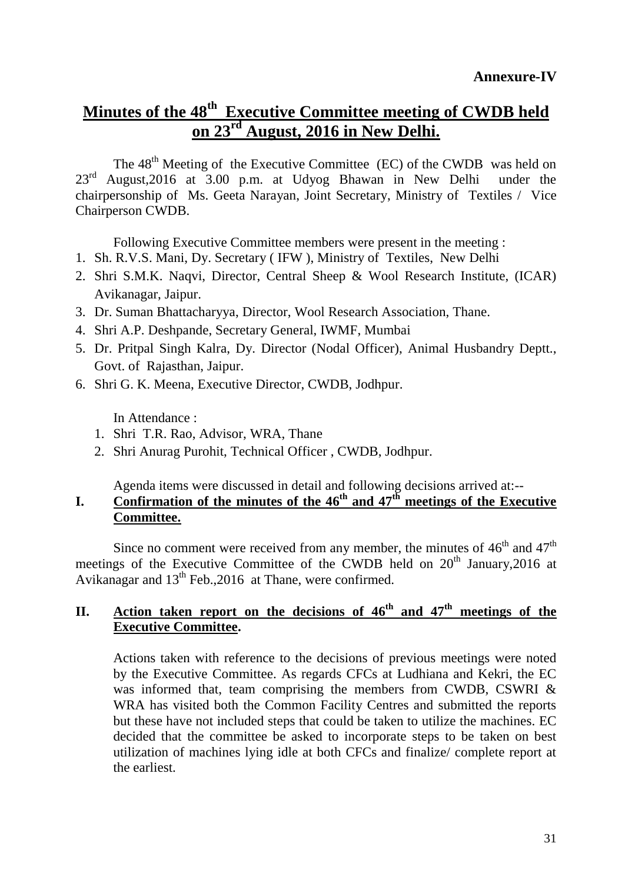**Annexure-IV**

# Minutes of the 48th Executive Committee meeting of CWDB held on 23rd August, 2016 in New Delhi.

The 48th Meeting of the Executive Committee (EC) of the CWDB was held on 23rd August,2016 at 3.00 p.m. at Udyog Bhawan in New Delhi under the chairpersonship of Ms. Geeta Narayan, Joint Secretary, Ministry of Textiles / Vice Chairperson CWDB.

Following Executive Committee members were present in the meeting :

1. Sh. R.V.S. Mani, Dy. Secretary ( IFW ), Ministry of Textiles, New Delhi
2. Shri S.M.K. Naqvi, Director, Central Sheep & Wool Research Institute, (ICAR) Avikanagar, Jaipur.
3. Dr. Suman Bhattacharyya, Director, Wool Research Association, Thane.
4. Shri A.P. Deshpande, Secretary General, IWMF, Mumbai
5. Dr. Pritpal Singh Kalra, Dy. Director (Nodal Officer), Animal Husbandry Deptt., Govt. of Rajasthan, Jaipur.
6. Shri G. K. Meena, Executive Director, CWDB, Jodhpur.

In Attendance :

1. Shri T.R. Rao, Advisor, WRA, Thane
2. Shri Anurag Purohit, Technical Officer , CWDB, Jodhpur.

Agenda items were discussed in detail and following decisions arrived at:--

## I. Confirmation of the minutes of the 46th and 47th meetings of the Executive Committee.

Since no comment were received from any member, the minutes of 46th and 47th meetings of the Executive Committee of the CWDB held on 20th January,2016 at Avikanagar and 13th Feb.,2016 at Thane, were confirmed.

## II. Action taken report on the decisions of 46th and 47th meetings of the Executive Committee.

Actions taken with reference to the decisions of previous meetings were noted by the Executive Committee. As regards CFCs at Ludhiana and Kekri, the EC was informed that, team comprising the members from CWDB, CSWRI & WRA has visited both the Common Facility Centres and submitted the reports but these have not included steps that could be taken to utilize the machines. EC decided that the committee be asked to incorporate steps to be taken on best utilization of machines lying idle at both CFCs and finalize/ complete report at the earliest.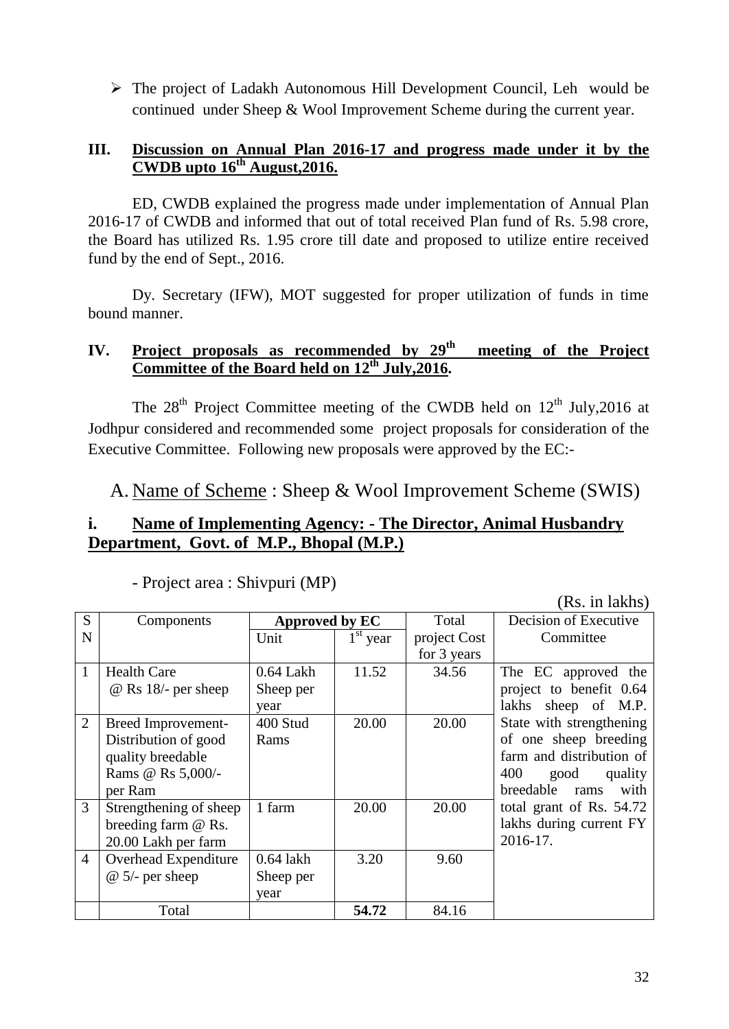- The project of Ladakh Autonomous Hill Development Council, Leh would be continued under Sheep & Wool Improvement Scheme during the current year.

### III. Discussion on Annual Plan 2016-17 and progress made under it by the CWDB upto 16th August,2016.

ED, CWDB explained the progress made under implementation of Annual Plan 2016-17 of CWDB and informed that out of total received Plan fund of Rs. 5.98 crore, the Board has utilized Rs. 1.95 crore till date and proposed to utilize entire received fund by the end of Sept., 2016.

Dy. Secretary (IFW), MOT suggested for proper utilization of funds in time bound manner.

### IV. Project proposals as recommended by 29th meeting of the Project Committee of the Board held on 12th July,2016.

The 28th Project Committee meeting of the CWDB held on 12th July,2016 at Jodhpur considered and recommended some project proposals for consideration of the Executive Committee. Following new proposals were approved by the EC:-

## A. Name of Scheme : Sheep & Wool Improvement Scheme (SWIS)

### i. Name of Implementing Agency: - The Director, Animal Husbandry Department, Govt. of M.P., Bhopal (M.P.)

- Project area : Shivpuri (MP)

(Rs. in lakhs)

| SN | Components | Approved by EC | | Total project Cost for 3 years | Decision of Executive Committee |
|---|---|---|---|---|---|
| | | Unit | 1st year | | |
| 1 | Health Care @ Rs 18/- per sheep | 0.64 Lakh Sheep per year | 11.52 | 34.56 | The EC approved the project to benefit 0.64 lakhs sheep of M.P. State with strengthening of one sheep breeding farm and distribution of 400 good quality breedable rams with total grant of Rs. 54.72 lakhs during current FY 2016-17. |
| 2 | Breed Improvement- Distribution of good quality breedable Rams @ Rs 5,000/- per Ram | 400 Stud Rams | 20.00 | 20.00 | |
| 3 | Strengthening of sheep breeding farm @ Rs. 20.00 Lakh per farm | 1 farm | 20.00 | 20.00 | |
| 4 | Overhead Expenditure @ 5/- per sheep | 0.64 lakh Sheep per year | 3.20 | 9.60 | |
| | Total | | **54.72** | 84.16 | |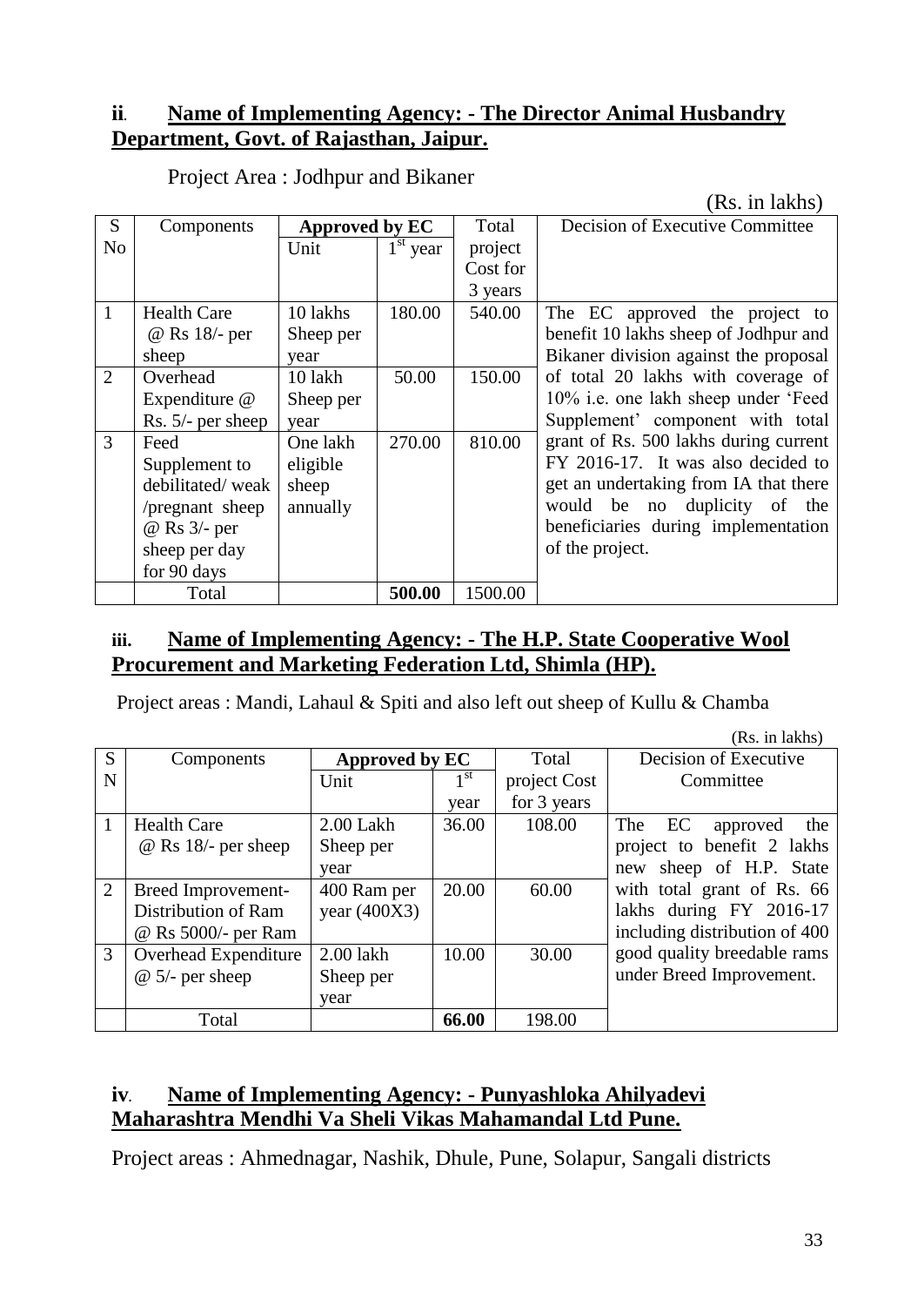**ii**. **Name of Implementing Agency: - The Director Animal Husbandry Department, Govt. of Rajasthan, Jaipur.**

Project Area : Jodhpur and Bikaner

(Rs. in lakhs)

| S No | Components | Approved by EC | | Total project Cost for 3 years | Decision of Executive Committee |
|---|---|---|---|---|---|
| | | Unit | 1st year | | |
| 1 | Health Care @ Rs 18/- per sheep | 10 lakhs Sheep per year | 180.00 | 540.00 | The EC approved the project to benefit 10 lakhs sheep of Jodhpur and Bikaner division against the proposal of total 20 lakhs with coverage of 10% i.e. one lakh sheep under 'Feed Supplement' component with total grant of Rs. 500 lakhs during current FY 2016-17. It was also decided to get an undertaking from IA that there would be no duplicity of the beneficiaries during implementation of the project. |
| 2 | Overhead Expenditure @ Rs. 5/- per sheep | 10 lakh Sheep per year | 50.00 | 150.00 | |
| 3 | Feed Supplement to debilitated/ weak /pregnant sheep @ Rs 3/- per sheep per day for 90 days | One lakh eligible sheep annually | 270.00 | 810.00 | |
| | Total | | **500.00** | 1500.00 | |

**iii.** **Name of Implementing Agency: - The H.P. State Cooperative Wool Procurement and Marketing Federation Ltd, Shimla (HP).**

Project areas : Mandi, Lahaul & Spiti and also left out sheep of Kullu & Chamba

(Rs. in lakhs)

| S N | Components | Approved by EC | | Total project Cost for 3 years | Decision of Executive Committee |
|---|---|---|---|---|---|
| | | Unit | 1st year | | |
| 1 | Health Care @ Rs 18/- per sheep | 2.00 Lakh Sheep per year | 36.00 | 108.00 | The EC approved the project to benefit 2 lakhs new sheep of H.P. State with total grant of Rs. 66 lakhs during FY 2016-17 including distribution of 400 good quality breedable rams under Breed Improvement. |
| 2 | Breed Improvement-Distribution of Ram @ Rs 5000/- per Ram | 400 Ram per year (400X3) | 20.00 | 60.00 | |
| 3 | Overhead Expenditure @ 5/- per sheep | 2.00 lakh Sheep per year | 10.00 | 30.00 | |
| | Total | | **66.00** | 198.00 | |

**iv**. **Name of Implementing Agency: - Punyashloka Ahilyadevi Maharashtra Mendhi Va Sheli Vikas Mahamandal Ltd Pune.**

Project areas : Ahmednagar, Nashik, Dhule, Pune, Solapur, Sangali districts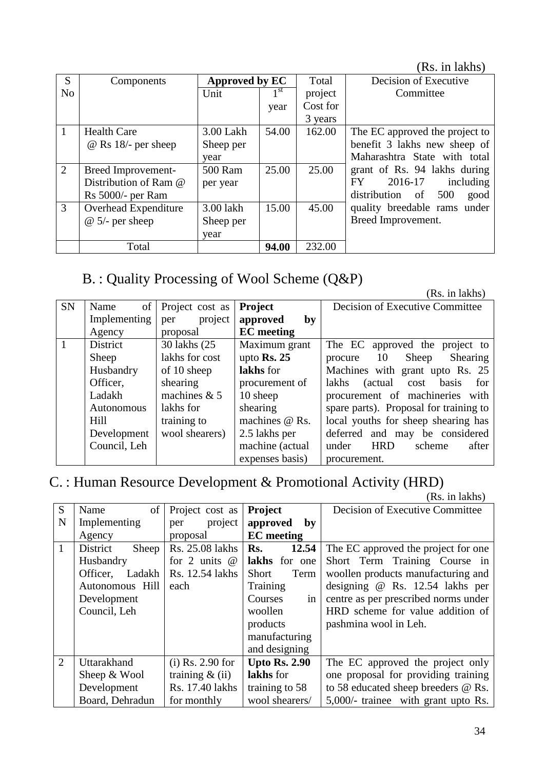(Rs. in lakhs)

| S No | Components | Approved by EC | | Total project Cost for 3 years | Decision of Executive Committee |
|---|---|---|---|---|---|
| | | Unit | 1st year | | |
| 1 | Health Care @ Rs 18/- per sheep | 3.00 Lakh Sheep per year | 54.00 | 162.00 | The EC approved the project to benefit 3 lakhs new sheep of Maharashtra State with total grant of Rs. 94 lakhs during FY 2016-17 including distribution of 500 good quality breedable rams under Breed Improvement. |
| 2 | Breed Improvement- Distribution of Ram @ Rs 5000/- per Ram | 500 Ram per year | 25.00 | 25.00 | |
| 3 | Overhead Expenditure @ 5/- per sheep | 3.00 lakh Sheep per year | 15.00 | 45.00 | |
| | Total | | **94.00** | 232.00 | |

## B. : Quality Processing of Wool Scheme (Q&P)

(Rs. in lakhs)

| SN | Name of Implementing Agency | Project cost as per project proposal | **Project approved by EC meeting** | Decision of Executive Committee |
|---|---|---|---|---|
| 1 | District Sheep Husbandry Officer, Ladakh Autonomous Hill Development Council, Leh | 30 lakhs (25 lakhs for cost of 10 sheep shearing machines & 5 lakhs for training to wool shearers) | Maximum grant upto **Rs. 25 lakhs** for procurement of 10 sheep shearing machines @ Rs. 2.5 lakhs per machine (actual expenses basis) | The EC approved the project to procure 10 Sheep Shearing Machines with grant upto Rs. 25 lakhs (actual cost basis for procurement of machineries with spare parts). Proposal for training to local youths for sheep shearing has deferred and may be considered under HRD scheme after procurement. |

## C. : Human Resource Development & Promotional Activity (HRD)

(Rs. in lakhs)

| SN | Name of Implementing Agency | Project cost as per project proposal | **Project approved by EC meeting** | Decision of Executive Committee |
|---|---|---|---|---|
| 1 | District Sheep Husbandry Officer, Ladakh Autonomous Hill Development Council, Leh | Rs. 25.08 lakhs for 2 units @ Rs. 12.54 lakhs each | **Rs. 12.54 lakhs** for one Short Term Training Courses in woollen products manufacturing and designing | The EC approved the project for one Short Term Training Course in woollen products manufacturing and designing @ Rs. 12.54 lakhs per centre as per prescribed norms under HRD scheme for value addition of pashmina wool in Leh. |
| 2 | Uttarakhand Sheep & Wool Development Board, Dehradun | (i) Rs. 2.90 for training & (ii) Rs. 17.40 lakhs for monthly | **Upto Rs. 2.90 lakhs** for training to 58 wool shearers/ | The EC approved the project only one proposal for providing training to 58 educated sheep breeders @ Rs. 5,000/- trainee with grant upto Rs. |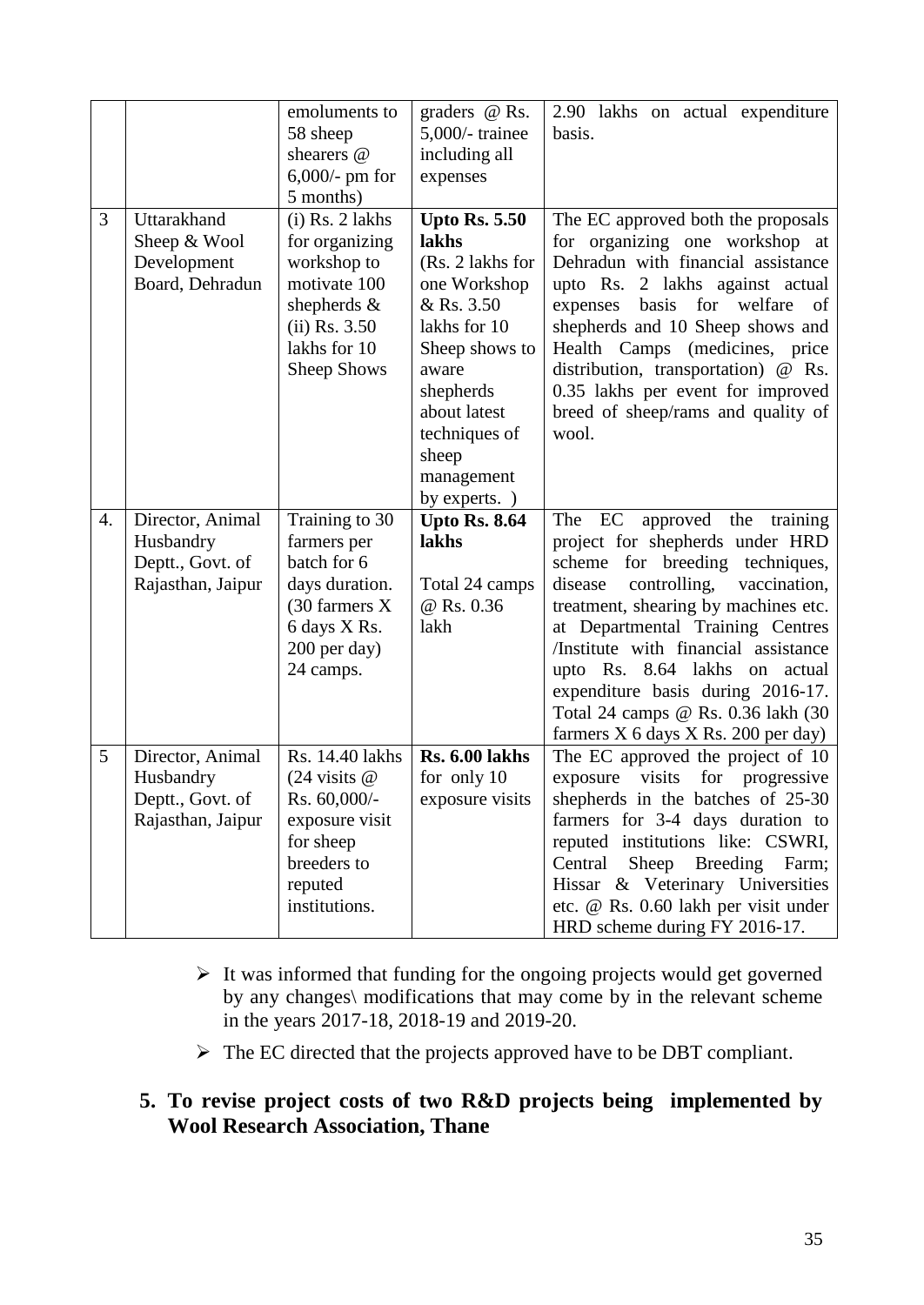|  |  | emoluments to 58 sheep shearers @ 6,000/- pm for 5 months) | graders @ Rs. 5,000/- trainee including all expenses | 2.90 lakhs on actual expenditure basis. |
|---|---|---|---|---|
| 3 | Uttarakhand Sheep & Wool Development Board, Dehradun | (i) Rs. 2 lakhs for organizing workshop to motivate 100 shepherds & (ii) Rs. 3.50 lakhs for 10 Sheep Shows | **Upto Rs. 5.50 lakhs** (Rs. 2 lakhs for one Workshop & Rs. 3.50 lakhs for 10 Sheep shows to aware shepherds about latest techniques of sheep management by experts. ) | The EC approved both the proposals for organizing one workshop at Dehradun with financial assistance upto Rs. 2 lakhs against actual expenses basis for welfare of shepherds and 10 Sheep shows and Health Camps (medicines, price distribution, transportation) @ Rs. 0.35 lakhs per event for improved breed of sheep/rams and quality of wool. |
| 4. | Director, Animal Husbandry Deptt., Govt. of Rajasthan, Jaipur | Training to 30 farmers per batch for 6 days duration. (30 farmers X 6 days X Rs. 200 per day) 24 camps. | **Upto Rs. 8.64 lakhs** Total 24 camps @ Rs. 0.36 lakh | The EC approved the training project for shepherds under HRD scheme for breeding techniques, disease controlling, vaccination, treatment, shearing by machines etc. at Departmental Training Centres /Institute with financial assistance upto Rs. 8.64 lakhs on actual expenditure basis during 2016-17. Total 24 camps @ Rs. 0.36 lakh (30 farmers X 6 days X Rs. 200 per day) |
| 5 | Director, Animal Husbandry Deptt., Govt. of Rajasthan, Jaipur | Rs. 14.40 lakhs (24 visits @ Rs. 60,000/- exposure visit for sheep breeders to reputed institutions. | **Rs. 6.00 lakhs** for only 10 exposure visits | The EC approved the project of 10 exposure visits for progressive shepherds in the batches of 25-30 farmers for 3-4 days duration to reputed institutions like: CSWRI, Central Sheep Breeding Farm; Hissar & Veterinary Universities etc. @ Rs. 0.60 lakh per visit under HRD scheme during FY 2016-17. |

- It was informed that funding for the ongoing projects would get governed by any changes\ modifications that may come by in the relevant scheme in the years 2017-18, 2018-19 and 2019-20.
- The EC directed that the projects approved have to be DBT compliant.

**5. To revise project costs of two R&D projects being implemented by Wool Research Association, Thane**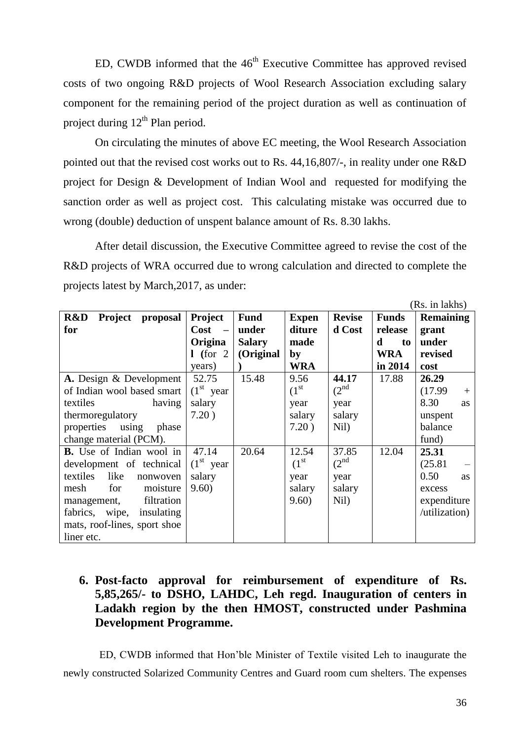ED, CWDB informed that the 46th Executive Committee has approved revised costs of two ongoing R&D projects of Wool Research Association excluding salary component for the remaining period of the project duration as well as continuation of project during 12th Plan period.

On circulating the minutes of above EC meeting, the Wool Research Association pointed out that the revised cost works out to Rs. 44,16,807/-, in reality under one R&D project for Design & Development of Indian Wool and requested for modifying the sanction order as well as project cost. This calculating mistake was occurred due to wrong (double) deduction of unspent balance amount of Rs. 8.30 lakhs.

After detail discussion, the Executive Committee agreed to revise the cost of the R&D projects of WRA occurred due to wrong calculation and directed to complete the projects latest by March,2017, as under:

(Rs. in lakhs)

| R&D Project proposal for | Project Cost – Original (for 2 years) | Fund under Salary (Original) | Expenditure made by WRA | Revised Cost | Funds released to WRA in 2014 | Remaining grant under revised cost |
|---|---|---|---|---|---|---|
| **A.** Design & Development of Indian wool based smart textiles having thermoregulatory properties using phase change material (PCM). | 52.75 (1st year salary 7.20 ) | 15.48 | 9.56 (1st year salary 7.20 ) | **44.17** (2nd year salary Nil) | 17.88 | **26.29** (17.99 + 8.30 as unspent balance fund) |
| **B.** Use of Indian wool in development of technical textiles like nonwoven mesh for moisture management, filtration fabrics, wipe, insulating mats, roof-lines, sport shoe liner etc. | 47.14 (1st year salary 9.60) | 20.64 | 12.54 (1st year salary 9.60) | 37.85 (2nd year salary Nil) | 12.04 | **25.31** (25.81 – 0.50 as excess expenditure /utilization) |

## 6. Post-facto approval for reimbursement of expenditure of Rs. 5,85,265/- to DSHO, LAHDC, Leh regd. Inauguration of centers in Ladakh region by the then HMOST, constructed under Pashmina Development Programme.

ED, CWDB informed that Hon'ble Minister of Textile visited Leh to inaugurate the newly constructed Solarized Community Centres and Guard room cum shelters. The expenses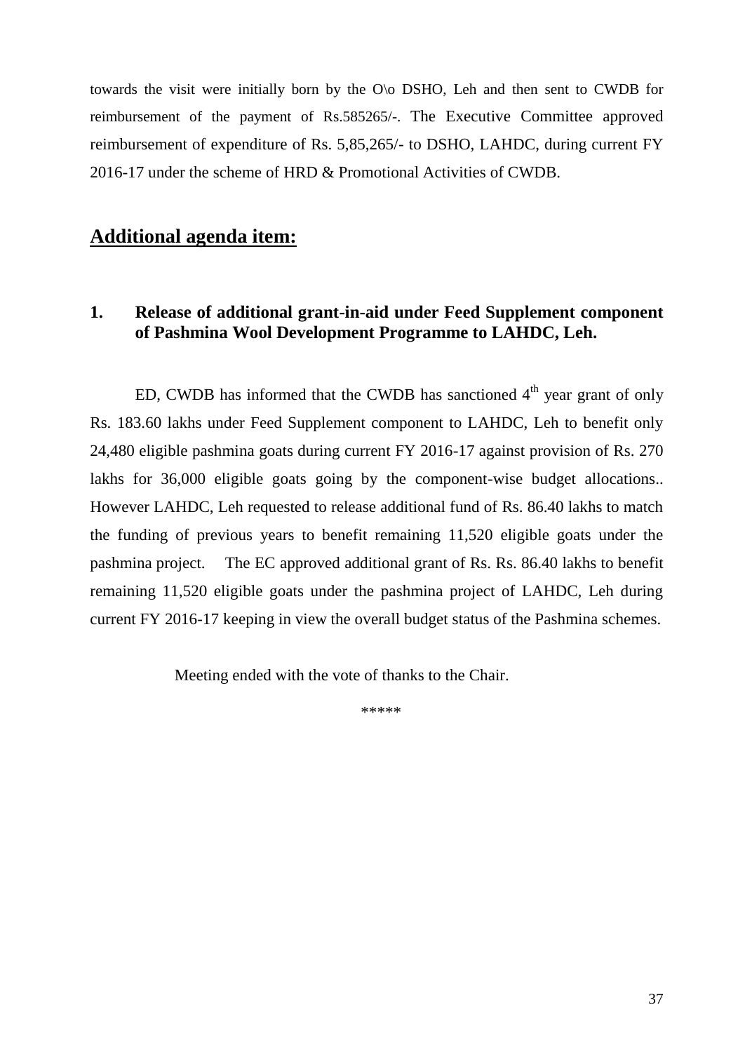towards the visit were initially born by the O\o DSHO, Leh and then sent to CWDB for reimbursement of the payment of Rs.585265/-. The Executive Committee approved reimbursement of expenditure of Rs. 5,85,265/- to DSHO, LAHDC, during current FY 2016-17 under the scheme of HRD & Promotional Activities of CWDB.

## Additional agenda item:

### 1. Release of additional grant-in-aid under Feed Supplement component of Pashmina Wool Development Programme to LAHDC, Leh.

ED, CWDB has informed that the CWDB has sanctioned 4th year grant of only Rs. 183.60 lakhs under Feed Supplement component to LAHDC, Leh to benefit only 24,480 eligible pashmina goats during current FY 2016-17 against provision of Rs. 270 lakhs for 36,000 eligible goats going by the component-wise budget allocations.. However LAHDC, Leh requested to release additional fund of Rs. 86.40 lakhs to match the funding of previous years to benefit remaining 11,520 eligible goats under the pashmina project. The EC approved additional grant of Rs. Rs. 86.40 lakhs to benefit remaining 11,520 eligible goats under the pashmina project of LAHDC, Leh during current FY 2016-17 keeping in view the overall budget status of the Pashmina schemes.

Meeting ended with the vote of thanks to the Chair.

*****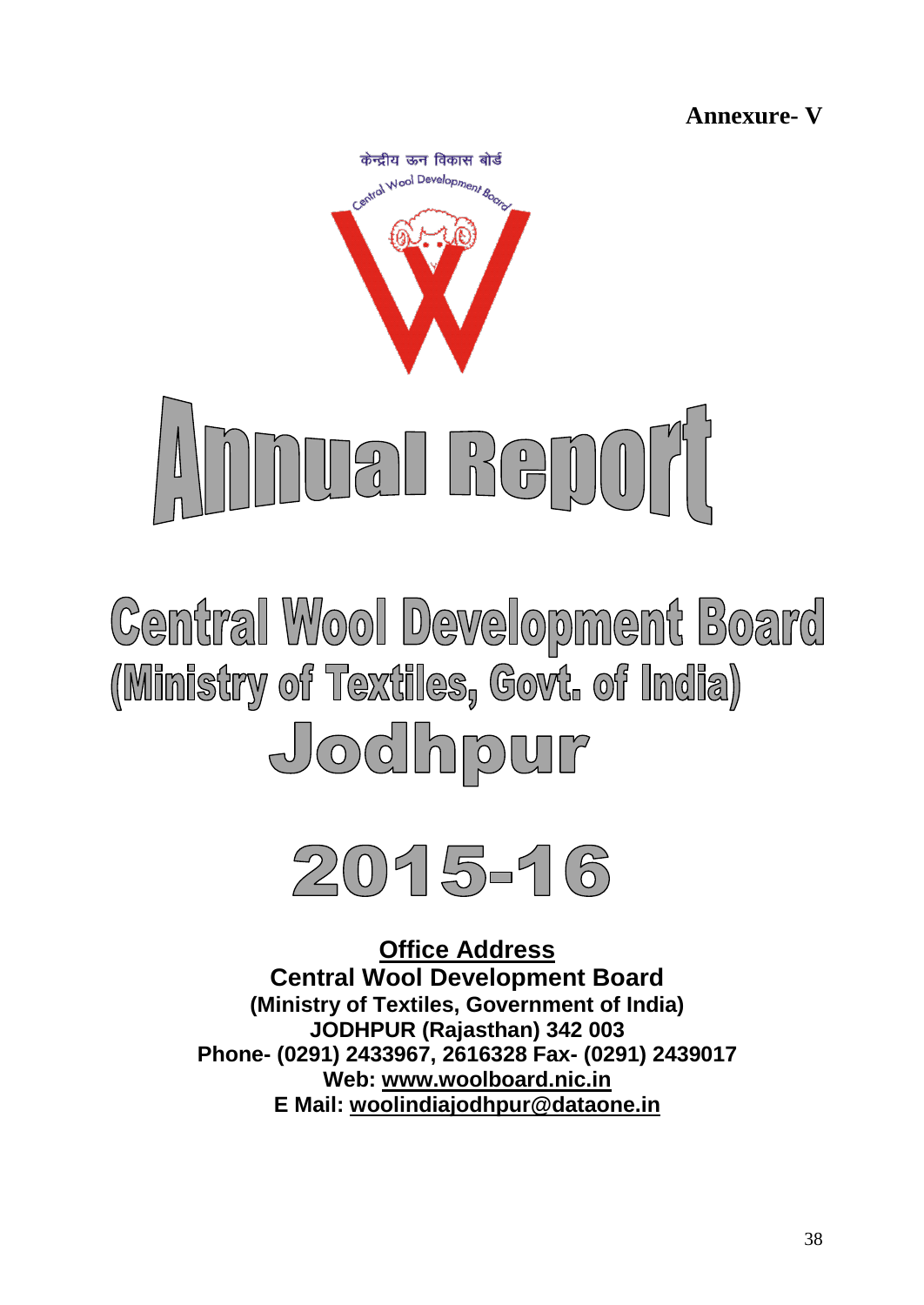**Annexure- V**

केन्द्रीय ऊन विकास बोर्ड

Central Wool Development Board

# Annual Report

## Central Wool Development Board
## (Ministry of Textiles, Govt. of India)
## Jodhpur

# 2015-16

**Office Address**

**Central Wool Development Board**
**(Ministry of Textiles, Government of India)**
**JODHPUR (Rajasthan) 342 003**
**Phone- (0291) 2433967, 2616328 Fax- (0291) 2439017**
**Web: www.woolboard.nic.in**
**E Mail: woolindiajodhpur@dataone.in**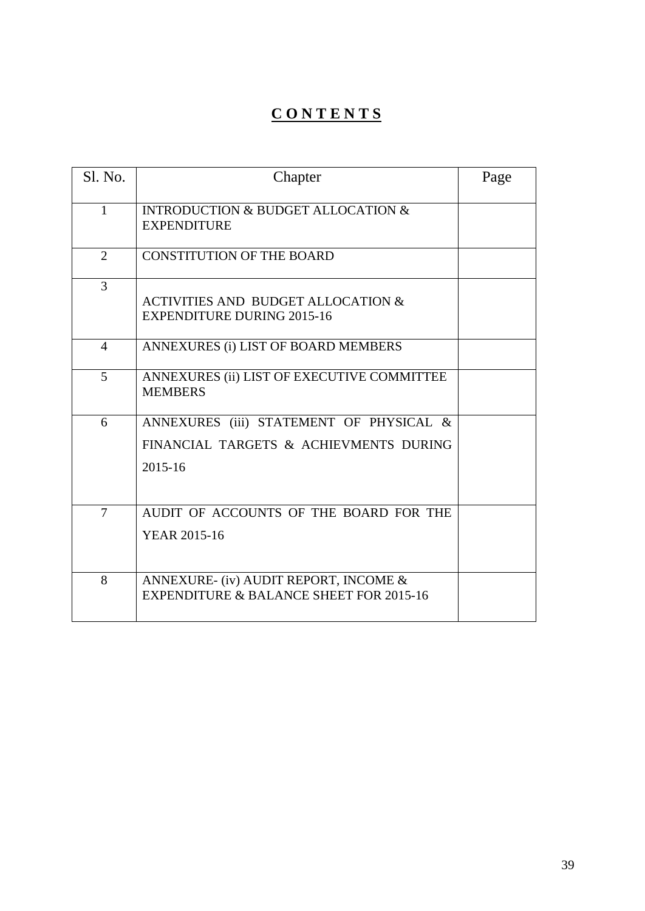# **CONTENTS**

| Sl. No. | Chapter | Page |
|---|---|---|
| 1 | INTRODUCTION & BUDGET ALLOCATION & EXPENDITURE | |
| 2 | CONSTITUTION OF THE BOARD | |
| 3 | ACTIVITIES AND BUDGET ALLOCATION & EXPENDITURE DURING 2015-16 | |
| 4 | ANNEXURES (i) LIST OF BOARD MEMBERS | |
| 5 | ANNEXURES (ii) LIST OF EXECUTIVE COMMITTEE MEMBERS | |
| 6 | ANNEXURES (iii) STATEMENT OF PHYSICAL & FINANCIAL TARGETS & ACHIEVMENTS DURING 2015-16 | |
| 7 | AUDIT OF ACCOUNTS OF THE BOARD FOR THE YEAR 2015-16 | |
| 8 | ANNEXURE- (iv) AUDIT REPORT, INCOME & EXPENDITURE & BALANCE SHEET FOR 2015-16 | |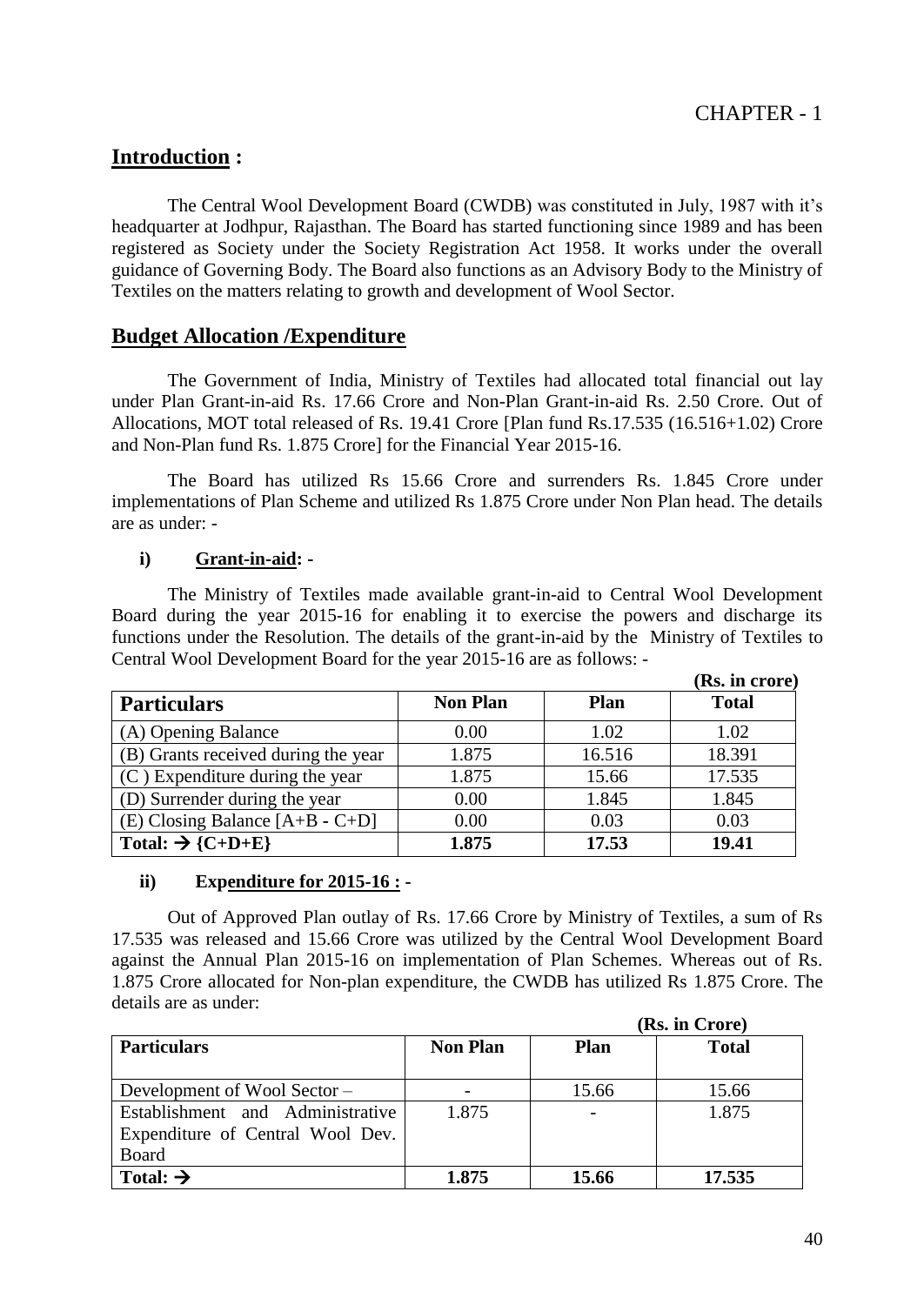CHAPTER - 1

## **Introduction :**

The Central Wool Development Board (CWDB) was constituted in July, 1987 with it's headquarter at Jodhpur, Rajasthan. The Board has started functioning since 1989 and has been registered as Society under the Society Registration Act 1958. It works under the overall guidance of Governing Body. The Board also functions as an Advisory Body to the Ministry of Textiles on the matters relating to growth and development of Wool Sector.

## **Budget Allocation /Expenditure**

The Government of India, Ministry of Textiles had allocated total financial out lay under Plan Grant-in-aid Rs. 17.66 Crore and Non-Plan Grant-in-aid Rs. 2.50 Crore. Out of Allocations, MOT total released of Rs. 19.41 Crore [Plan fund Rs.17.535 (16.516+1.02) Crore and Non-Plan fund Rs. 1.875 Crore] for the Financial Year 2015-16.

The Board has utilized Rs 15.66 Crore and surrenders Rs. 1.845 Crore under implementations of Plan Scheme and utilized Rs 1.875 Crore under Non Plan head. The details are as under: -

**i) Grant-in-aid: -**

The Ministry of Textiles made available grant-in-aid to Central Wool Development Board during the year 2015-16 for enabling it to exercise the powers and discharge its functions under the Resolution. The details of the grant-in-aid by the Ministry of Textiles to Central Wool Development Board for the year 2015-16 are as follows: -

**(Rs. in crore)**

| Particulars | Non Plan | Plan | Total |
|---|---|---|---|
| (A) Opening Balance | 0.00 | 1.02 | 1.02 |
| (B) Grants received during the year | 1.875 | 16.516 | 18.391 |
| (C ) Expenditure during the year | 1.875 | 15.66 | 17.535 |
| (D) Surrender during the year | 0.00 | 1.845 | 1.845 |
| (E) Closing Balance [A+B - C+D] | 0.00 | 0.03 | 0.03 |
| **Total: → {C+D+E}** | **1.875** | **17.53** | **19.41** |

**ii) Expenditure for 2015-16 : -**

Out of Approved Plan outlay of Rs. 17.66 Crore by Ministry of Textiles, a sum of Rs 17.535 was released and 15.66 Crore was utilized by the Central Wool Development Board against the Annual Plan 2015-16 on implementation of Plan Schemes. Whereas out of Rs. 1.875 Crore allocated for Non-plan expenditure, the CWDB has utilized Rs 1.875 Crore. The details are as under:

**(Rs. in Crore)**

| Particulars | Non Plan | Plan | Total |
|---|---|---|---|
| Development of Wool Sector – | - | 15.66 | 15.66 |
| Establishment and Administrative Expenditure of Central Wool Dev. Board | 1.875 | - | 1.875 |
| **Total: →** | **1.875** | **15.66** | **17.535** |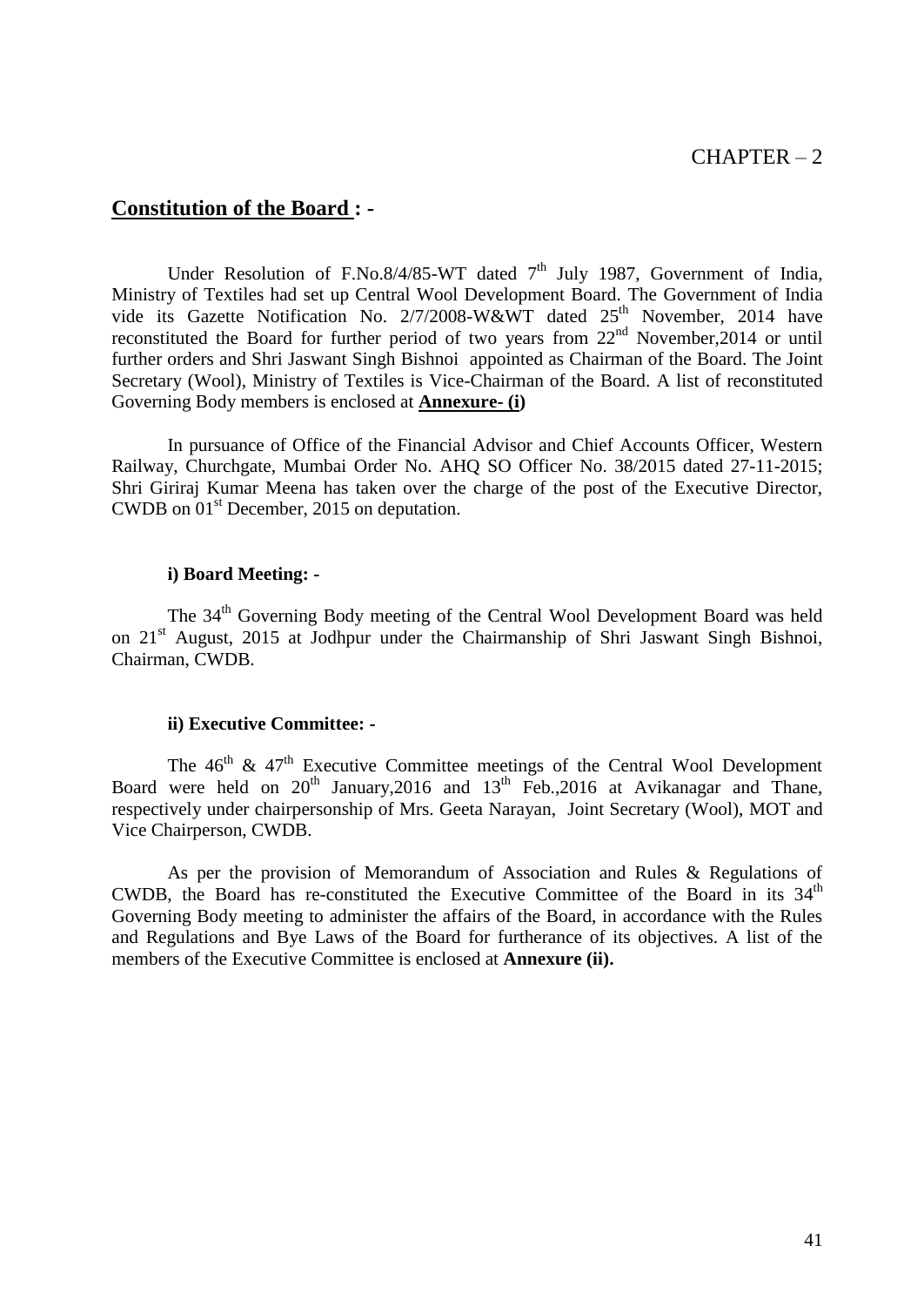# CHAPTER – 2

## Constitution of the Board : -

Under Resolution of F.No.8/4/85-WT dated 7th July 1987, Government of India, Ministry of Textiles had set up Central Wool Development Board. The Government of India vide its Gazette Notification No. 2/7/2008-W&WT dated 25th November, 2014 have reconstituted the Board for further period of two years from 22nd November,2014 or until further orders and Shri Jaswant Singh Bishnoi appointed as Chairman of the Board. The Joint Secretary (Wool), Ministry of Textiles is Vice-Chairman of the Board. A list of reconstituted Governing Body members is enclosed at **Annexure- (i)**

In pursuance of Office of the Financial Advisor and Chief Accounts Officer, Western Railway, Churchgate, Mumbai Order No. AHQ SO Officer No. 38/2015 dated 27-11-2015; Shri Giriraj Kumar Meena has taken over the charge of the post of the Executive Director, CWDB on 01st December, 2015 on deputation.

### i) Board Meeting: -

The 34th Governing Body meeting of the Central Wool Development Board was held on 21st August, 2015 at Jodhpur under the Chairmanship of Shri Jaswant Singh Bishnoi, Chairman, CWDB.

### ii) Executive Committee: -

The 46th & 47th Executive Committee meetings of the Central Wool Development Board were held on 20th January,2016 and 13th Feb.,2016 at Avikanagar and Thane, respectively under chairpersonship of Mrs. Geeta Narayan, Joint Secretary (Wool), MOT and Vice Chairperson, CWDB.

As per the provision of Memorandum of Association and Rules & Regulations of CWDB, the Board has re-constituted the Executive Committee of the Board in its 34th Governing Body meeting to administer the affairs of the Board, in accordance with the Rules and Regulations and Bye Laws of the Board for furtherance of its objectives. A list of the members of the Executive Committee is enclosed at **Annexure (ii).**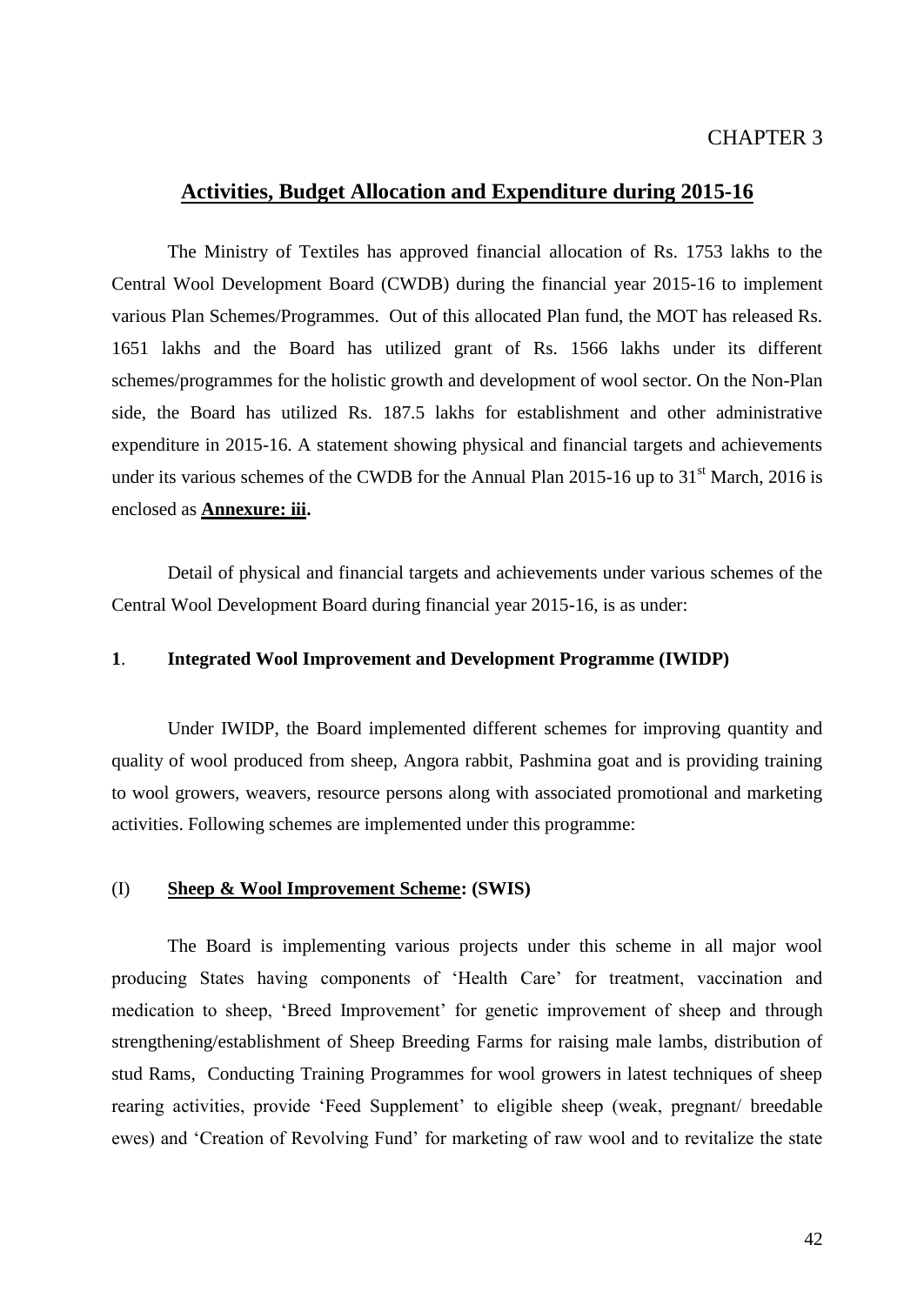CHAPTER 3

## Activities, Budget Allocation and Expenditure during 2015-16

The Ministry of Textiles has approved financial allocation of Rs. 1753 lakhs to the Central Wool Development Board (CWDB) during the financial year 2015-16 to implement various Plan Schemes/Programmes. Out of this allocated Plan fund, the MOT has released Rs. 1651 lakhs and the Board has utilized grant of Rs. 1566 lakhs under its different schemes/programmes for the holistic growth and development of wool sector. On the Non-Plan side, the Board has utilized Rs. 187.5 lakhs for establishment and other administrative expenditure in 2015-16. A statement showing physical and financial targets and achievements under its various schemes of the CWDB for the Annual Plan 2015-16 up to 31st March, 2016 is enclosed as **Annexure: iii.**

Detail of physical and financial targets and achievements under various schemes of the Central Wool Development Board during financial year 2015-16, is as under:

### 1. Integrated Wool Improvement and Development Programme (IWIDP)

Under IWIDP, the Board implemented different schemes for improving quantity and quality of wool produced from sheep, Angora rabbit, Pashmina goat and is providing training to wool growers, weavers, resource persons along with associated promotional and marketing activities. Following schemes are implemented under this programme:

#### (I) Sheep & Wool Improvement Scheme: (SWIS)

The Board is implementing various projects under this scheme in all major wool producing States having components of 'Health Care' for treatment, vaccination and medication to sheep, 'Breed Improvement' for genetic improvement of sheep and through strengthening/establishment of Sheep Breeding Farms for raising male lambs, distribution of stud Rams, Conducting Training Programmes for wool growers in latest techniques of sheep rearing activities, provide 'Feed Supplement' to eligible sheep (weak, pregnant/ breedable ewes) and 'Creation of Revolving Fund' for marketing of raw wool and to revitalize the state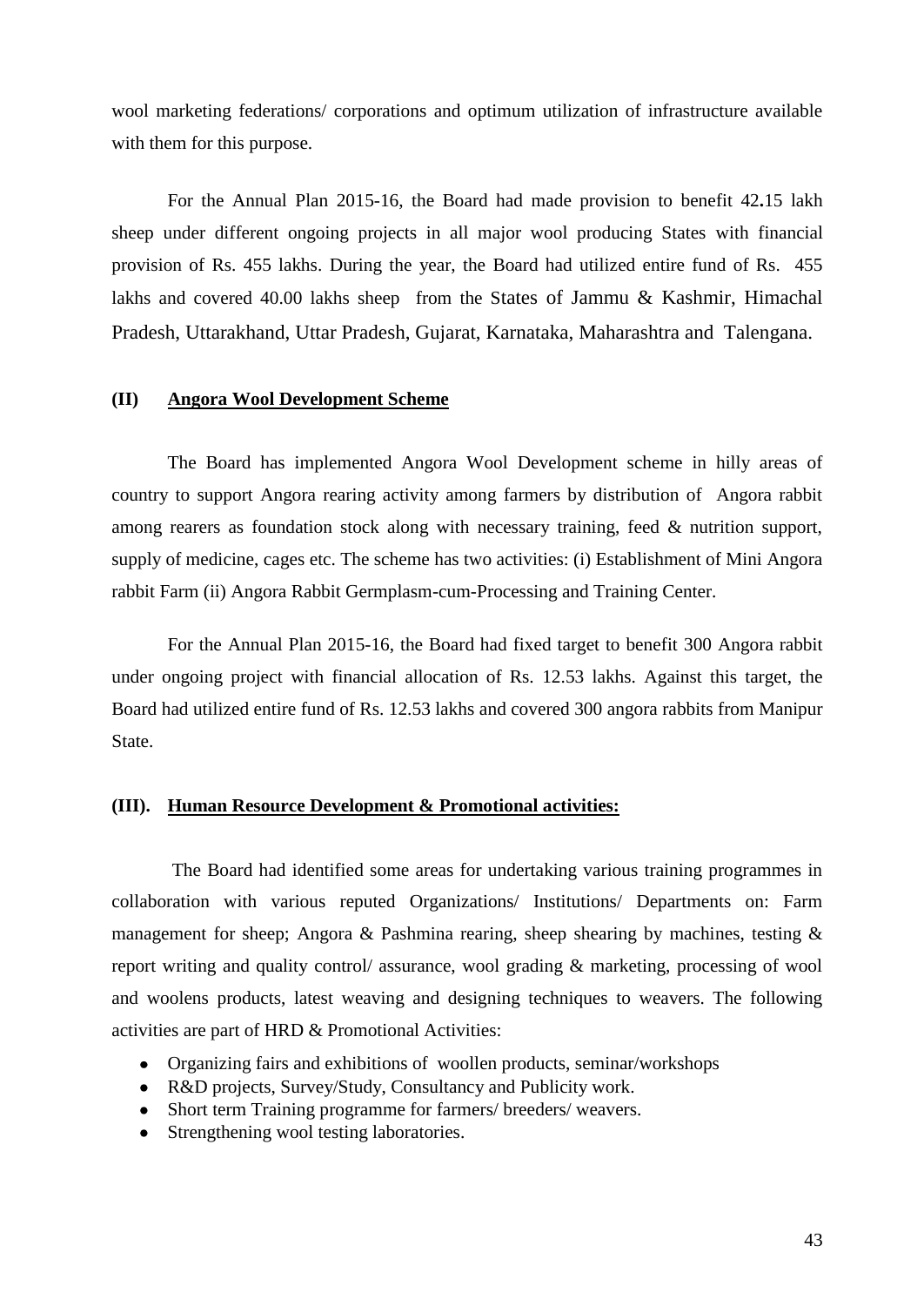wool marketing federations/ corporations and optimum utilization of infrastructure available with them for this purpose.

For the Annual Plan 2015-16, the Board had made provision to benefit 42.15 lakh sheep under different ongoing projects in all major wool producing States with financial provision of Rs. 455 lakhs. During the year, the Board had utilized entire fund of Rs. 455 lakhs and covered 40.00 lakhs sheep from the States of Jammu & Kashmir, Himachal Pradesh, Uttarakhand, Uttar Pradesh, Gujarat, Karnataka, Maharashtra and Talengana.

### (II) Angora Wool Development Scheme

The Board has implemented Angora Wool Development scheme in hilly areas of country to support Angora rearing activity among farmers by distribution of Angora rabbit among rearers as foundation stock along with necessary training, feed & nutrition support, supply of medicine, cages etc. The scheme has two activities: (i) Establishment of Mini Angora rabbit Farm (ii) Angora Rabbit Germplasm-cum-Processing and Training Center.

For the Annual Plan 2015-16, the Board had fixed target to benefit 300 Angora rabbit under ongoing project with financial allocation of Rs. 12.53 lakhs. Against this target, the Board had utilized entire fund of Rs. 12.53 lakhs and covered 300 angora rabbits from Manipur State.

### (III). Human Resource Development & Promotional activities:

The Board had identified some areas for undertaking various training programmes in collaboration with various reputed Organizations/ Institutions/ Departments on: Farm management for sheep; Angora & Pashmina rearing, sheep shearing by machines, testing & report writing and quality control/ assurance, wool grading & marketing, processing of wool and woolens products, latest weaving and designing techniques to weavers. The following activities are part of HRD & Promotional Activities:

- Organizing fairs and exhibitions of woollen products, seminar/workshops
- R&D projects, Survey/Study, Consultancy and Publicity work.
- Short term Training programme for farmers/ breeders/ weavers.
- Strengthening wool testing laboratories.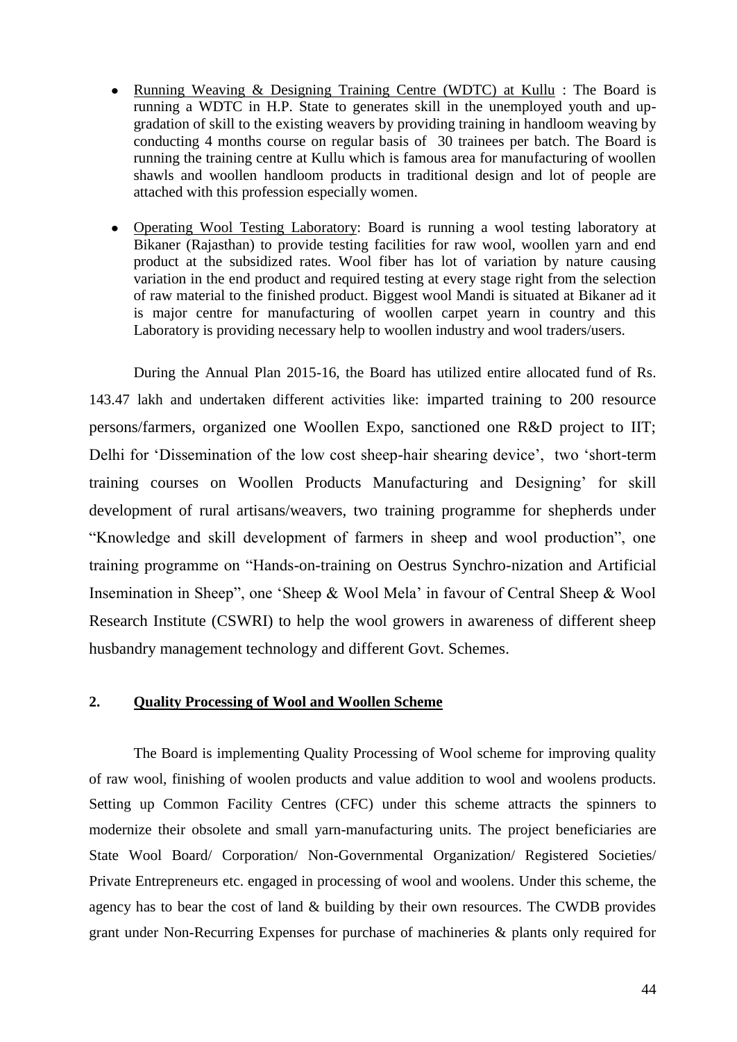- Running Weaving & Designing Training Centre (WDTC) at Kullu : The Board is running a WDTC in H.P. State to generates skill in the unemployed youth and up-gradation of skill to the existing weavers by providing training in handloom weaving by conducting 4 months course on regular basis of 30 trainees per batch. The Board is running the training centre at Kullu which is famous area for manufacturing of woollen shawls and woollen handloom products in traditional design and lot of people are attached with this profession especially women.

- Operating Wool Testing Laboratory: Board is running a wool testing laboratory at Bikaner (Rajasthan) to provide testing facilities for raw wool, woollen yarn and end product at the subsidized rates. Wool fiber has lot of variation by nature causing variation in the end product and required testing at every stage right from the selection of raw material to the finished product. Biggest wool Mandi is situated at Bikaner ad it is major centre for manufacturing of woollen carpet yearn in country and this Laboratory is providing necessary help to woollen industry and wool traders/users.

During the Annual Plan 2015-16, the Board has utilized entire allocated fund of Rs. 143.47 lakh and undertaken different activities like: imparted training to 200 resource persons/farmers, organized one Woollen Expo, sanctioned one R&D project to IIT; Delhi for 'Dissemination of the low cost sheep-hair shearing device', two 'short-term training courses on Woollen Products Manufacturing and Designing' for skill development of rural artisans/weavers, two training programme for shepherds under "Knowledge and skill development of farmers in sheep and wool production", one training programme on "Hands-on-training on Oestrus Synchro-nization and Artificial Insemination in Sheep", one 'Sheep & Wool Mela' in favour of Central Sheep & Wool Research Institute (CSWRI) to help the wool growers in awareness of different sheep husbandry management technology and different Govt. Schemes.

## 2. Quality Processing of Wool and Woollen Scheme

The Board is implementing Quality Processing of Wool scheme for improving quality of raw wool, finishing of woolen products and value addition to wool and woolens products. Setting up Common Facility Centres (CFC) under this scheme attracts the spinners to modernize their obsolete and small yarn-manufacturing units. The project beneficiaries are State Wool Board/ Corporation/ Non-Governmental Organization/ Registered Societies/ Private Entrepreneurs etc. engaged in processing of wool and woolens. Under this scheme, the agency has to bear the cost of land & building by their own resources. The CWDB provides grant under Non-Recurring Expenses for purchase of machineries & plants only required for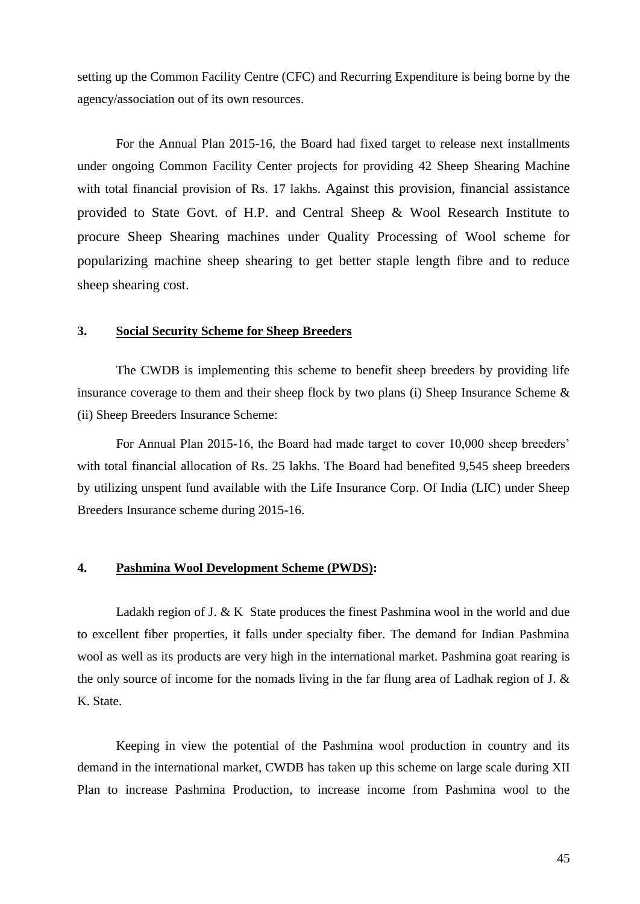setting up the Common Facility Centre (CFC) and Recurring Expenditure is being borne by the agency/association out of its own resources.

For the Annual Plan 2015-16, the Board had fixed target to release next installments under ongoing Common Facility Center projects for providing 42 Sheep Shearing Machine with total financial provision of Rs. 17 lakhs. Against this provision, financial assistance provided to State Govt. of H.P. and Central Sheep & Wool Research Institute to procure Sheep Shearing machines under Quality Processing of Wool scheme for popularizing machine sheep shearing to get better staple length fibre and to reduce sheep shearing cost.

## 3. Social Security Scheme for Sheep Breeders

The CWDB is implementing this scheme to benefit sheep breeders by providing life insurance coverage to them and their sheep flock by two plans (i) Sheep Insurance Scheme & (ii) Sheep Breeders Insurance Scheme:

For Annual Plan 2015-16, the Board had made target to cover 10,000 sheep breeders' with total financial allocation of Rs. 25 lakhs. The Board had benefited 9,545 sheep breeders by utilizing unspent fund available with the Life Insurance Corp. Of India (LIC) under Sheep Breeders Insurance scheme during 2015-16.

## 4. Pashmina Wool Development Scheme (PWDS):

Ladakh region of J. & K State produces the finest Pashmina wool in the world and due to excellent fiber properties, it falls under specialty fiber. The demand for Indian Pashmina wool as well as its products are very high in the international market. Pashmina goat rearing is the only source of income for the nomads living in the far flung area of Ladhak region of J. & K. State.

Keeping in view the potential of the Pashmina wool production in country and its demand in the international market, CWDB has taken up this scheme on large scale during XII Plan to increase Pashmina Production, to increase income from Pashmina wool to the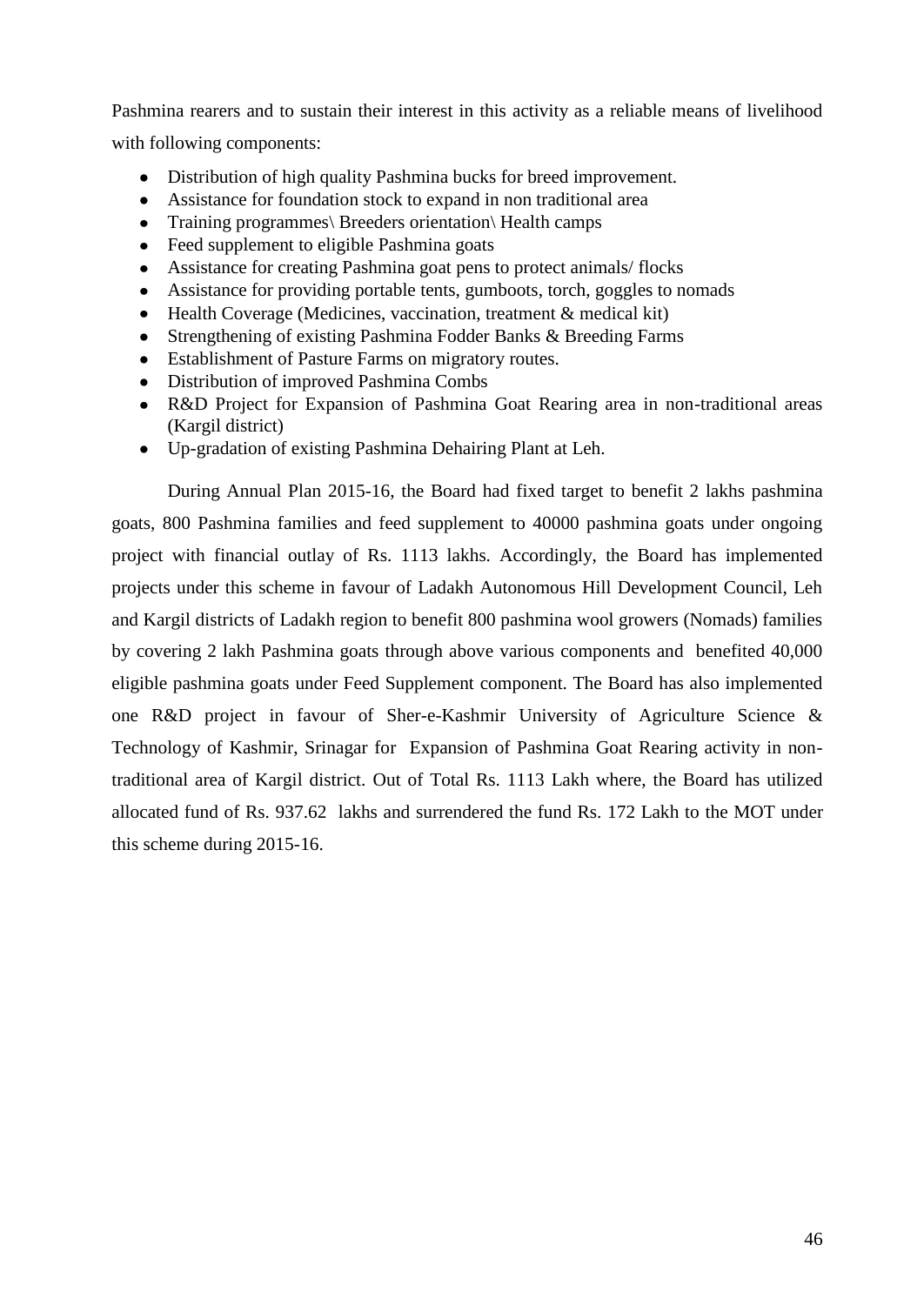Pashmina rearers and to sustain their interest in this activity as a reliable means of livelihood with following components:

- Distribution of high quality Pashmina bucks for breed improvement.
- Assistance for foundation stock to expand in non traditional area
- Training programmes\ Breeders orientation\ Health camps
- Feed supplement to eligible Pashmina goats
- Assistance for creating Pashmina goat pens to protect animals/ flocks
- Assistance for providing portable tents, gumboots, torch, goggles to nomads
- Health Coverage (Medicines, vaccination, treatment & medical kit)
- Strengthening of existing Pashmina Fodder Banks & Breeding Farms
- Establishment of Pasture Farms on migratory routes.
- Distribution of improved Pashmina Combs
- R&D Project for Expansion of Pashmina Goat Rearing area in non-traditional areas (Kargil district)
- Up-gradation of existing Pashmina Dehairing Plant at Leh.

During Annual Plan 2015-16, the Board had fixed target to benefit 2 lakhs pashmina goats, 800 Pashmina families and feed supplement to 40000 pashmina goats under ongoing project with financial outlay of Rs. 1113 lakhs. Accordingly, the Board has implemented projects under this scheme in favour of Ladakh Autonomous Hill Development Council, Leh and Kargil districts of Ladakh region to benefit 800 pashmina wool growers (Nomads) families by covering 2 lakh Pashmina goats through above various components and benefited 40,000 eligible pashmina goats under Feed Supplement component. The Board has also implemented one R&D project in favour of Sher-e-Kashmir University of Agriculture Science & Technology of Kashmir, Srinagar for Expansion of Pashmina Goat Rearing activity in non-traditional area of Kargil district. Out of Total Rs. 1113 Lakh where, the Board has utilized allocated fund of Rs. 937.62 lakhs and surrendered the fund Rs. 172 Lakh to the MOT under this scheme during 2015-16.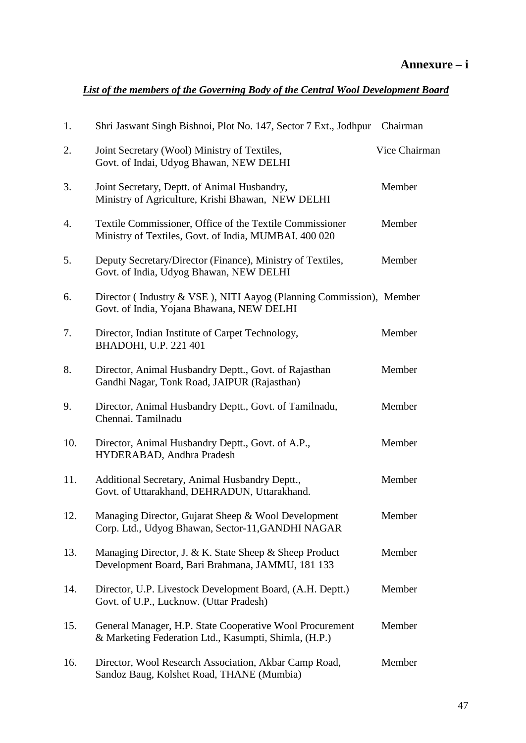**Annexure – i**

***List of the members of the Governing Body of the Central Wool Development Board***

| No. | Name / Designation | Position |
|---|---|---|
| 1. | Shri Jaswant Singh Bishnoi, Plot No. 147, Sector 7 Ext., Jodhpur | Chairman |
| 2. | Joint Secretary (Wool) Ministry of Textiles, Govt. of Indai, Udyog Bhawan, NEW DELHI | Vice Chairman |
| 3. | Joint Secretary, Deptt. of Animal Husbandry, Ministry of Agriculture, Krishi Bhawan, NEW DELHI | Member |
| 4. | Textile Commissioner, Office of the Textile Commissioner Ministry of Textiles, Govt. of India, MUMBAI. 400 020 | Member |
| 5. | Deputy Secretary/Director (Finance), Ministry of Textiles, Govt. of India, Udyog Bhawan, NEW DELHI | Member |
| 6. | Director ( Industry & VSE ), NITI Aayog (Planning Commission), Govt. of India, Yojana Bhawana, NEW DELHI | Member |
| 7. | Director, Indian Institute of Carpet Technology, BHADOHI, U.P. 221 401 | Member |
| 8. | Director, Animal Husbandry Deptt., Govt. of Rajasthan Gandhi Nagar, Tonk Road, JAIPUR (Rajasthan) | Member |
| 9. | Director, Animal Husbandry Deptt., Govt. of Tamilnadu, Chennai. Tamilnadu | Member |
| 10. | Director, Animal Husbandry Deptt., Govt. of A.P., HYDERABAD, Andhra Pradesh | Member |
| 11. | Additional Secretary, Animal Husbandry Deptt., Govt. of Uttarakhand, DEHRADUN, Uttarakhand. | Member |
| 12. | Managing Director, Gujarat Sheep & Wool Development Corp. Ltd., Udyog Bhawan, Sector-11,GANDHI NAGAR | Member |
| 13. | Managing Director, J. & K. State Sheep & Sheep Product Development Board, Bari Brahmana, JAMMU, 181 133 | Member |
| 14. | Director, U.P. Livestock Development Board, (A.H. Deptt.) Govt. of U.P., Lucknow. (Uttar Pradesh) | Member |
| 15. | General Manager, H.P. State Cooperative Wool Procurement & Marketing Federation Ltd., Kasumpti, Shimla, (H.P.) | Member |
| 16. | Director, Wool Research Association, Akbar Camp Road, Sandoz Baug, Kolshet Road, THANE (Mumbia) | Member |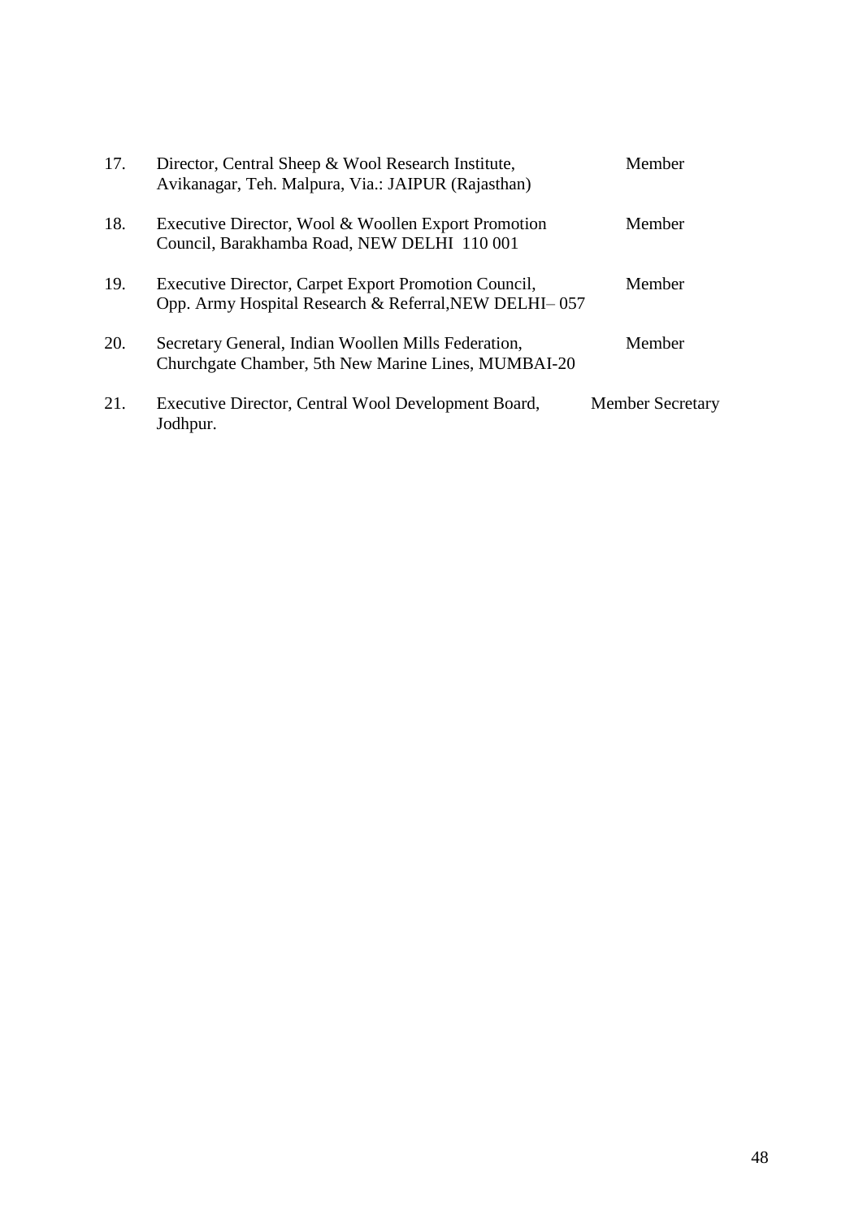| | | |
|---|---|---|
| 17. | Director, Central Sheep & Wool Research Institute, Avikanagar, Teh. Malpura, Via.: JAIPUR (Rajasthan) | Member |
| 18. | Executive Director, Wool & Woollen Export Promotion Council, Barakhamba Road, NEW DELHI 110 001 | Member |
| 19. | Executive Director, Carpet Export Promotion Council, Opp. Army Hospital Research & Referral,NEW DELHI– 057 | Member |
| 20. | Secretary General, Indian Woollen Mills Federation, Churchgate Chamber, 5th New Marine Lines, MUMBAI-20 | Member |
| 21. | Executive Director, Central Wool Development Board, Jodhpur. | Member Secretary |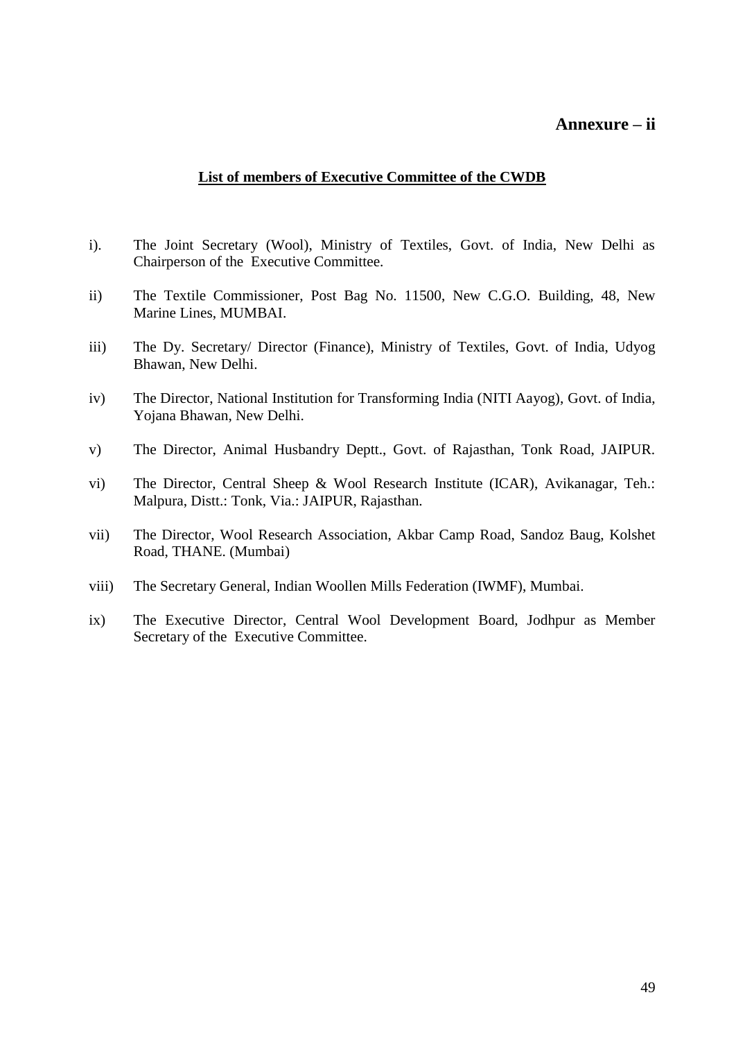**Annexure – ii**

**List of members of Executive Committee of the CWDB**

i). The Joint Secretary (Wool), Ministry of Textiles, Govt. of India, New Delhi as Chairperson of the Executive Committee.

ii) The Textile Commissioner, Post Bag No. 11500, New C.G.O. Building, 48, New Marine Lines, MUMBAI.

iii) The Dy. Secretary/ Director (Finance), Ministry of Textiles, Govt. of India, Udyog Bhawan, New Delhi.

iv) The Director, National Institution for Transforming India (NITI Aayog), Govt. of India, Yojana Bhawan, New Delhi.

v) The Director, Animal Husbandry Deptt., Govt. of Rajasthan, Tonk Road, JAIPUR.

vi) The Director, Central Sheep & Wool Research Institute (ICAR), Avikanagar, Teh.: Malpura, Distt.: Tonk, Via.: JAIPUR, Rajasthan.

vii) The Director, Wool Research Association, Akbar Camp Road, Sandoz Baug, Kolshet Road, THANE. (Mumbai)

viii) The Secretary General, Indian Woollen Mills Federation (IWMF), Mumbai.

ix) The Executive Director, Central Wool Development Board, Jodhpur as Member Secretary of the Executive Committee.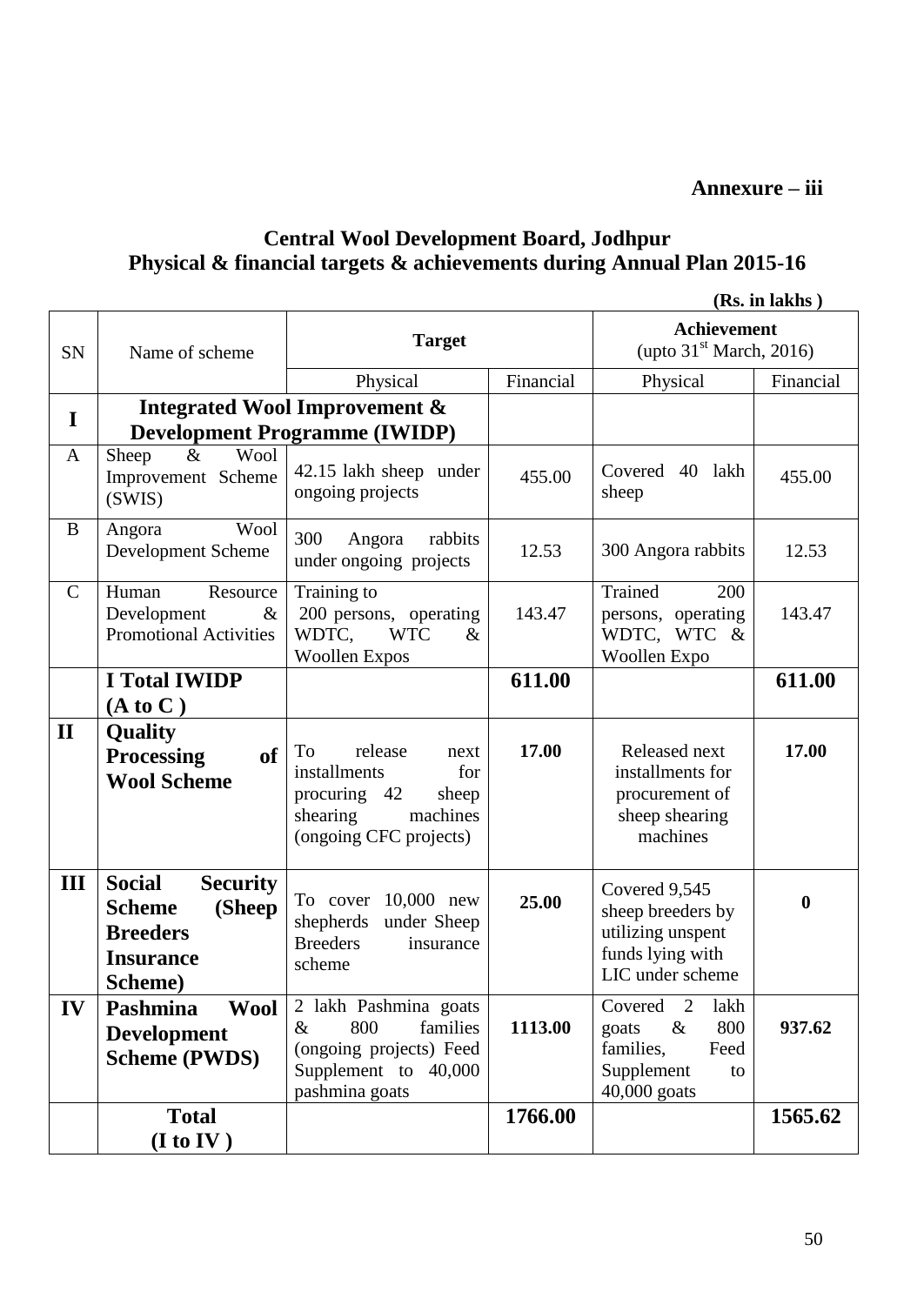**Annexure – iii**

## Central Wool Development Board, Jodhpur
## Physical & financial targets & achievements during Annual Plan 2015-16

**(Rs. in lakhs )**

| SN | Name of scheme | Target | | Achievement (upto 31st March, 2016) | |
|---|---|---|---|---|---|
| | | Physical | Financial | Physical | Financial |
| **I** | **Integrated Wool Improvement & Development Programme (IWIDP)** | | | | |
| A | Sheep & Wool Improvement Scheme (SWIS) | 42.15 lakh sheep under ongoing projects | 455.00 | Covered 40 lakh sheep | 455.00 |
| B | Angora Wool Development Scheme | 300 Angora rabbits under ongoing projects | 12.53 | 300 Angora rabbits | 12.53 |
| C | Human Resource Development & Promotional Activities | Training to 200 persons, operating WDTC, WTC & Woollen Expos | 143.47 | Trained 200 persons, operating WDTC, WTC & Woollen Expo | 143.47 |
| | **I Total IWIDP (A to C )** | | **611.00** | | **611.00** |
| **II** | **Quality Processing of Wool Scheme** | To release next installments for procuring 42 sheep shearing machines (ongoing CFC projects) | **17.00** | Released next installments for procurement of sheep shearing machines | **17.00** |
| **III** | **Social Security Scheme (Sheep Breeders Insurance Scheme)** | To cover 10,000 new shepherds under Sheep Breeders insurance scheme | **25.00** | Covered 9,545 sheep breeders by utilizing unspent funds lying with LIC under scheme | **0** |
| **IV** | **Pashmina Wool Development Scheme (PWDS)** | 2 lakh Pashmina goats & 800 families (ongoing projects) Feed Supplement to 40,000 pashmina goats | **1113.00** | Covered 2 lakh goats & 800 families, Feed Supplement to 40,000 goats | **937.62** |
| | **Total (I to IV )** | | **1766.00** | | **1565.62** |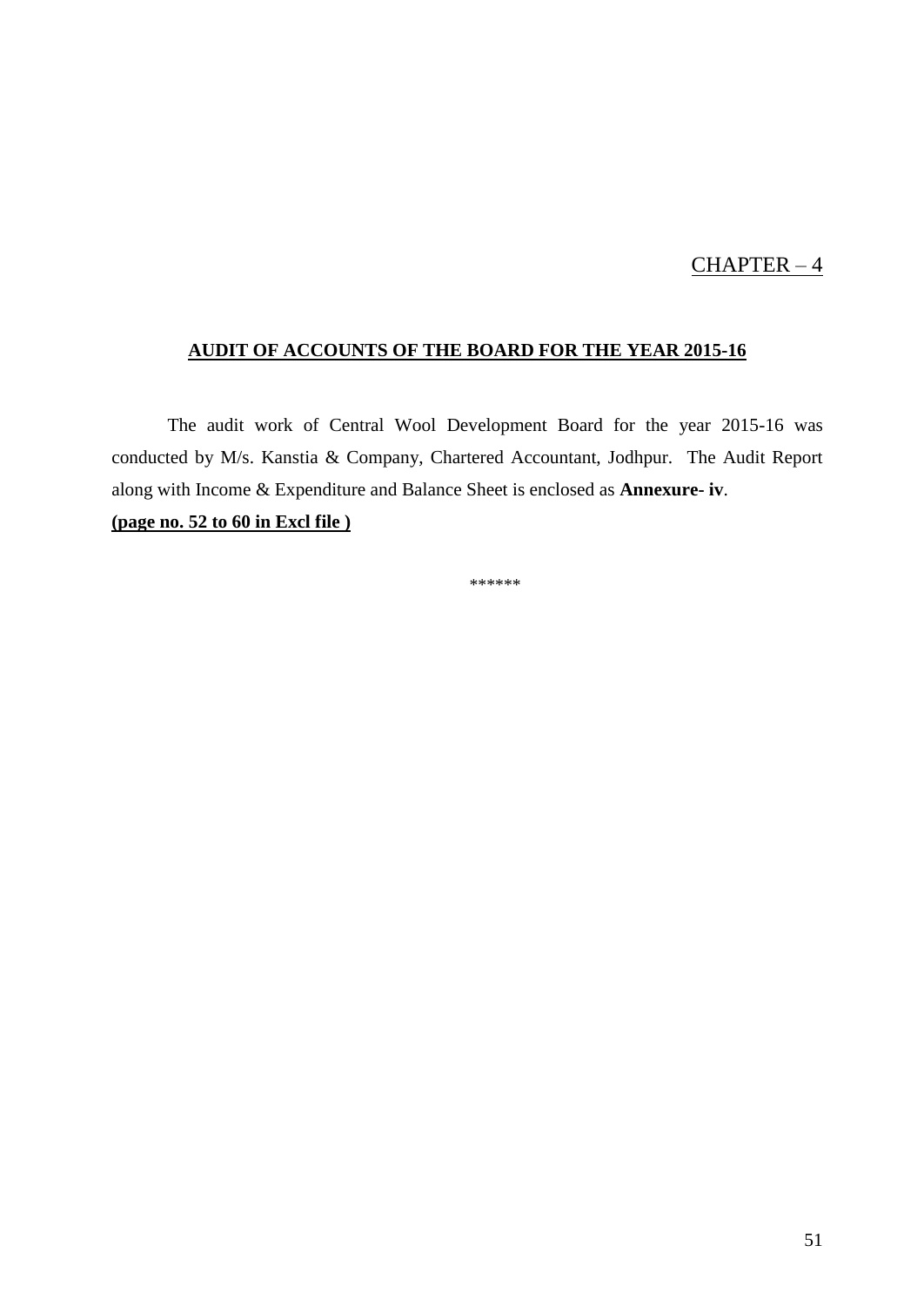CHAPTER – 4

## AUDIT OF ACCOUNTS OF THE BOARD FOR THE YEAR 2015-16

The audit work of Central Wool Development Board for the year 2015-16 was conducted by M/s. Kanstia & Company, Chartered Accountant, Jodhpur. The Audit Report along with Income & Expenditure and Balance Sheet is enclosed as **Annexure- iv**.

**(page no. 52 to 60 in Excl file )**

******